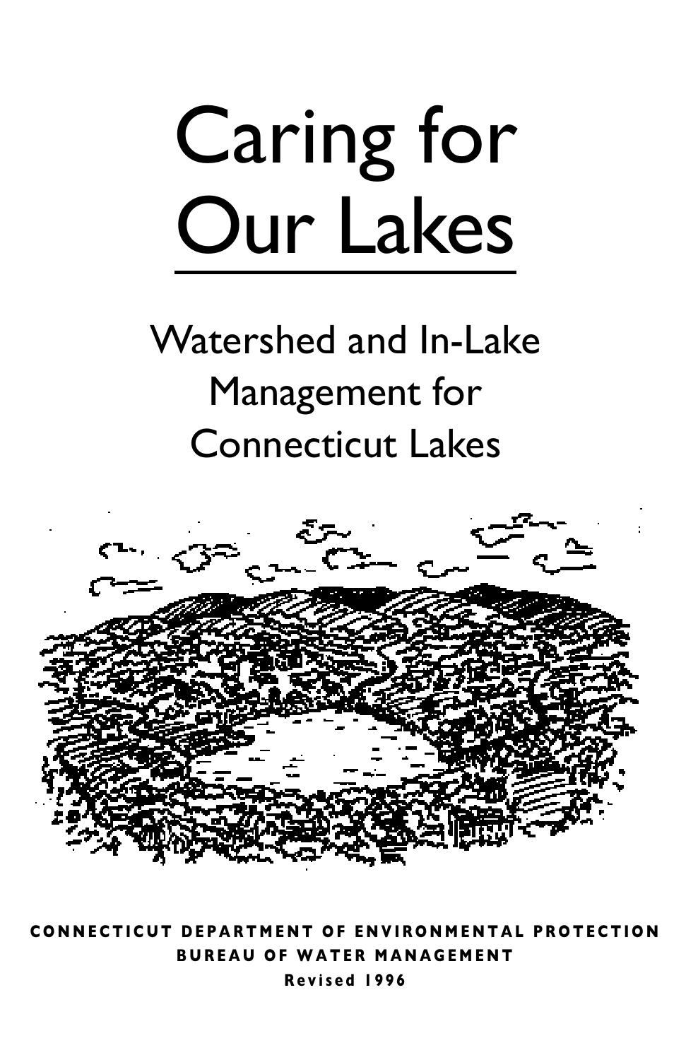# Caring for Our Lakes

## Watershed and In-Lake Management for Connecticut Lakes

**CONNECTICUT DEPARTMENT OF ENVIRONMENTAL PROTECTION**

**BUREAU OF WATER MANAGEMENT**

**Revised 1996**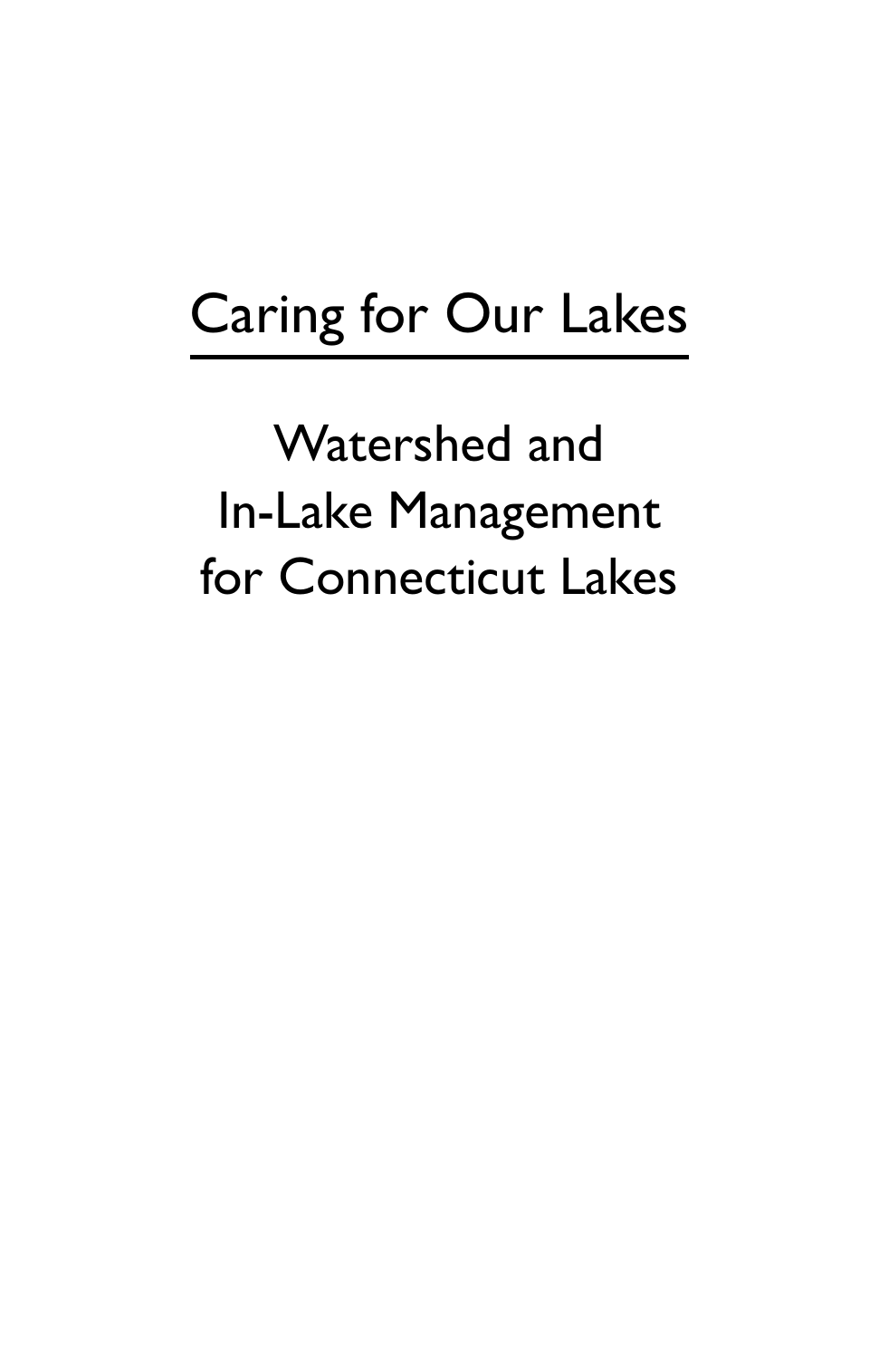# Caring for Our Lakes

## Watershed and In-Lake Management for Connecticut Lakes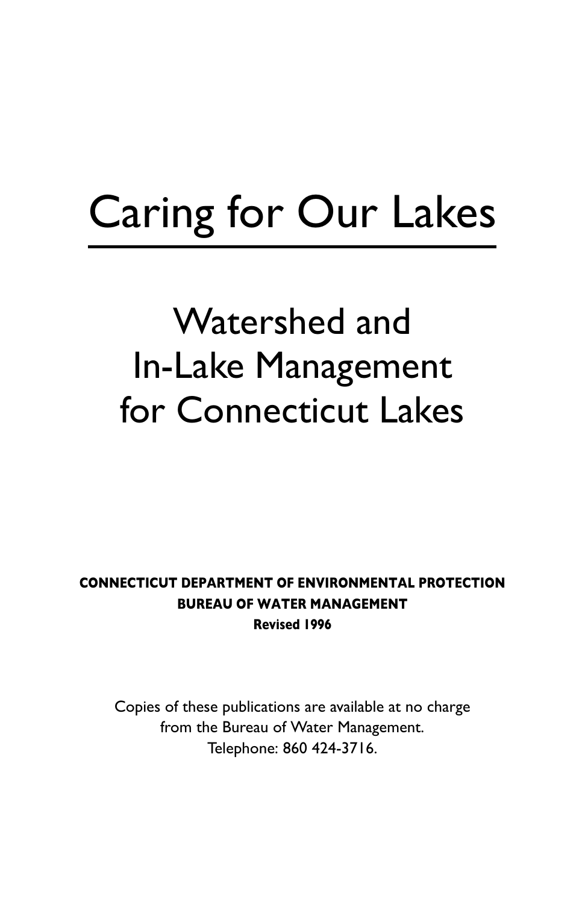# Caring for Our Lakes

## Watershed and In-Lake Management for Connecticut Lakes

**CONNECTICUT DEPARTMENT OF ENVIRONMENTAL PROTECTION**
**BUREAU OF WATER MANAGEMENT**
**Revised 1996**

Copies of these publications are available at no charge from the Bureau of Water Management. Telephone: 860 424-3716.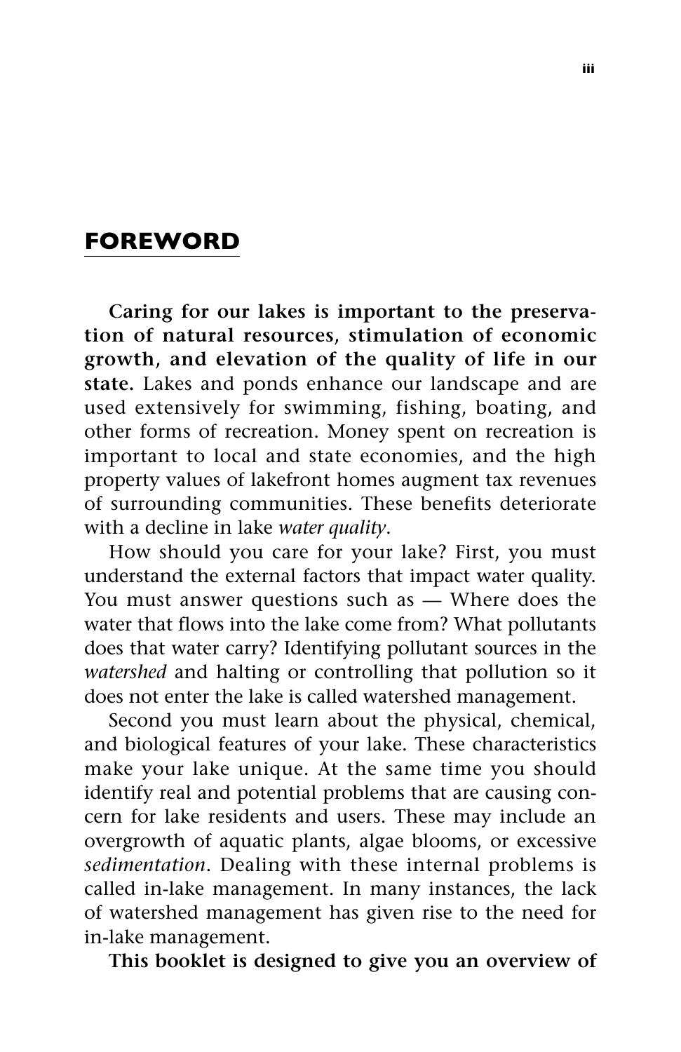## FOREWORD

**Caring for our lakes is important to the preservation of natural resources, stimulation of economic growth, and elevation of the quality of life in our state.** Lakes and ponds enhance our landscape and are used extensively for swimming, fishing, boating, and other forms of recreation. Money spent on recreation is important to local and state economies, and the high property values of lakefront homes augment tax revenues of surrounding communities. These benefits deteriorate with a decline in lake *water quality*.

How should you care for your lake? First, you must understand the external factors that impact water quality. You must answer questions such as — Where does the water that flows into the lake come from? What pollutants does that water carry? Identifying pollutant sources in the *watershed* and halting or controlling that pollution so it does not enter the lake is called watershed management.

Second you must learn about the physical, chemical, and biological features of your lake. These characteristics make your lake unique. At the same time you should identify real and potential problems that are causing concern for lake residents and users. These may include an overgrowth of aquatic plants, algae blooms, or excessive *sedimentation*. Dealing with these internal problems is called in-lake management. In many instances, the lack of watershed management has given rise to the need for in-lake management.

**This booklet is designed to give you an overview of**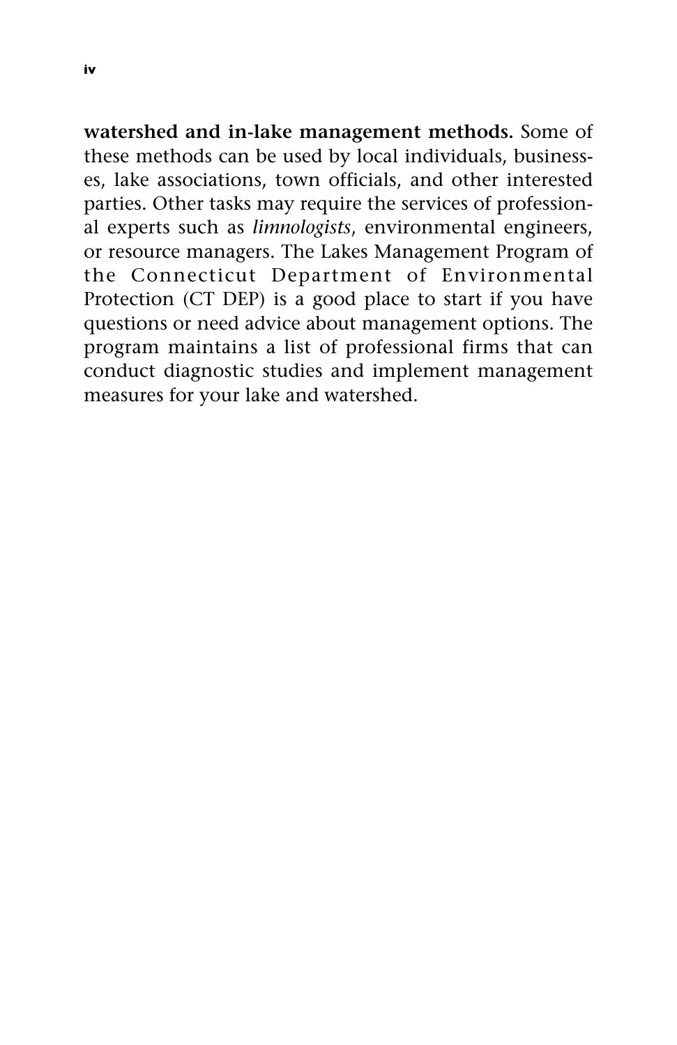**watershed and in-lake management methods.** Some of these methods can be used by local individuals, businesses, lake associations, town officials, and other interested parties. Other tasks may require the services of professional experts such as *limnologists*, environmental engineers, or resource managers. The Lakes Management Program of the Connecticut Department of Environmental Protection (CT DEP) is a good place to start if you have questions or need advice about management options. The program maintains a list of professional firms that can conduct diagnostic studies and implement management measures for your lake and watershed.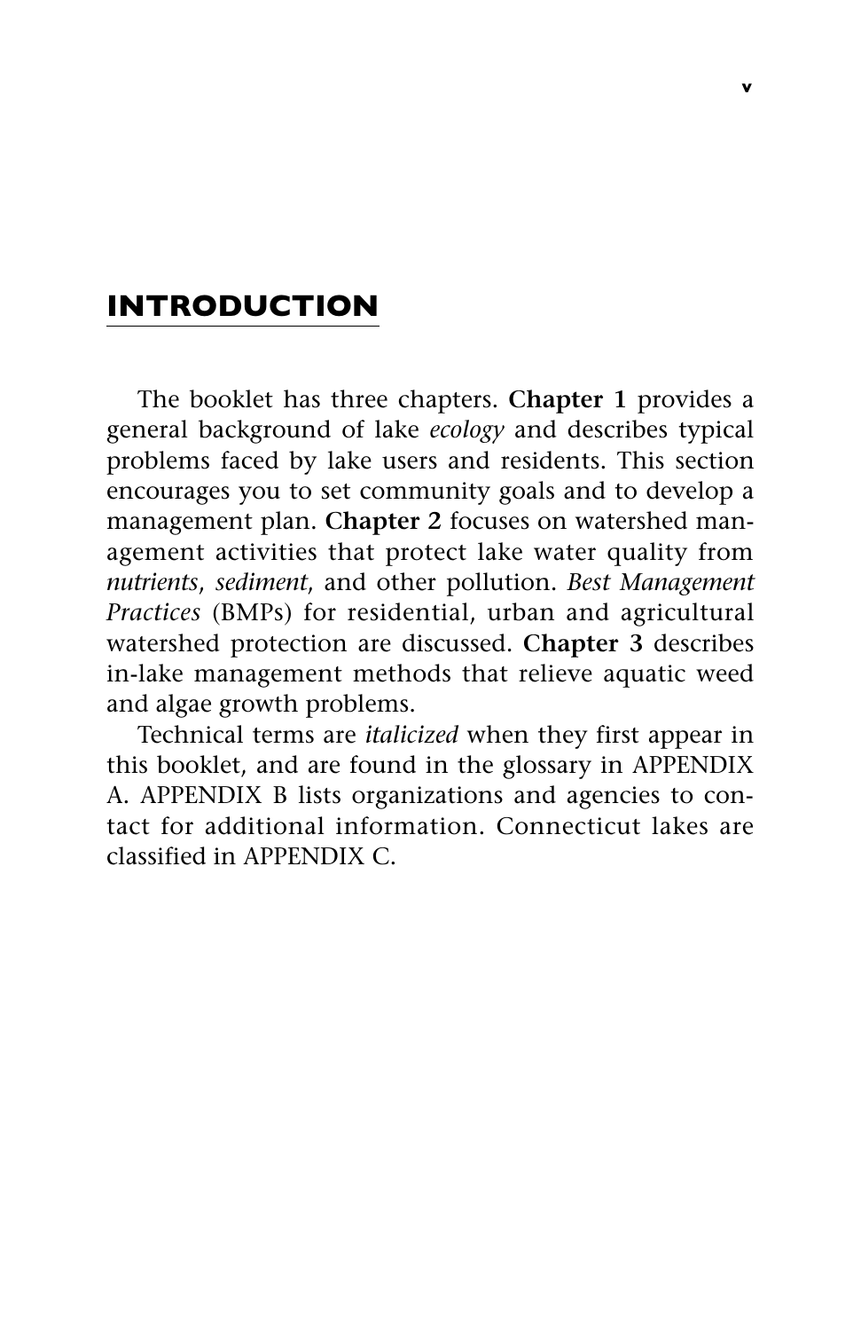# INTRODUCTION

The booklet has three chapters. **Chapter 1** provides a general background of lake *ecology* and describes typical problems faced by lake users and residents. This section encourages you to set community goals and to develop a management plan. **Chapter 2** focuses on watershed management activities that protect lake water quality from *nutrients*, *sediment*, and other pollution. *Best Management Practices* (BMPs) for residential, urban and agricultural watershed protection are discussed. **Chapter 3** describes in-lake management methods that relieve aquatic weed and algae growth problems.

Technical terms are *italicized* when they first appear in this booklet, and are found in the glossary in APPENDIX A. APPENDIX B lists organizations and agencies to contact for additional information. Connecticut lakes are classified in APPENDIX C.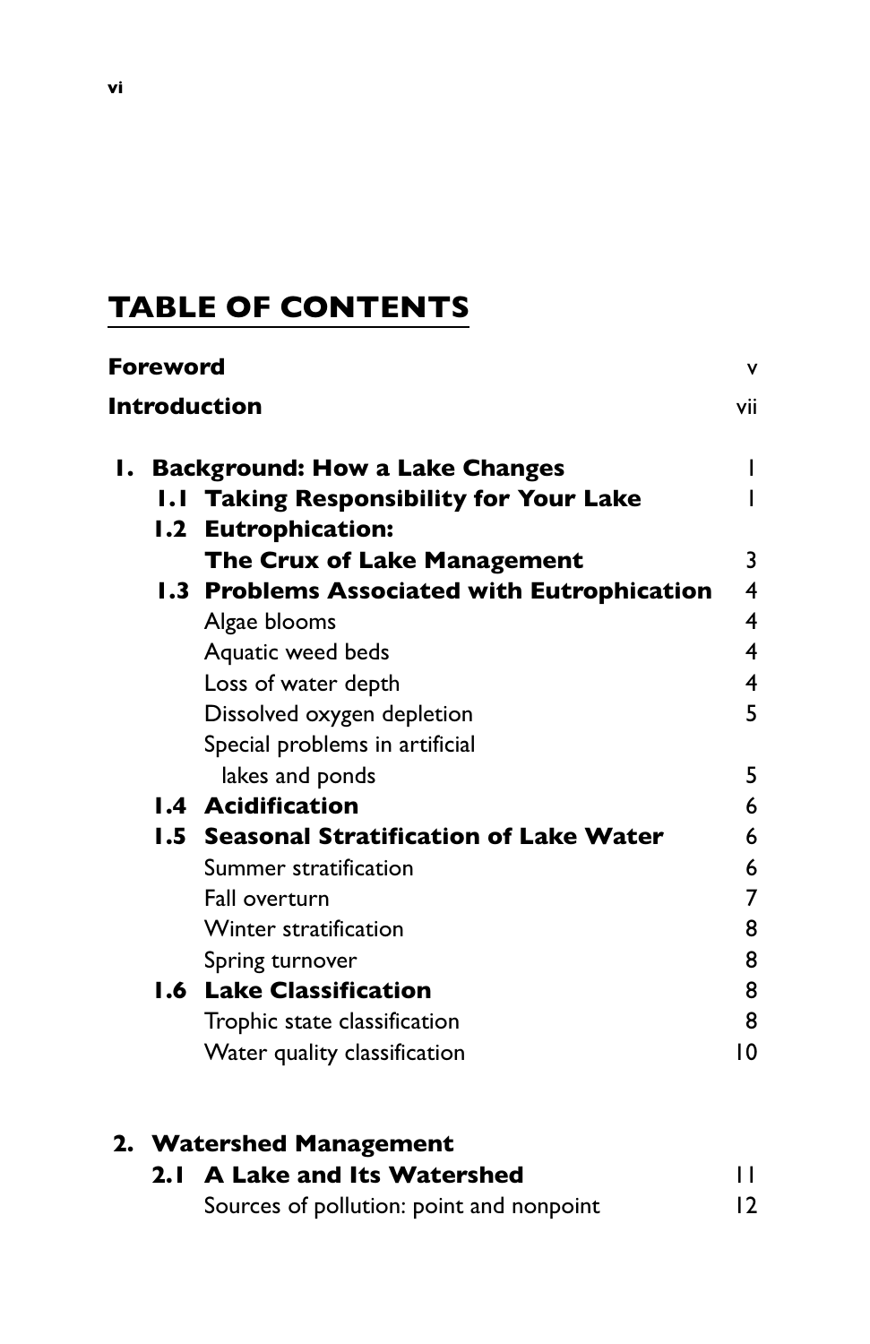# TABLE OF CONTENTS

| | |
|---|---|
| **Foreword** | v |
| **Introduction** | vii |
| **1. Background: How a Lake Changes** | 1 |
| **1.1 Taking Responsibility for Your Lake** | 1 |
| **1.2 Eutrophication: The Crux of Lake Management** | 3 |
| **1.3 Problems Associated with Eutrophication** | 4 |
| Algae blooms | 4 |
| Aquatic weed beds | 4 |
| Loss of water depth | 4 |
| Dissolved oxygen depletion | 5 |
| Special problems in artificial lakes and ponds | 5 |
| **1.4 Acidification** | 6 |
| **1.5 Seasonal Stratification of Lake Water** | 6 |
| Summer stratification | 6 |
| Fall overturn | 7 |
| Winter stratification | 8 |
| Spring turnover | 8 |
| **1.6 Lake Classification** | 8 |
| Trophic state classification | 8 |
| Water quality classification | 10 |
| **2. Watershed Management** | |
| **2.1 A Lake and Its Watershed** | 11 |
| Sources of pollution: point and nonpoint | 12 |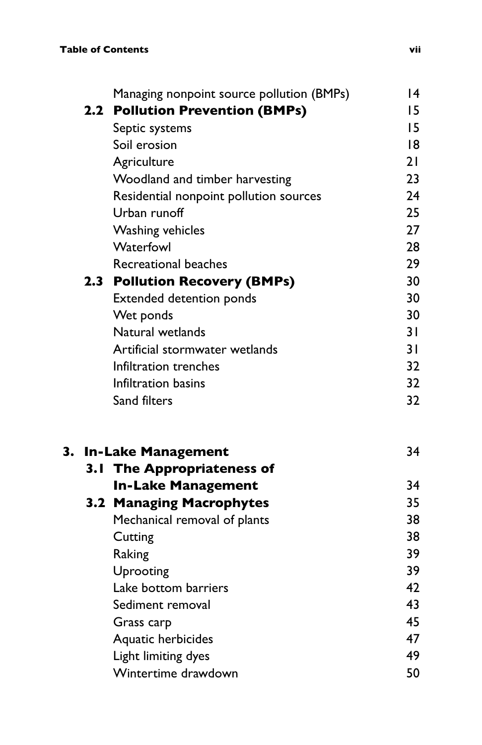| | | |
|---|---|---|
| | Managing nonpoint source pollution (BMPs) | 14 |
| **2.2** | **Pollution Prevention (BMPs)** | 15 |
| | Septic systems | 15 |
| | Soil erosion | 18 |
| | Agriculture | 21 |
| | Woodland and timber harvesting | 23 |
| | Residential nonpoint pollution sources | 24 |
| | Urban runoff | 25 |
| | Washing vehicles | 27 |
| | Waterfowl | 28 |
| | Recreational beaches | 29 |
| **2.3** | **Pollution Recovery (BMPs)** | 30 |
| | Extended detention ponds | 30 |
| | Wet ponds | 30 |
| | Natural wetlands | 31 |
| | Artificial stormwater wetlands | 31 |
| | Infiltration trenches | 32 |
| | Infiltration basins | 32 |
| | Sand filters | 32 |

| | | |
|---|---|---|
| **3.** | **In-Lake Management** | 34 |
| **3.1** | **The Appropriateness of In-Lake Management** | 34 |
| **3.2** | **Managing Macrophytes** | 35 |
| | Mechanical removal of plants | 38 |
| | Cutting | 38 |
| | Raking | 39 |
| | Uprooting | 39 |
| | Lake bottom barriers | 42 |
| | Sediment removal | 43 |
| | Grass carp | 45 |
| | Aquatic herbicides | 47 |
| | Light limiting dyes | 49 |
| | Wintertime drawdown | 50 |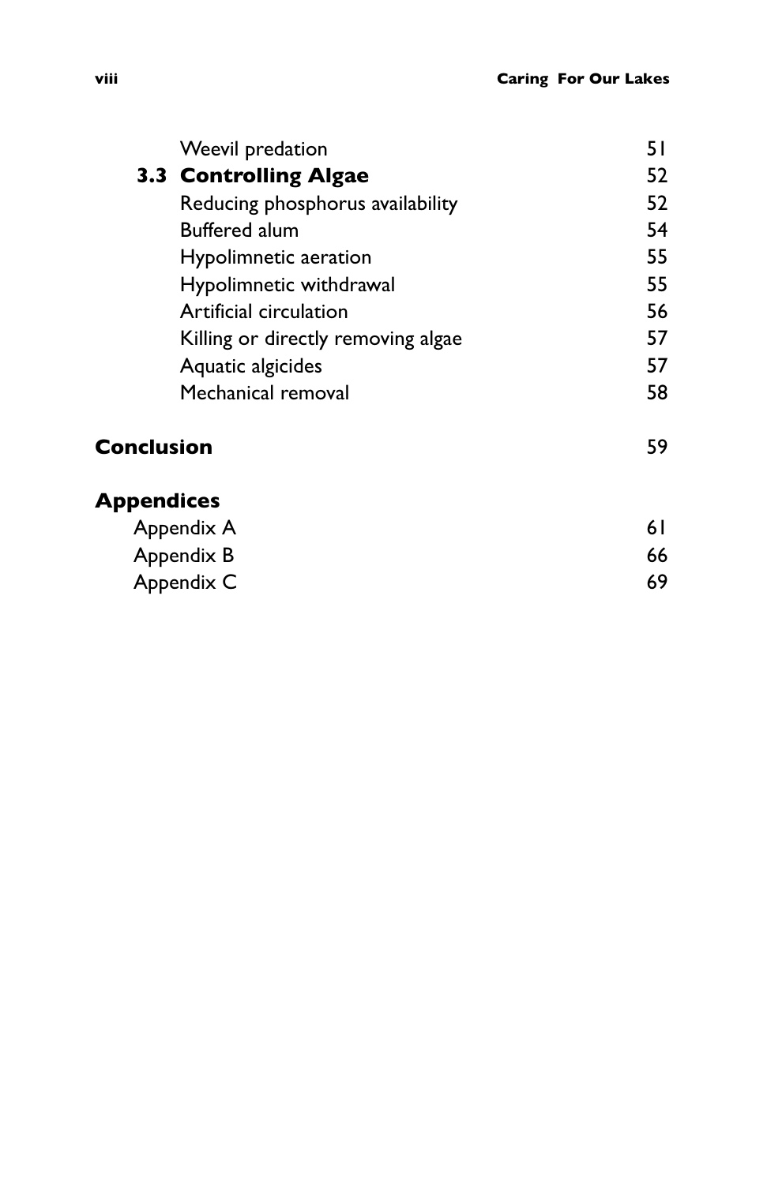| | |
|---|---|
| Weevil predation | 51 |
| **3.3 Controlling Algae** | **52** |
| Reducing phosphorus availability | 52 |
| Buffered alum | 54 |
| Hypolimnetic aeration | 55 |
| Hypolimnetic withdrawal | 55 |
| Artificial circulation | 56 |
| Killing or directly removing algae | 57 |
| Aquatic algicides | 57 |
| Mechanical removal | 58 |
| **Conclusion** | 59 |
| **Appendices** | |
| Appendix A | 61 |
| Appendix B | 66 |
| Appendix C | 69 |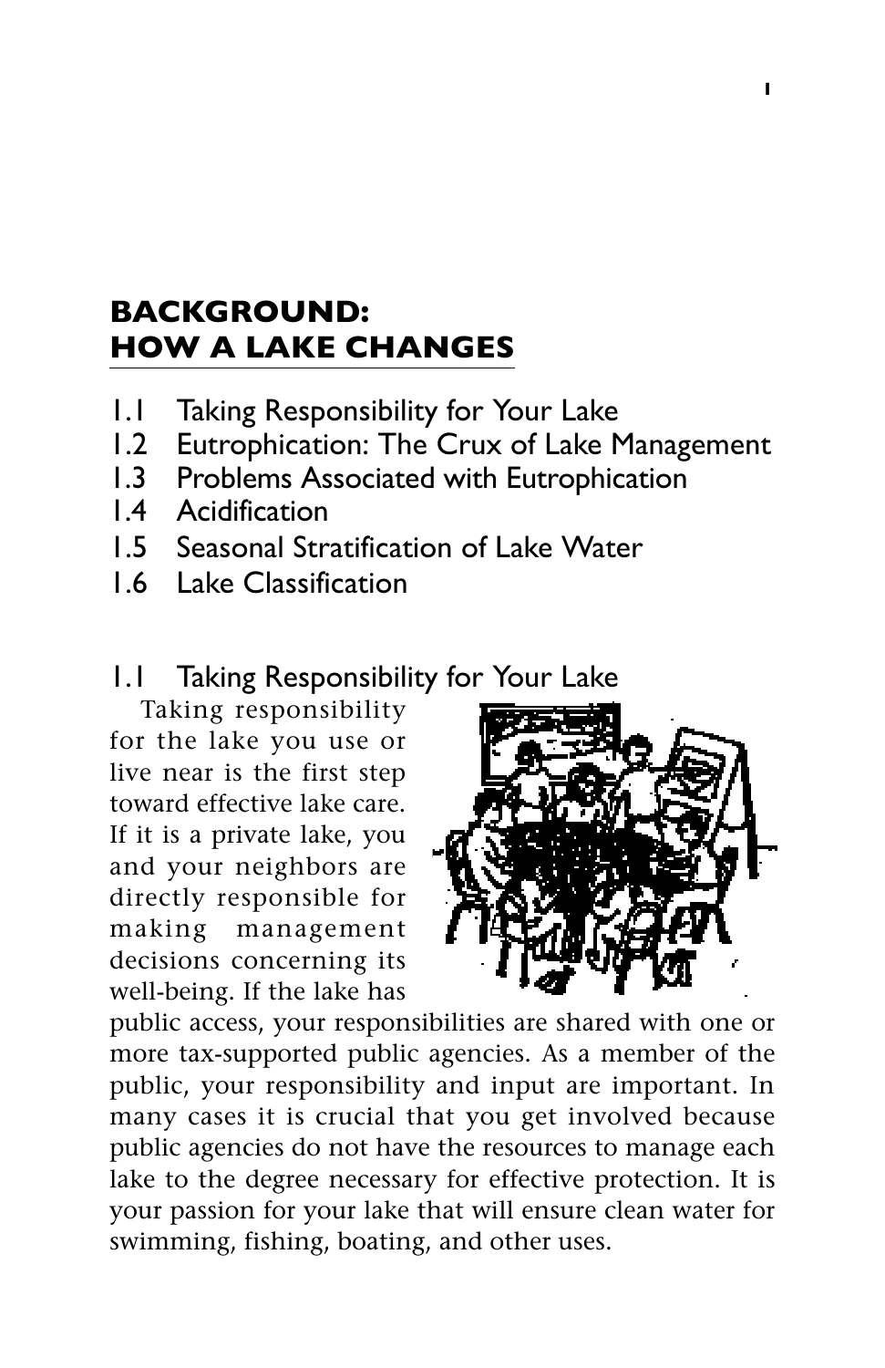# BACKGROUND: HOW A LAKE CHANGES

1.1 Taking Responsibility for Your Lake
1.2 Eutrophication: The Crux of Lake Management
1.3 Problems Associated with Eutrophication
1.4 Acidification
1.5 Seasonal Stratification of Lake Water
1.6 Lake Classification

## 1.1 Taking Responsibility for Your Lake

Taking responsibility for the lake you use or live near is the first step toward effective lake care. If it is a private lake, you and your neighbors are directly responsible for making management decisions concerning its well-being. If the lake has public access, your responsibilities are shared with one or more tax-supported public agencies. As a member of the public, your responsibility and input are important. In many cases it is crucial that you get involved because public agencies do not have the resources to manage each lake to the degree necessary for effective protection. It is your passion for your lake that will ensure clean water for swimming, fishing, boating, and other uses.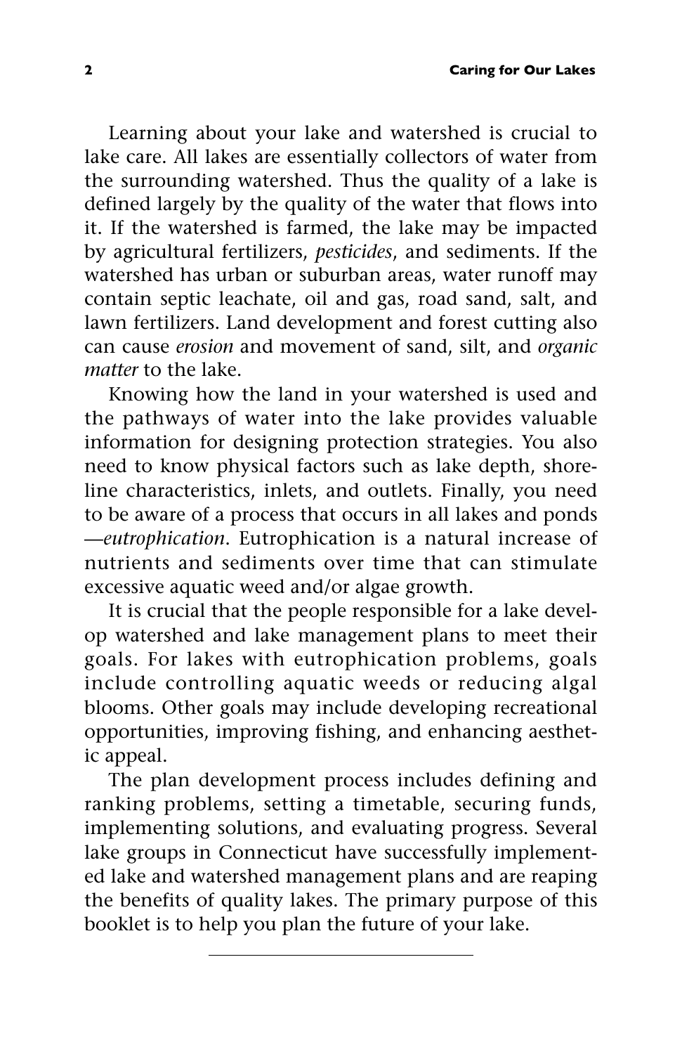Learning about your lake and watershed is crucial to lake care. All lakes are essentially collectors of water from the surrounding watershed. Thus the quality of a lake is defined largely by the quality of the water that flows into it. If the watershed is farmed, the lake may be impacted by agricultural fertilizers, *pesticides*, and sediments. If the watershed has urban or suburban areas, water runoff may contain septic leachate, oil and gas, road sand, salt, and lawn fertilizers. Land development and forest cutting also can cause *erosion* and movement of sand, silt, and *organic matter* to the lake.

Knowing how the land in your watershed is used and the pathways of water into the lake provides valuable information for designing protection strategies. You also need to know physical factors such as lake depth, shoreline characteristics, inlets, and outlets. Finally, you need to be aware of a process that occurs in all lakes and ponds —*eutrophication*. Eutrophication is a natural increase of nutrients and sediments over time that can stimulate excessive aquatic weed and/or algae growth.

It is crucial that the people responsible for a lake develop watershed and lake management plans to meet their goals. For lakes with eutrophication problems, goals include controlling aquatic weeds or reducing algal blooms. Other goals may include developing recreational opportunities, improving fishing, and enhancing aesthetic appeal.

The plan development process includes defining and ranking problems, setting a timetable, securing funds, implementing solutions, and evaluating progress. Several lake groups in Connecticut have successfully implemented lake and watershed management plans and are reaping the benefits of quality lakes. The primary purpose of this booklet is to help you plan the future of your lake.

---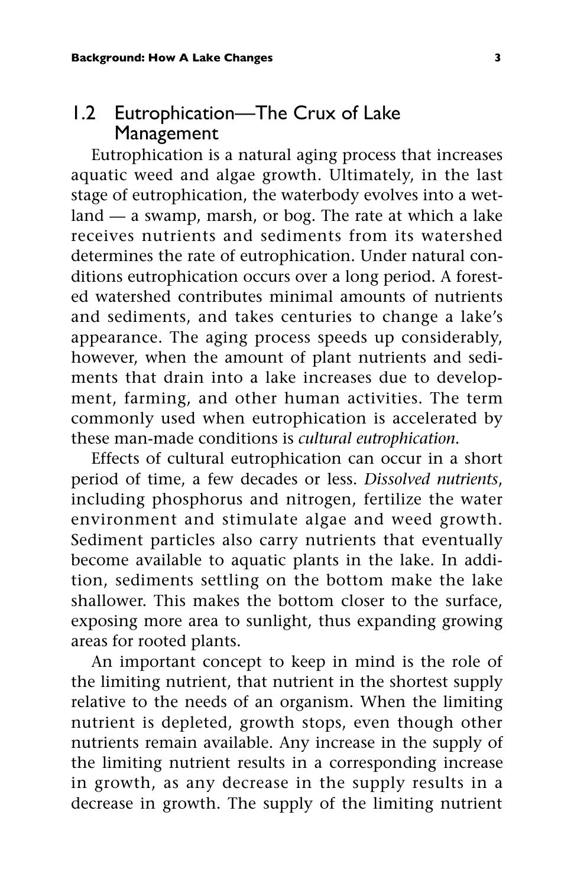## 1.2 Eutrophication—The Crux of Lake Management

Eutrophication is a natural aging process that increases aquatic weed and algae growth. Ultimately, in the last stage of eutrophication, the waterbody evolves into a wetland — a swamp, marsh, or bog. The rate at which a lake receives nutrients and sediments from its watershed determines the rate of eutrophication. Under natural conditions eutrophication occurs over a long period. A forested watershed contributes minimal amounts of nutrients and sediments, and takes centuries to change a lake's appearance. The aging process speeds up considerably, however, when the amount of plant nutrients and sediments that drain into a lake increases due to development, farming, and other human activities. The term commonly used when eutrophication is accelerated by these man-made conditions is *cultural eutrophication*.

Effects of cultural eutrophication can occur in a short period of time, a few decades or less. *Dissolved nutrients*, including phosphorus and nitrogen, fertilize the water environment and stimulate algae and weed growth. Sediment particles also carry nutrients that eventually become available to aquatic plants in the lake. In addition, sediments settling on the bottom make the lake shallower. This makes the bottom closer to the surface, exposing more area to sunlight, thus expanding growing areas for rooted plants.

An important concept to keep in mind is the role of the limiting nutrient, that nutrient in the shortest supply relative to the needs of an organism. When the limiting nutrient is depleted, growth stops, even though other nutrients remain available. Any increase in the supply of the limiting nutrient results in a corresponding increase in growth, as any decrease in the supply results in a decrease in growth. The supply of the limiting nutrient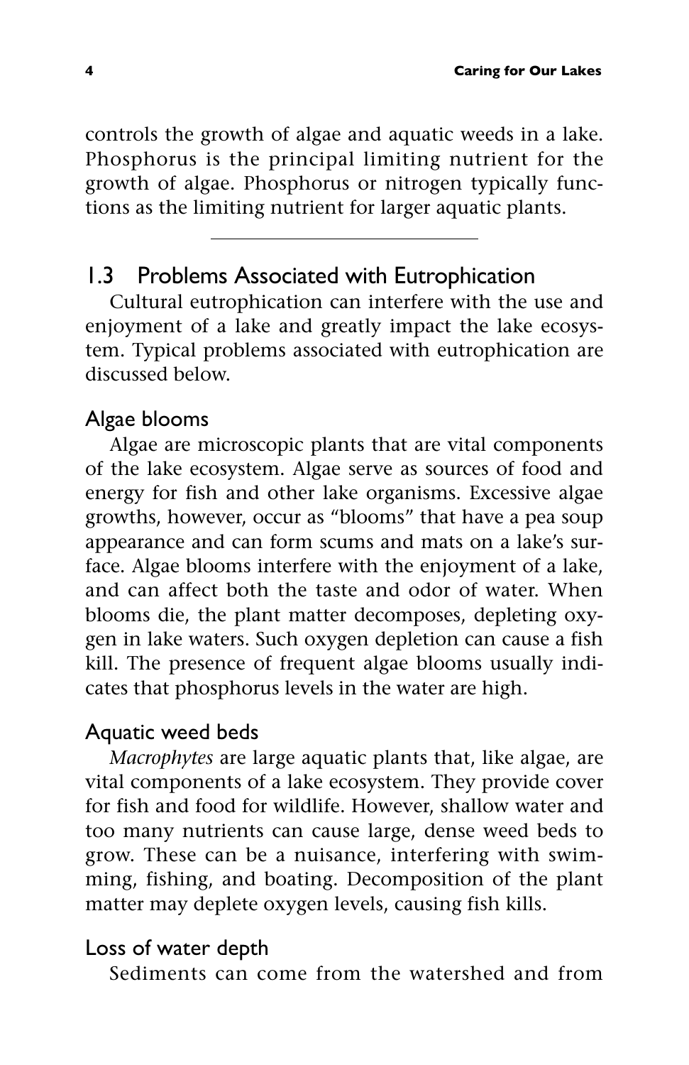controls the growth of algae and aquatic weeds in a lake. Phosphorus is the principal limiting nutrient for the growth of algae. Phosphorus or nitrogen typically functions as the limiting nutrient for larger aquatic plants.

---

## 1.3 Problems Associated with Eutrophication

Cultural eutrophication can interfere with the use and enjoyment of a lake and greatly impact the lake ecosystem. Typical problems associated with eutrophication are discussed below.

### Algae blooms

Algae are microscopic plants that are vital components of the lake ecosystem. Algae serve as sources of food and energy for fish and other lake organisms. Excessive algae growths, however, occur as "blooms" that have a pea soup appearance and can form scums and mats on a lake's surface. Algae blooms interfere with the enjoyment of a lake, and can affect both the taste and odor of water. When blooms die, the plant matter decomposes, depleting oxygen in lake waters. Such oxygen depletion can cause a fish kill. The presence of frequent algae blooms usually indicates that phosphorus levels in the water are high.

### Aquatic weed beds

*Macrophytes* are large aquatic plants that, like algae, are vital components of a lake ecosystem. They provide cover for fish and food for wildlife. However, shallow water and too many nutrients can cause large, dense weed beds to grow. These can be a nuisance, interfering with swimming, fishing, and boating. Decomposition of the plant matter may deplete oxygen levels, causing fish kills.

### Loss of water depth

Sediments can come from the watershed and from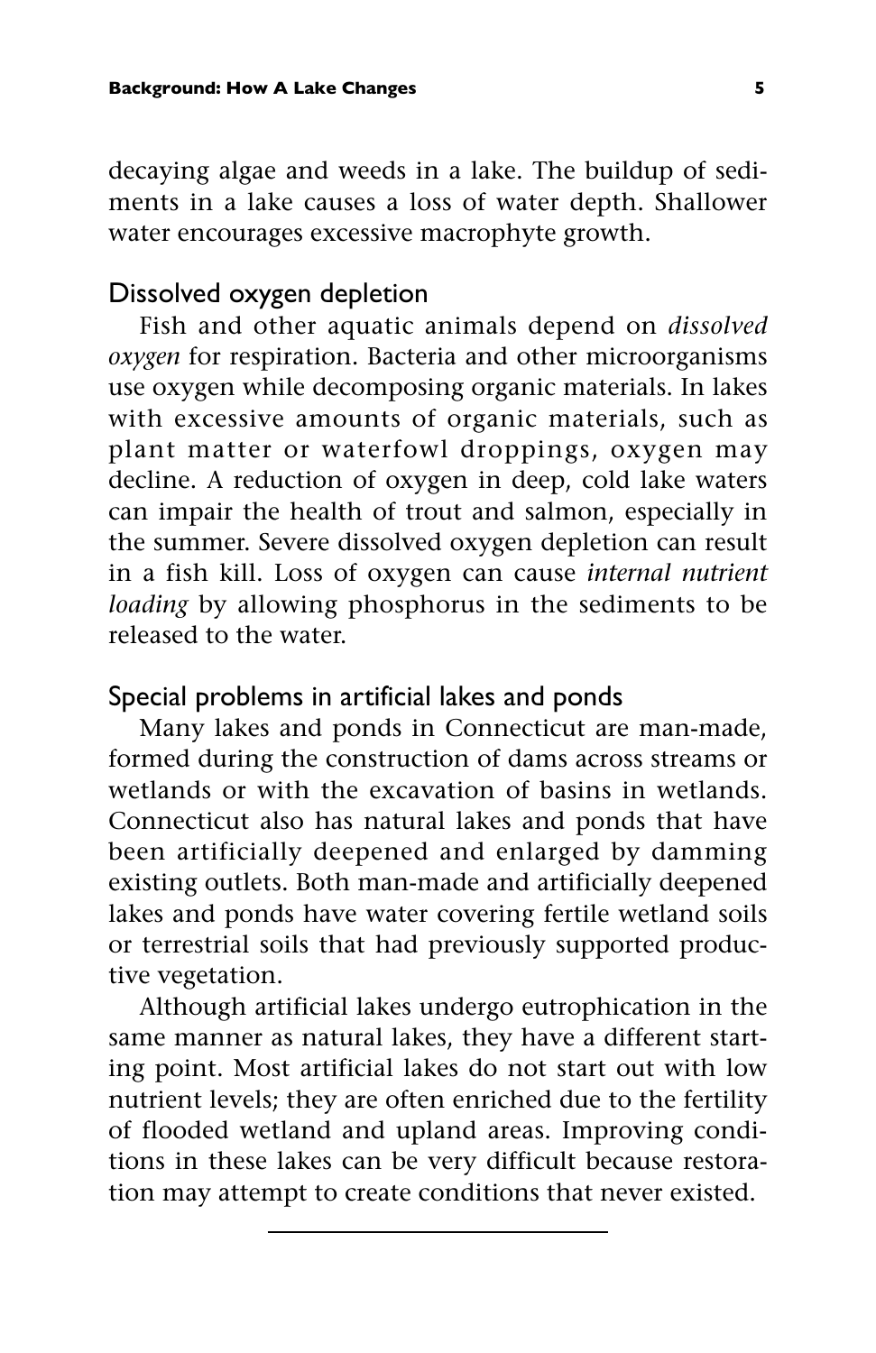decaying algae and weeds in a lake. The buildup of sediments in a lake causes a loss of water depth. Shallower water encourages excessive macrophyte growth.

### Dissolved oxygen depletion

Fish and other aquatic animals depend on *dissolved oxygen* for respiration. Bacteria and other microorganisms use oxygen while decomposing organic materials. In lakes with excessive amounts of organic materials, such as plant matter or waterfowl droppings, oxygen may decline. A reduction of oxygen in deep, cold lake waters can impair the health of trout and salmon, especially in the summer. Severe dissolved oxygen depletion can result in a fish kill. Loss of oxygen can cause *internal nutrient loading* by allowing phosphorus in the sediments to be released to the water.

### Special problems in artificial lakes and ponds

Many lakes and ponds in Connecticut are man-made, formed during the construction of dams across streams or wetlands or with the excavation of basins in wetlands. Connecticut also has natural lakes and ponds that have been artificially deepened and enlarged by damming existing outlets. Both man-made and artificially deepened lakes and ponds have water covering fertile wetland soils or terrestrial soils that had previously supported productive vegetation.

Although artificial lakes undergo eutrophication in the same manner as natural lakes, they have a different starting point. Most artificial lakes do not start out with low nutrient levels; they are often enriched due to the fertility of flooded wetland and upland areas. Improving conditions in these lakes can be very difficult because restoration may attempt to create conditions that never existed.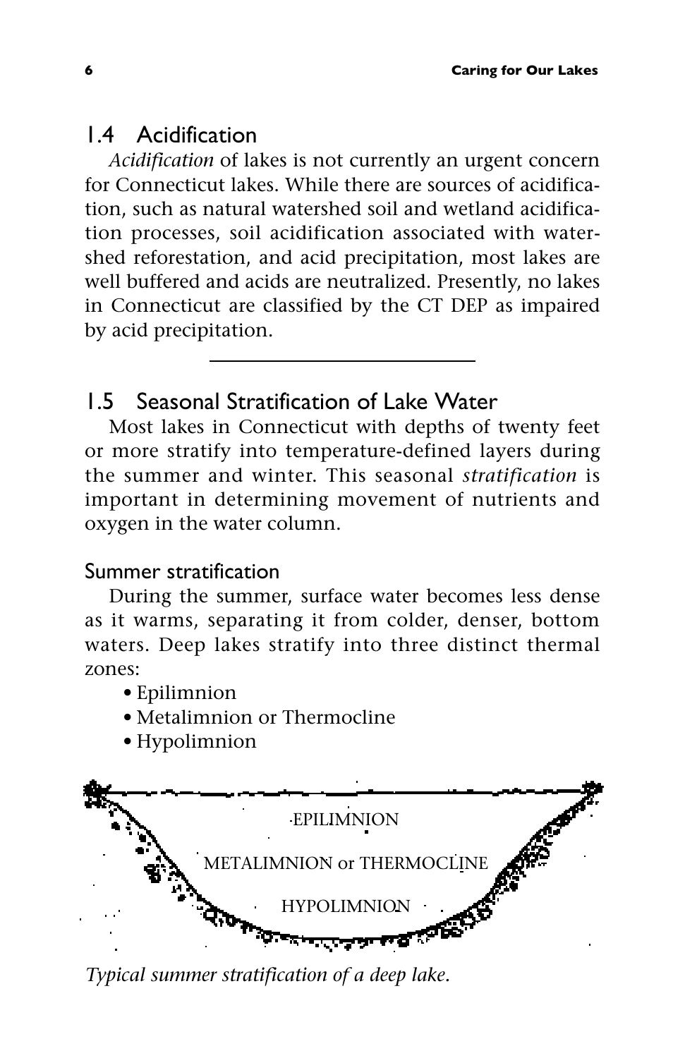## 1.4 Acidification

*Acidification* of lakes is not currently an urgent concern for Connecticut lakes. While there are sources of acidification, such as natural watershed soil and wetland acidification processes, soil acidification associated with watershed reforestation, and acid precipitation, most lakes are well buffered and acids are neutralized. Presently, no lakes in Connecticut are classified by the CT DEP as impaired by acid precipitation.

---

## 1.5 Seasonal Stratification of Lake Water

Most lakes in Connecticut with depths of twenty feet or more stratify into temperature-defined layers during the summer and winter. This seasonal *stratification* is important in determining movement of nutrients and oxygen in the water column.

### Summer stratification

During the summer, surface water becomes less dense as it warms, separating it from colder, denser, bottom waters. Deep lakes stratify into three distinct thermal zones:

- Epilimnion
- Metalimnion or Thermocline
- Hypolimnion

EPILIMNION

METALIMNION or THERMOCLINE

HYPOLIMNION

*Typical summer stratification of a deep lake.*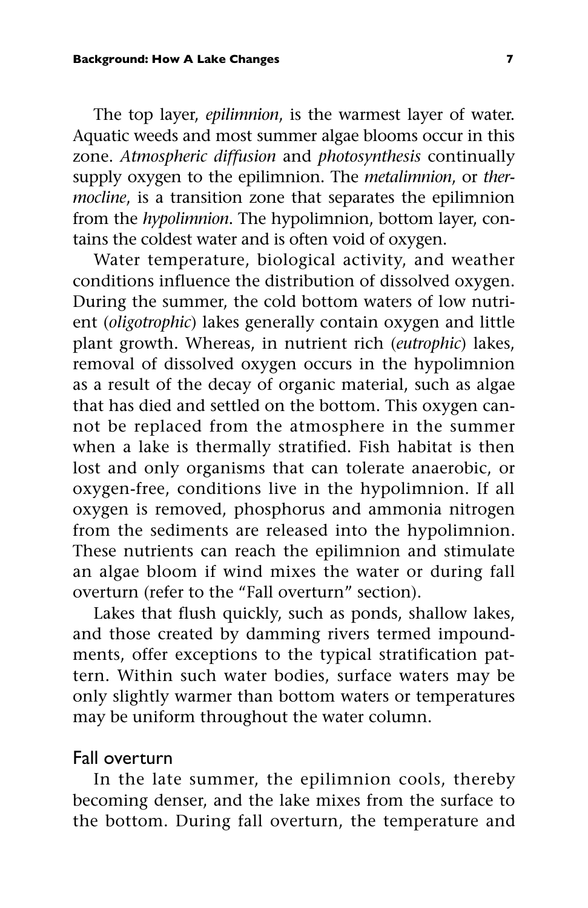The top layer, *epilimnion*, is the warmest layer of water. Aquatic weeds and most summer algae blooms occur in this zone. *Atmospheric diffusion* and *photosynthesis* continually supply oxygen to the epilimnion. The *metalimnion*, or *thermocline*, is a transition zone that separates the epilimnion from the *hypolimnion*. The hypolimnion, bottom layer, contains the coldest water and is often void of oxygen.

Water temperature, biological activity, and weather conditions influence the distribution of dissolved oxygen. During the summer, the cold bottom waters of low nutrient (*oligotrophic*) lakes generally contain oxygen and little plant growth. Whereas, in nutrient rich (*eutrophic*) lakes, removal of dissolved oxygen occurs in the hypolimnion as a result of the decay of organic material, such as algae that has died and settled on the bottom. This oxygen cannot be replaced from the atmosphere in the summer when a lake is thermally stratified. Fish habitat is then lost and only organisms that can tolerate anaerobic, or oxygen-free, conditions live in the hypolimnion. If all oxygen is removed, phosphorus and ammonia nitrogen from the sediments are released into the hypolimnion. These nutrients can reach the epilimnion and stimulate an algae bloom if wind mixes the water or during fall overturn (refer to the "Fall overturn" section).

Lakes that flush quickly, such as ponds, shallow lakes, and those created by damming rivers termed impoundments, offer exceptions to the typical stratification pattern. Within such water bodies, surface waters may be only slightly warmer than bottom waters or temperatures may be uniform throughout the water column.

## Fall overturn

In the late summer, the epilimnion cools, thereby becoming denser, and the lake mixes from the surface to the bottom. During fall overturn, the temperature and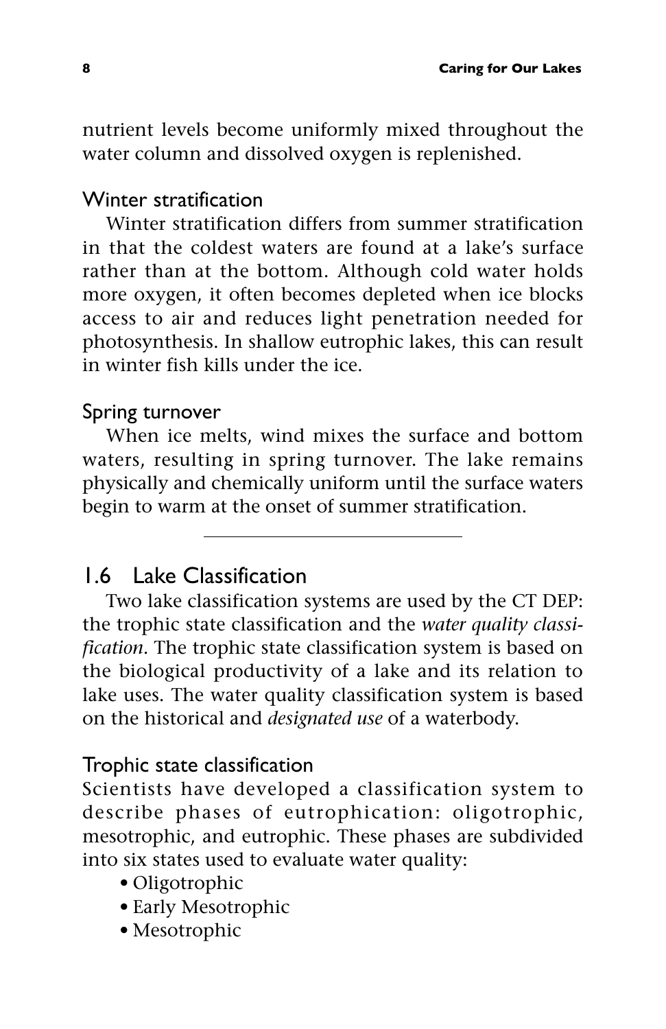nutrient levels become uniformly mixed throughout the water column and dissolved oxygen is replenished.

### Winter stratification

Winter stratification differs from summer stratification in that the coldest waters are found at a lake's surface rather than at the bottom. Although cold water holds more oxygen, it often becomes depleted when ice blocks access to air and reduces light penetration needed for photosynthesis. In shallow eutrophic lakes, this can result in winter fish kills under the ice.

### Spring turnover

When ice melts, wind mixes the surface and bottom waters, resulting in spring turnover. The lake remains physically and chemically uniform until the surface waters begin to warm at the onset of summer stratification.

---

## 1.6 Lake Classification

Two lake classification systems are used by the CT DEP: the trophic state classification and the *water quality classification*. The trophic state classification system is based on the biological productivity of a lake and its relation to lake uses. The water quality classification system is based on the historical and *designated use* of a waterbody.

### Trophic state classification

Scientists have developed a classification system to describe phases of eutrophication: oligotrophic, mesotrophic, and eutrophic. These phases are subdivided into six states used to evaluate water quality:

- Oligotrophic
- Early Mesotrophic
- Mesotrophic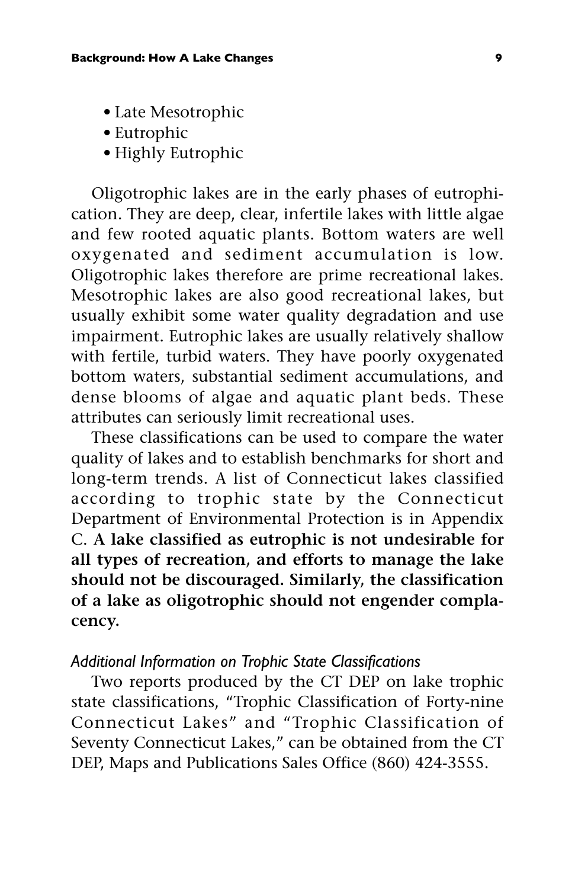- Late Mesotrophic
- Eutrophic
- Highly Eutrophic

Oligotrophic lakes are in the early phases of eutrophication. They are deep, clear, infertile lakes with little algae and few rooted aquatic plants. Bottom waters are well oxygenated and sediment accumulation is low. Oligotrophic lakes therefore are prime recreational lakes. Mesotrophic lakes are also good recreational lakes, but usually exhibit some water quality degradation and use impairment. Eutrophic lakes are usually relatively shallow with fertile, turbid waters. They have poorly oxygenated bottom waters, substantial sediment accumulations, and dense blooms of algae and aquatic plant beds. These attributes can seriously limit recreational uses.

These classifications can be used to compare the water quality of lakes and to establish benchmarks for short and long-term trends. A list of Connecticut lakes classified according to trophic state by the Connecticut Department of Environmental Protection is in Appendix C. **A lake classified as eutrophic is not undesirable for all types of recreation, and efforts to manage the lake should not be discouraged. Similarly, the classification of a lake as oligotrophic should not engender complacency.**

*Additional Information on Trophic State Classifications*

Two reports produced by the CT DEP on lake trophic state classifications, "Trophic Classification of Forty-nine Connecticut Lakes" and "Trophic Classification of Seventy Connecticut Lakes," can be obtained from the CT DEP, Maps and Publications Sales Office (860) 424-3555.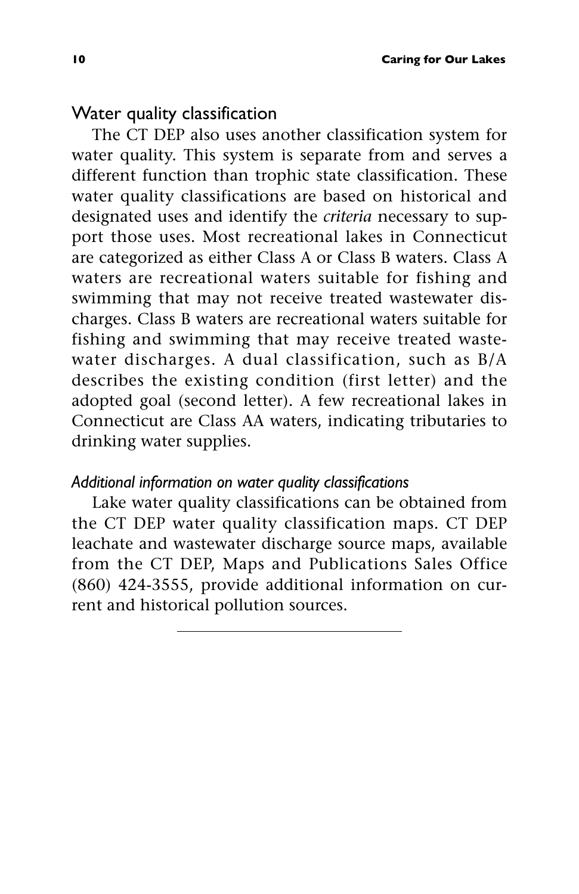## Water quality classification

The CT DEP also uses another classification system for water quality. This system is separate from and serves a different function than trophic state classification. These water quality classifications are based on historical and designated uses and identify the *criteria* necessary to support those uses. Most recreational lakes in Connecticut are categorized as either Class A or Class B waters. Class A waters are recreational waters suitable for fishing and swimming that may not receive treated wastewater discharges. Class B waters are recreational waters suitable for fishing and swimming that may receive treated wastewater discharges. A dual classification, such as B/A describes the existing condition (first letter) and the adopted goal (second letter). A few recreational lakes in Connecticut are Class AA waters, indicating tributaries to drinking water supplies.

### *Additional information on water quality classifications*

Lake water quality classifications can be obtained from the CT DEP water quality classification maps. CT DEP leachate and wastewater discharge source maps, available from the CT DEP, Maps and Publications Sales Office (860) 424-3555, provide additional information on current and historical pollution sources.

---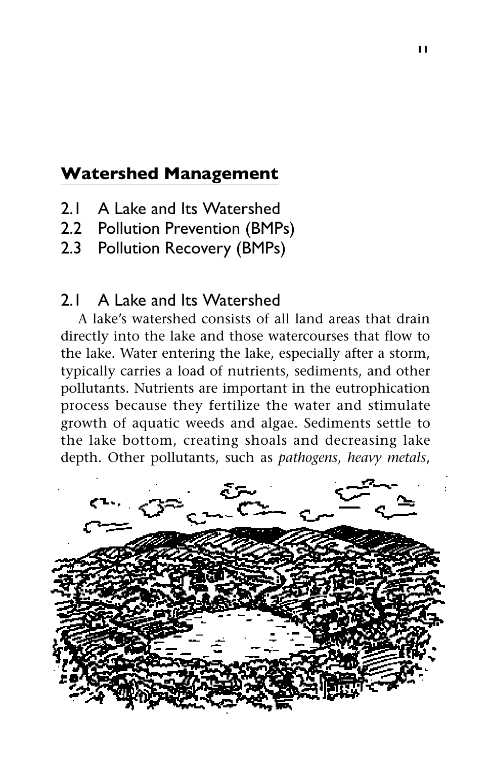## Watershed Management

- 2.1 A Lake and Its Watershed
- 2.2 Pollution Prevention (BMPs)
- 2.3 Pollution Recovery (BMPs)

### 2.1 A Lake and Its Watershed

A lake's watershed consists of all land areas that drain directly into the lake and those watercourses that flow to the lake. Water entering the lake, especially after a storm, typically carries a load of nutrients, sediments, and other pollutants. Nutrients are important in the eutrophication process because they fertilize the water and stimulate growth of aquatic weeds and algae. Sediments settle to the lake bottom, creating shoals and decreasing lake depth. Other pollutants, such as *pathogens*, *heavy metals*,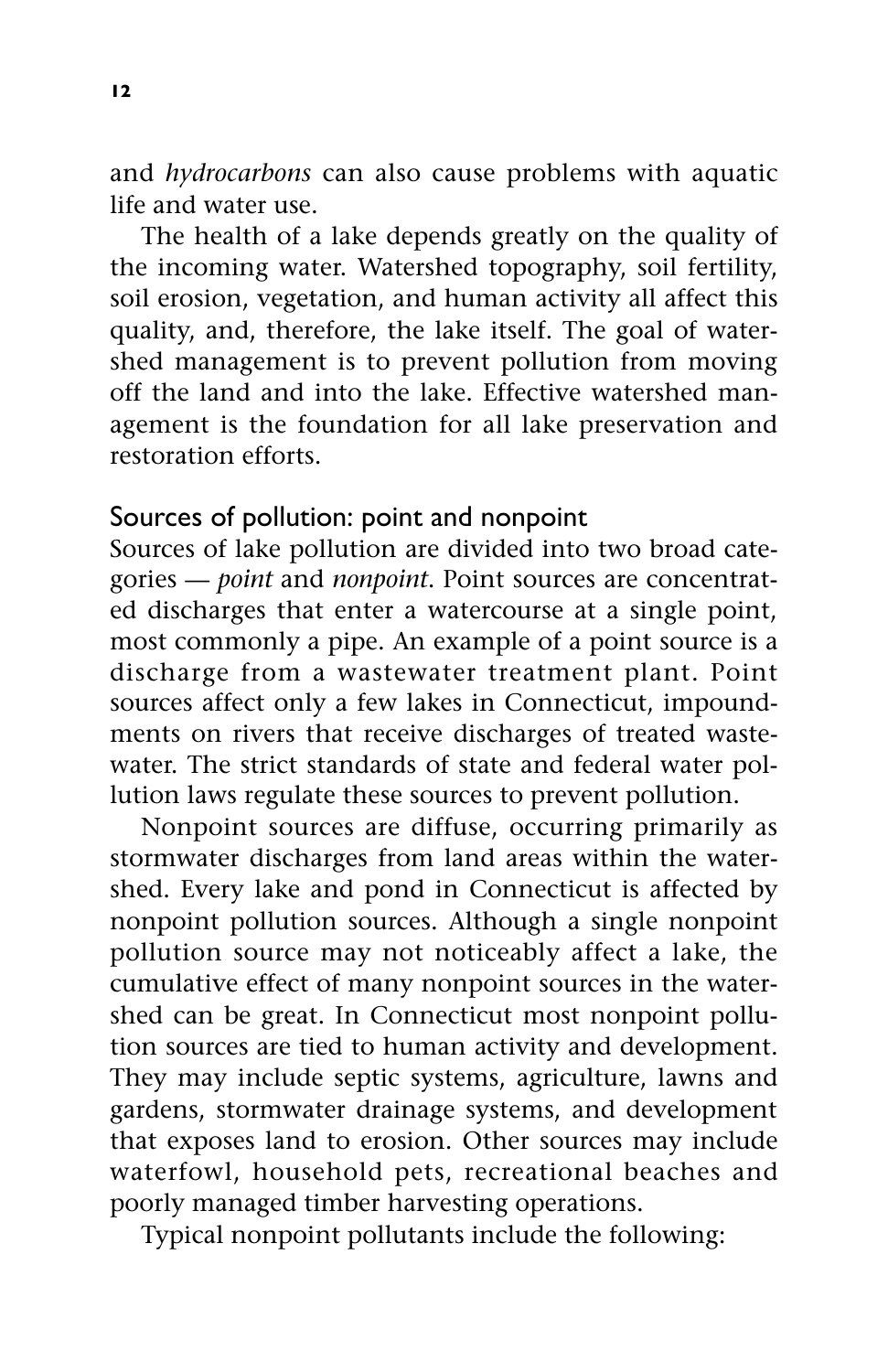and *hydrocarbons* can also cause problems with aquatic life and water use.

The health of a lake depends greatly on the quality of the incoming water. Watershed topography, soil fertility, soil erosion, vegetation, and human activity all affect this quality, and, therefore, the lake itself. The goal of watershed management is to prevent pollution from moving off the land and into the lake. Effective watershed management is the foundation for all lake preservation and restoration efforts.

## Sources of pollution: point and nonpoint

Sources of lake pollution are divided into two broad categories — *point* and *nonpoint*. Point sources are concentrated discharges that enter a watercourse at a single point, most commonly a pipe. An example of a point source is a discharge from a wastewater treatment plant. Point sources affect only a few lakes in Connecticut, impoundments on rivers that receive discharges of treated wastewater. The strict standards of state and federal water pollution laws regulate these sources to prevent pollution.

Nonpoint sources are diffuse, occurring primarily as stormwater discharges from land areas within the watershed. Every lake and pond in Connecticut is affected by nonpoint pollution sources. Although a single nonpoint pollution source may not noticeably affect a lake, the cumulative effect of many nonpoint sources in the watershed can be great. In Connecticut most nonpoint pollution sources are tied to human activity and development. They may include septic systems, agriculture, lawns and gardens, stormwater drainage systems, and development that exposes land to erosion. Other sources may include waterfowl, household pets, recreational beaches and poorly managed timber harvesting operations.

Typical nonpoint pollutants include the following: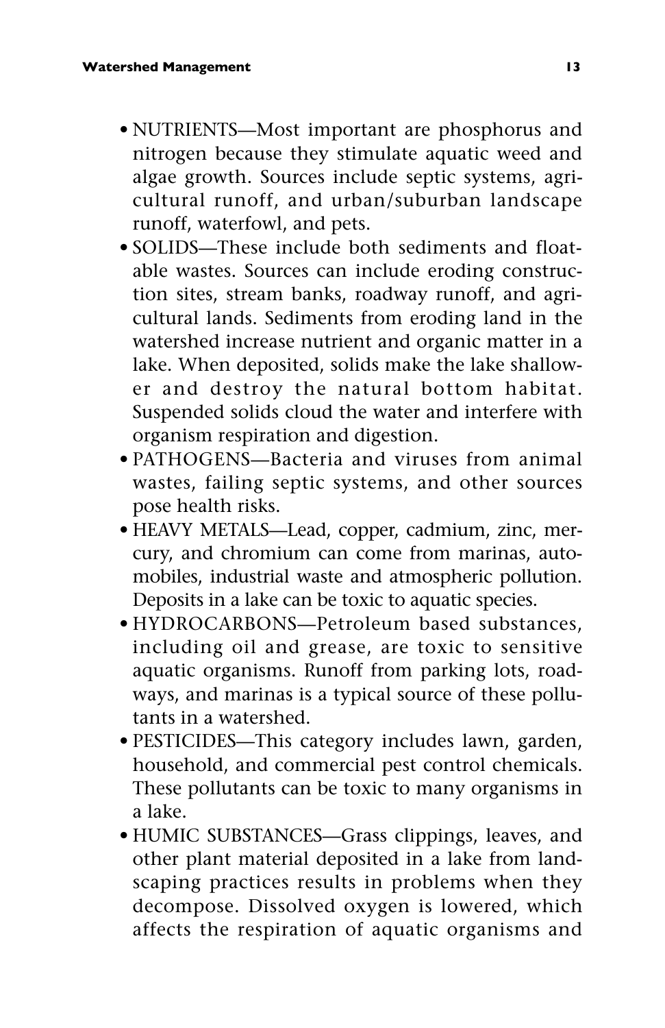- NUTRIENTS—Most important are phosphorus and nitrogen because they stimulate aquatic weed and algae growth. Sources include septic systems, agricultural runoff, and urban/suburban landscape runoff, waterfowl, and pets.
- SOLIDS—These include both sediments and floatable wastes. Sources can include eroding construction sites, stream banks, roadway runoff, and agricultural lands. Sediments from eroding land in the watershed increase nutrient and organic matter in a lake. When deposited, solids make the lake shallower and destroy the natural bottom habitat. Suspended solids cloud the water and interfere with organism respiration and digestion.
- PATHOGENS—Bacteria and viruses from animal wastes, failing septic systems, and other sources pose health risks.
- HEAVY METALS—Lead, copper, cadmium, zinc, mercury, and chromium can come from marinas, automobiles, industrial waste and atmospheric pollution. Deposits in a lake can be toxic to aquatic species.
- HYDROCARBONS—Petroleum based substances, including oil and grease, are toxic to sensitive aquatic organisms. Runoff from parking lots, roadways, and marinas is a typical source of these pollutants in a watershed.
- PESTICIDES—This category includes lawn, garden, household, and commercial pest control chemicals. These pollutants can be toxic to many organisms in a lake.
- HUMIC SUBSTANCES—Grass clippings, leaves, and other plant material deposited in a lake from landscaping practices results in problems when they decompose. Dissolved oxygen is lowered, which affects the respiration of aquatic organisms and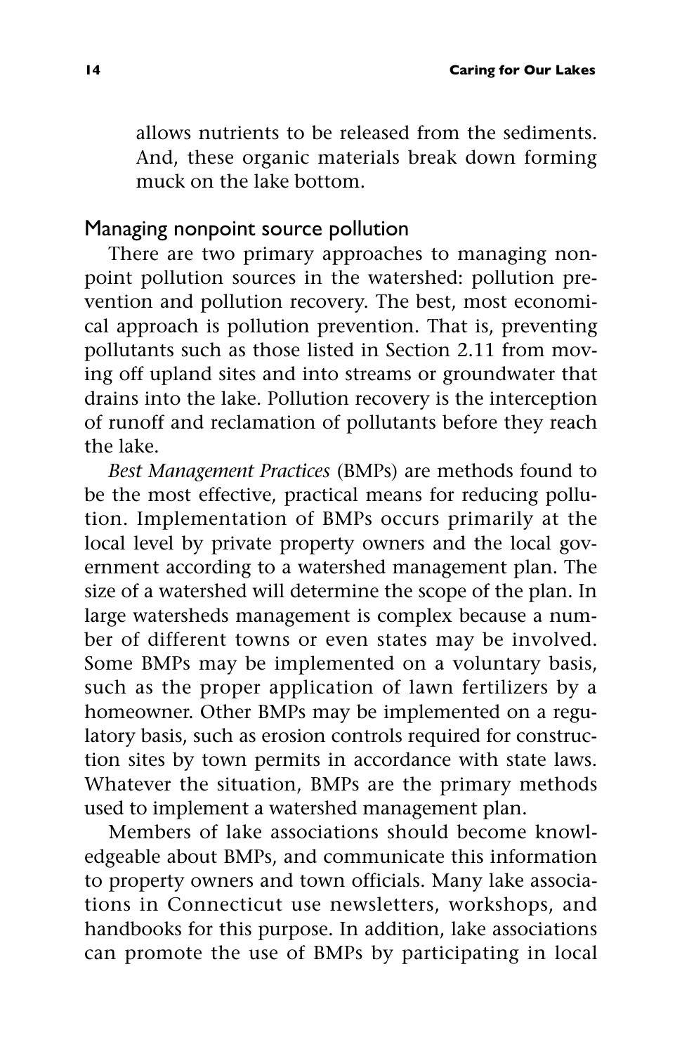allows nutrients to be released from the sediments. And, these organic materials break down forming muck on the lake bottom.

## Managing nonpoint source pollution

There are two primary approaches to managing nonpoint pollution sources in the watershed: pollution prevention and pollution recovery. The best, most economical approach is pollution prevention. That is, preventing pollutants such as those listed in Section 2.11 from moving off upland sites and into streams or groundwater that drains into the lake. Pollution recovery is the interception of runoff and reclamation of pollutants before they reach the lake.

*Best Management Practices* (BMPs) are methods found to be the most effective, practical means for reducing pollution. Implementation of BMPs occurs primarily at the local level by private property owners and the local government according to a watershed management plan. The size of a watershed will determine the scope of the plan. In large watersheds management is complex because a number of different towns or even states may be involved. Some BMPs may be implemented on a voluntary basis, such as the proper application of lawn fertilizers by a homeowner. Other BMPs may be implemented on a regulatory basis, such as erosion controls required for construction sites by town permits in accordance with state laws. Whatever the situation, BMPs are the primary methods used to implement a watershed management plan.

Members of lake associations should become knowledgeable about BMPs, and communicate this information to property owners and town officials. Many lake associations in Connecticut use newsletters, workshops, and handbooks for this purpose. In addition, lake associations can promote the use of BMPs by participating in local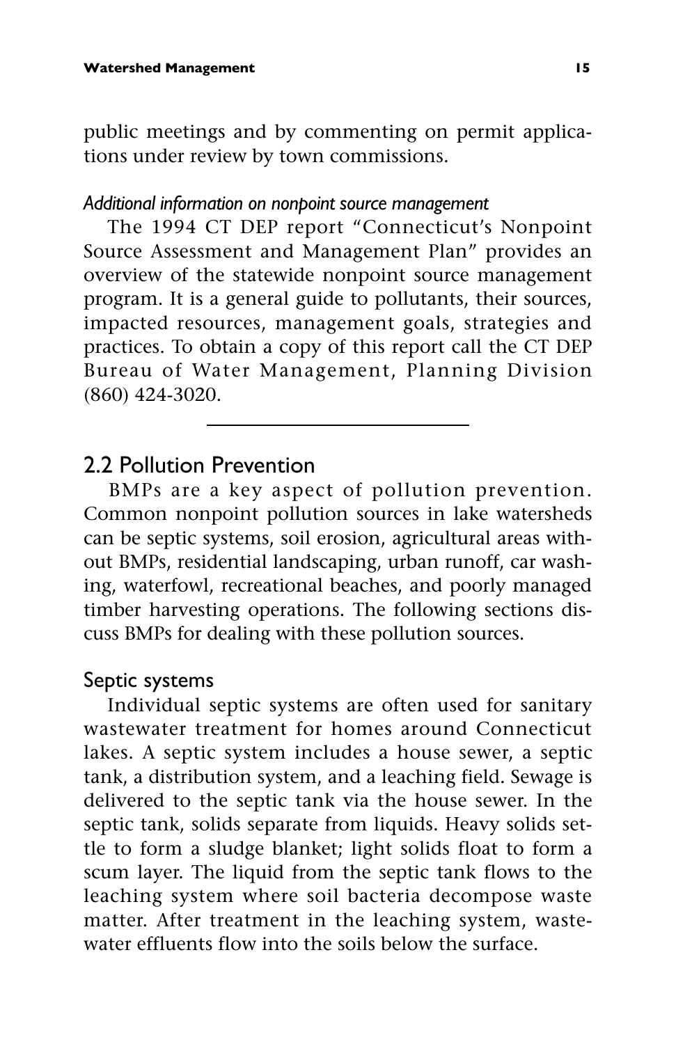public meetings and by commenting on permit applications under review by town commissions.

*Additional information on nonpoint source management*

The 1994 CT DEP report "Connecticut's Nonpoint Source Assessment and Management Plan" provides an overview of the statewide nonpoint source management program. It is a general guide to pollutants, their sources, impacted resources, management goals, strategies and practices. To obtain a copy of this report call the CT DEP Bureau of Water Management, Planning Division (860) 424-3020.

---

## 2.2 Pollution Prevention

BMPs are a key aspect of pollution prevention. Common nonpoint pollution sources in lake watersheds can be septic systems, soil erosion, agricultural areas without BMPs, residential landscaping, urban runoff, car washing, waterfowl, recreational beaches, and poorly managed timber harvesting operations. The following sections discuss BMPs for dealing with these pollution sources.

### Septic systems

Individual septic systems are often used for sanitary wastewater treatment for homes around Connecticut lakes. A septic system includes a house sewer, a septic tank, a distribution system, and a leaching field. Sewage is delivered to the septic tank via the house sewer. In the septic tank, solids separate from liquids. Heavy solids settle to form a sludge blanket; light solids float to form a scum layer. The liquid from the septic tank flows to the leaching system where soil bacteria decompose waste matter. After treatment in the leaching system, wastewater effluents flow into the soils below the surface.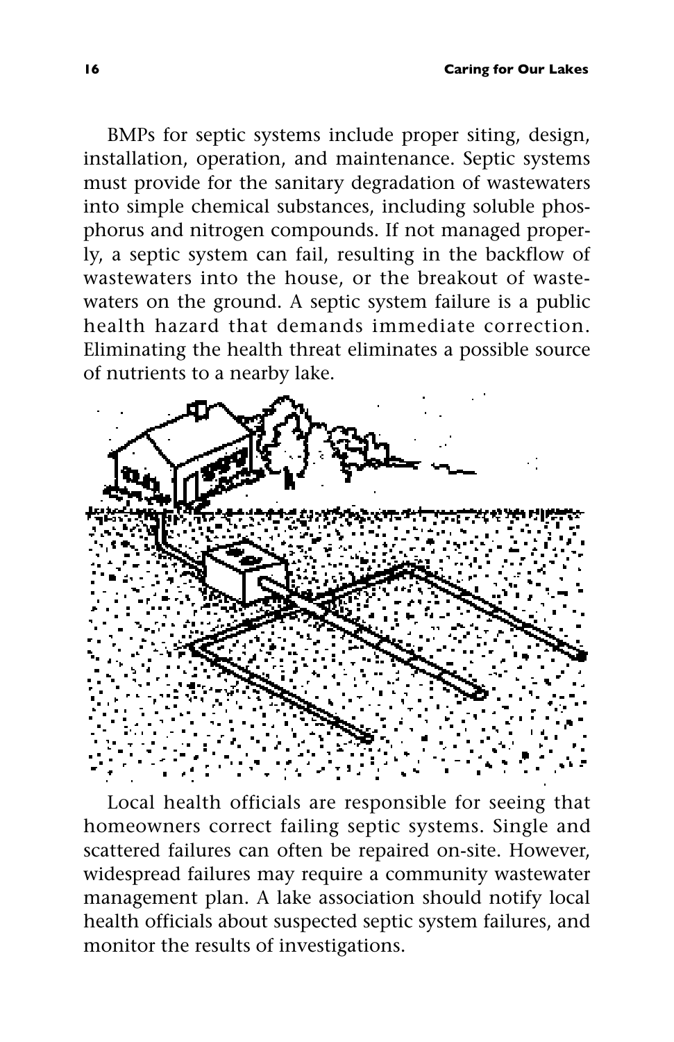BMPs for septic systems include proper siting, design, installation, operation, and maintenance. Septic systems must provide for the sanitary degradation of wastewaters into simple chemical substances, including soluble phosphorus and nitrogen compounds. If not managed properly, a septic system can fail, resulting in the backflow of wastewaters into the house, or the breakout of wastewaters on the ground. A septic system failure is a public health hazard that demands immediate correction. Eliminating the health threat eliminates a possible source of nutrients to a nearby lake.

Local health officials are responsible for seeing that homeowners correct failing septic systems. Single and scattered failures can often be repaired on-site. However, widespread failures may require a community wastewater management plan. A lake association should notify local health officials about suspected septic system failures, and monitor the results of investigations.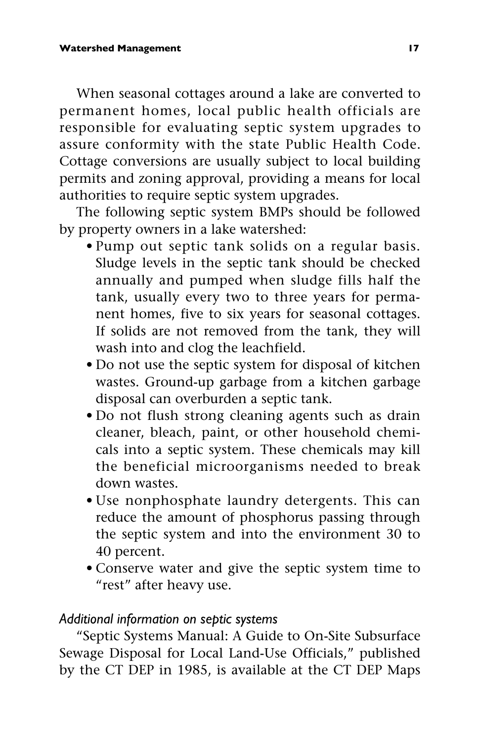When seasonal cottages around a lake are converted to permanent homes, local public health officials are responsible for evaluating septic system upgrades to assure conformity with the state Public Health Code. Cottage conversions are usually subject to local building permits and zoning approval, providing a means for local authorities to require septic system upgrades.

The following septic system BMPs should be followed by property owners in a lake watershed:

- Pump out septic tank solids on a regular basis. Sludge levels in the septic tank should be checked annually and pumped when sludge fills half the tank, usually every two to three years for permanent homes, five to six years for seasonal cottages. If solids are not removed from the tank, they will wash into and clog the leachfield.
- Do not use the septic system for disposal of kitchen wastes. Ground-up garbage from a kitchen garbage disposal can overburden a septic tank.
- Do not flush strong cleaning agents such as drain cleaner, bleach, paint, or other household chemicals into a septic system. These chemicals may kill the beneficial microorganisms needed to break down wastes.
- Use nonphosphate laundry detergents. This can reduce the amount of phosphorus passing through the septic system and into the environment 30 to 40 percent.
- Conserve water and give the septic system time to "rest" after heavy use.

*Additional information on septic systems*

"Septic Systems Manual: A Guide to On-Site Subsurface Sewage Disposal for Local Land-Use Officials," published by the CT DEP in 1985, is available at the CT DEP Maps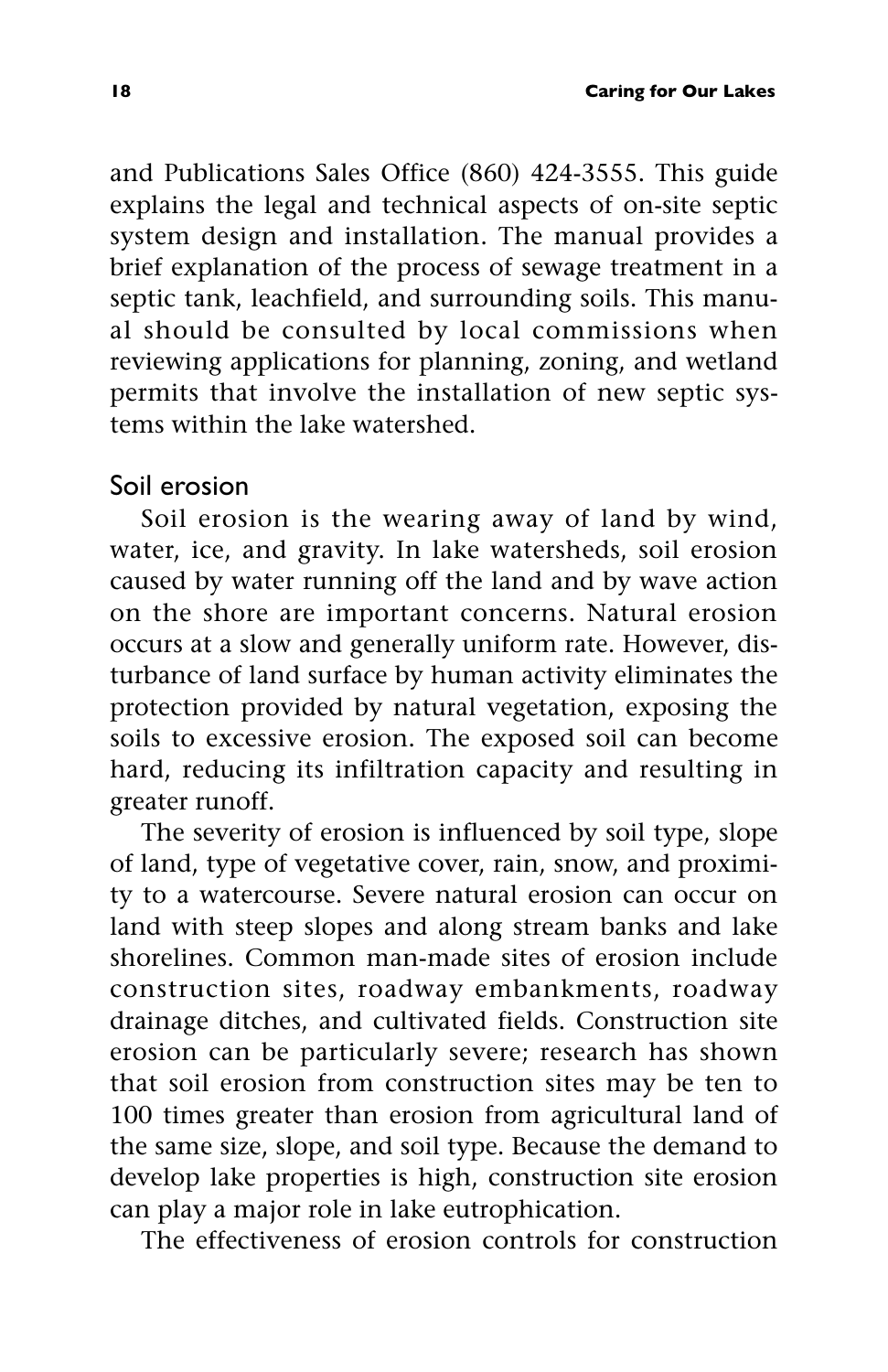and Publications Sales Office (860) 424-3555. This guide explains the legal and technical aspects of on-site septic system design and installation. The manual provides a brief explanation of the process of sewage treatment in a septic tank, leachfield, and surrounding soils. This manual should be consulted by local commissions when reviewing applications for planning, zoning, and wetland permits that involve the installation of new septic systems within the lake watershed.

### Soil erosion

Soil erosion is the wearing away of land by wind, water, ice, and gravity. In lake watersheds, soil erosion caused by water running off the land and by wave action on the shore are important concerns. Natural erosion occurs at a slow and generally uniform rate. However, disturbance of land surface by human activity eliminates the protection provided by natural vegetation, exposing the soils to excessive erosion. The exposed soil can become hard, reducing its infiltration capacity and resulting in greater runoff.

The severity of erosion is influenced by soil type, slope of land, type of vegetative cover, rain, snow, and proximity to a watercourse. Severe natural erosion can occur on land with steep slopes and along stream banks and lake shorelines. Common man-made sites of erosion include construction sites, roadway embankments, roadway drainage ditches, and cultivated fields. Construction site erosion can be particularly severe; research has shown that soil erosion from construction sites may be ten to 100 times greater than erosion from agricultural land of the same size, slope, and soil type. Because the demand to develop lake properties is high, construction site erosion can play a major role in lake eutrophication.

The effectiveness of erosion controls for construction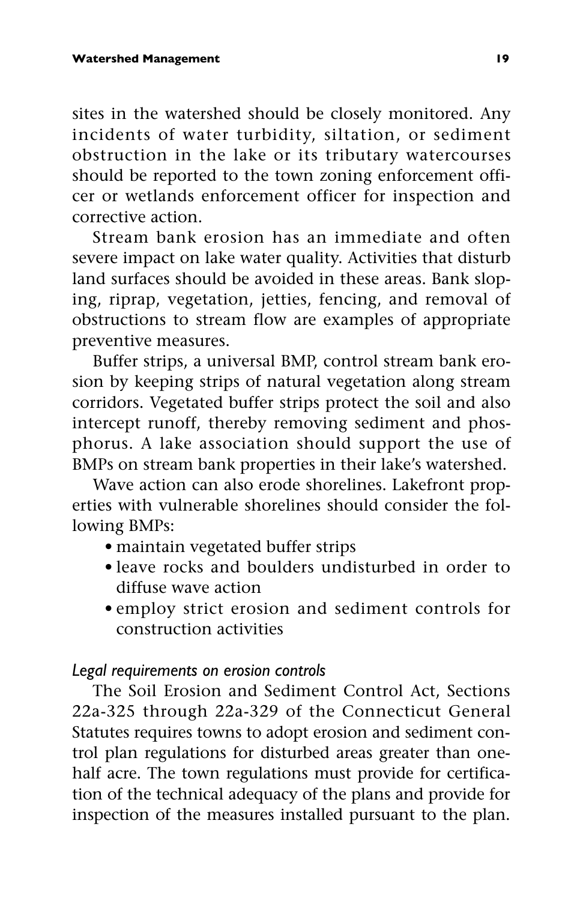sites in the watershed should be closely monitored. Any incidents of water turbidity, siltation, or sediment obstruction in the lake or its tributary watercourses should be reported to the town zoning enforcement officer or wetlands enforcement officer for inspection and corrective action.

Stream bank erosion has an immediate and often severe impact on lake water quality. Activities that disturb land surfaces should be avoided in these areas. Bank sloping, riprap, vegetation, jetties, fencing, and removal of obstructions to stream flow are examples of appropriate preventive measures.

Buffer strips, a universal BMP, control stream bank erosion by keeping strips of natural vegetation along stream corridors. Vegetated buffer strips protect the soil and also intercept runoff, thereby removing sediment and phosphorus. A lake association should support the use of BMPs on stream bank properties in their lake's watershed.

Wave action can also erode shorelines. Lakefront properties with vulnerable shorelines should consider the following BMPs:

- maintain vegetated buffer strips
- leave rocks and boulders undisturbed in order to diffuse wave action
- employ strict erosion and sediment controls for construction activities

*Legal requirements on erosion controls*

The Soil Erosion and Sediment Control Act, Sections 22a-325 through 22a-329 of the Connecticut General Statutes requires towns to adopt erosion and sediment control plan regulations for disturbed areas greater than one-half acre. The town regulations must provide for certification of the technical adequacy of the plans and provide for inspection of the measures installed pursuant to the plan.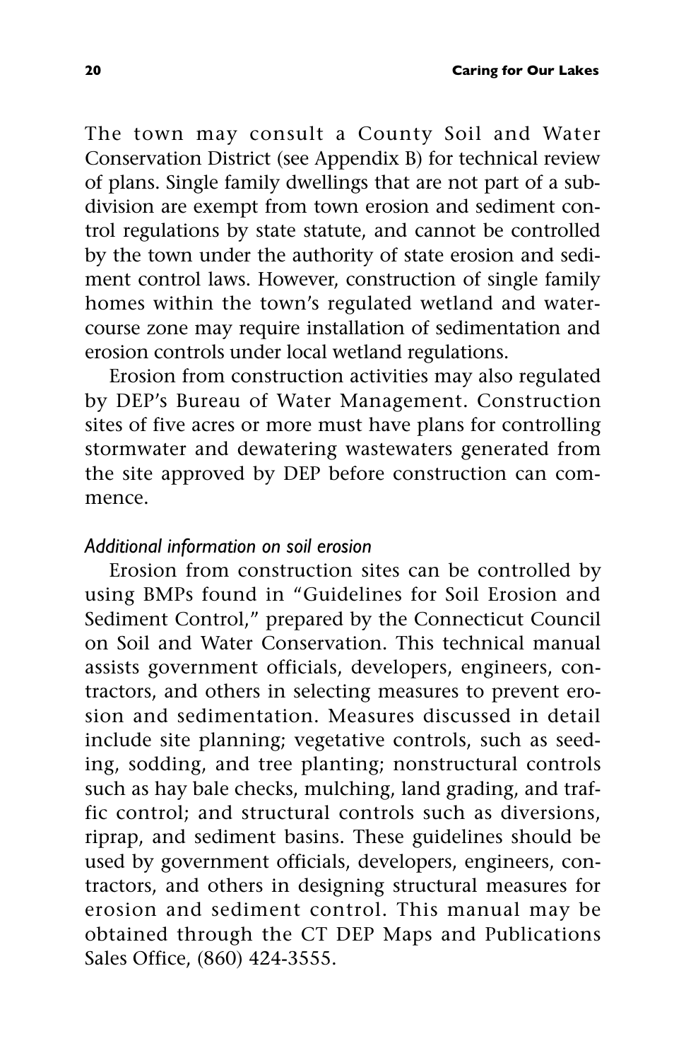The town may consult a County Soil and Water Conservation District (see Appendix B) for technical review of plans. Single family dwellings that are not part of a subdivision are exempt from town erosion and sediment control regulations by state statute, and cannot be controlled by the town under the authority of state erosion and sediment control laws. However, construction of single family homes within the town's regulated wetland and watercourse zone may require installation of sedimentation and erosion controls under local wetland regulations.

Erosion from construction activities may also regulated by DEP's Bureau of Water Management. Construction sites of five acres or more must have plans for controlling stormwater and dewatering wastewaters generated from the site approved by DEP before construction can commence.

*Additional information on soil erosion*

Erosion from construction sites can be controlled by using BMPs found in "Guidelines for Soil Erosion and Sediment Control," prepared by the Connecticut Council on Soil and Water Conservation. This technical manual assists government officials, developers, engineers, contractors, and others in selecting measures to prevent erosion and sedimentation. Measures discussed in detail include site planning; vegetative controls, such as seeding, sodding, and tree planting; nonstructural controls such as hay bale checks, mulching, land grading, and traffic control; and structural controls such as diversions, riprap, and sediment basins. These guidelines should be used by government officials, developers, engineers, contractors, and others in designing structural measures for erosion and sediment control. This manual may be obtained through the CT DEP Maps and Publications Sales Office, (860) 424-3555.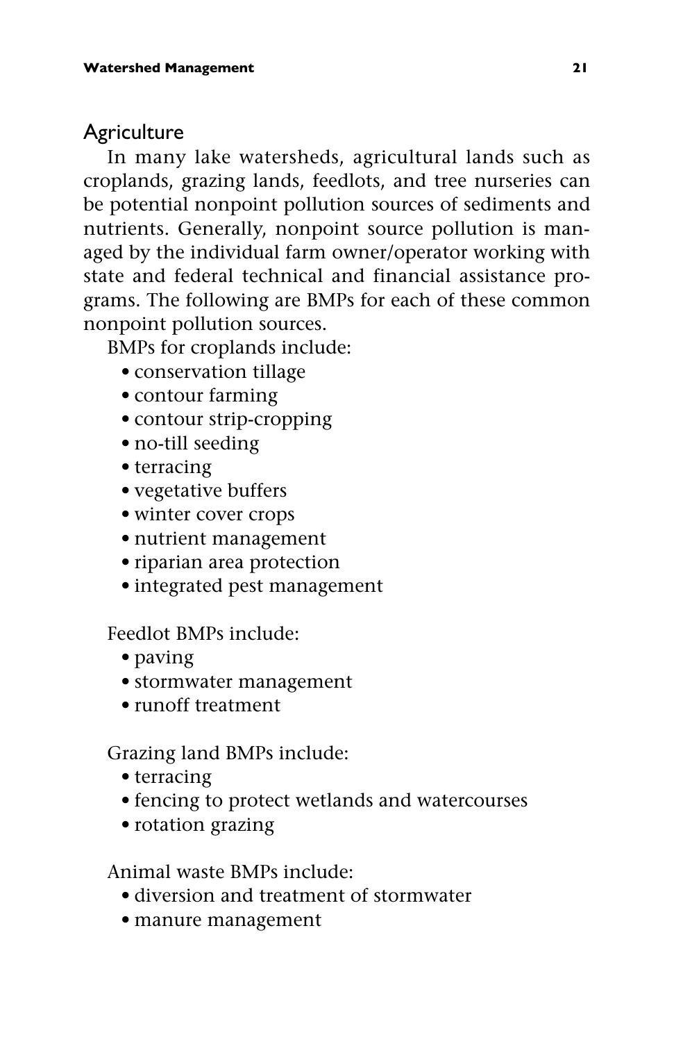## Agriculture

In many lake watersheds, agricultural lands such as croplands, grazing lands, feedlots, and tree nurseries can be potential nonpoint pollution sources of sediments and nutrients. Generally, nonpoint source pollution is managed by the individual farm owner/operator working with state and federal technical and financial assistance programs. The following are BMPs for each of these common nonpoint pollution sources.

BMPs for croplands include:

- conservation tillage
- contour farming
- contour strip-cropping
- no-till seeding
- terracing
- vegetative buffers
- winter cover crops
- nutrient management
- riparian area protection
- integrated pest management

Feedlot BMPs include:

- paving
- stormwater management
- runoff treatment

Grazing land BMPs include:

- terracing
- fencing to protect wetlands and watercourses
- rotation grazing

Animal waste BMPs include:

- diversion and treatment of stormwater
- manure management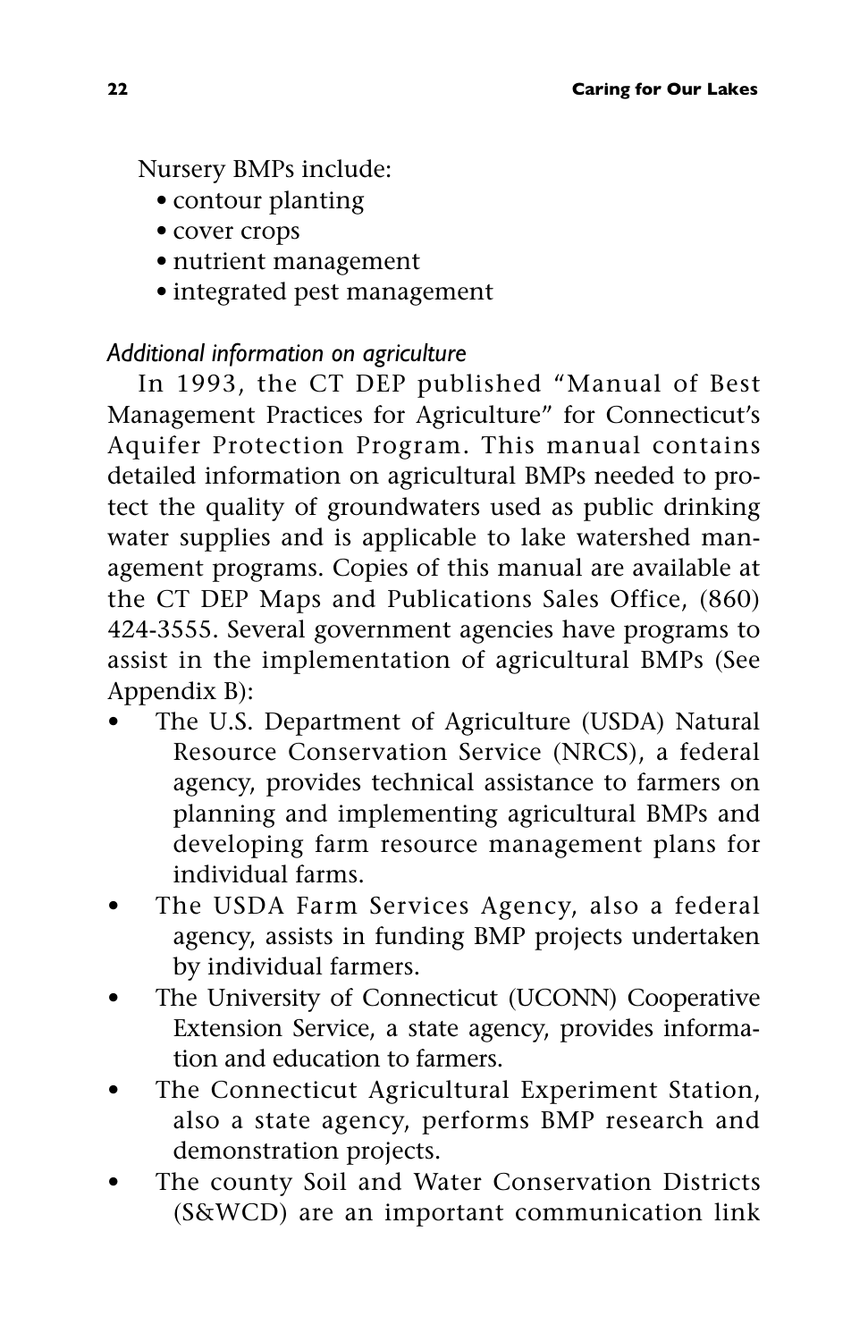Nursery BMPs include:

- contour planting
- cover crops
- nutrient management
- integrated pest management

*Additional information on agriculture*

In 1993, the CT DEP published "Manual of Best Management Practices for Agriculture" for Connecticut's Aquifer Protection Program. This manual contains detailed information on agricultural BMPs needed to protect the quality of groundwaters used as public drinking water supplies and is applicable to lake watershed management programs. Copies of this manual are available at the CT DEP Maps and Publications Sales Office, (860) 424-3555. Several government agencies have programs to assist in the implementation of agricultural BMPs (See Appendix B):

- The U.S. Department of Agriculture (USDA) Natural Resource Conservation Service (NRCS), a federal agency, provides technical assistance to farmers on planning and implementing agricultural BMPs and developing farm resource management plans for individual farms.
- The USDA Farm Services Agency, also a federal agency, assists in funding BMP projects undertaken by individual farmers.
- The University of Connecticut (UCONN) Cooperative Extension Service, a state agency, provides information and education to farmers.
- The Connecticut Agricultural Experiment Station, also a state agency, performs BMP research and demonstration projects.
- The county Soil and Water Conservation Districts (S&WCD) are an important communication link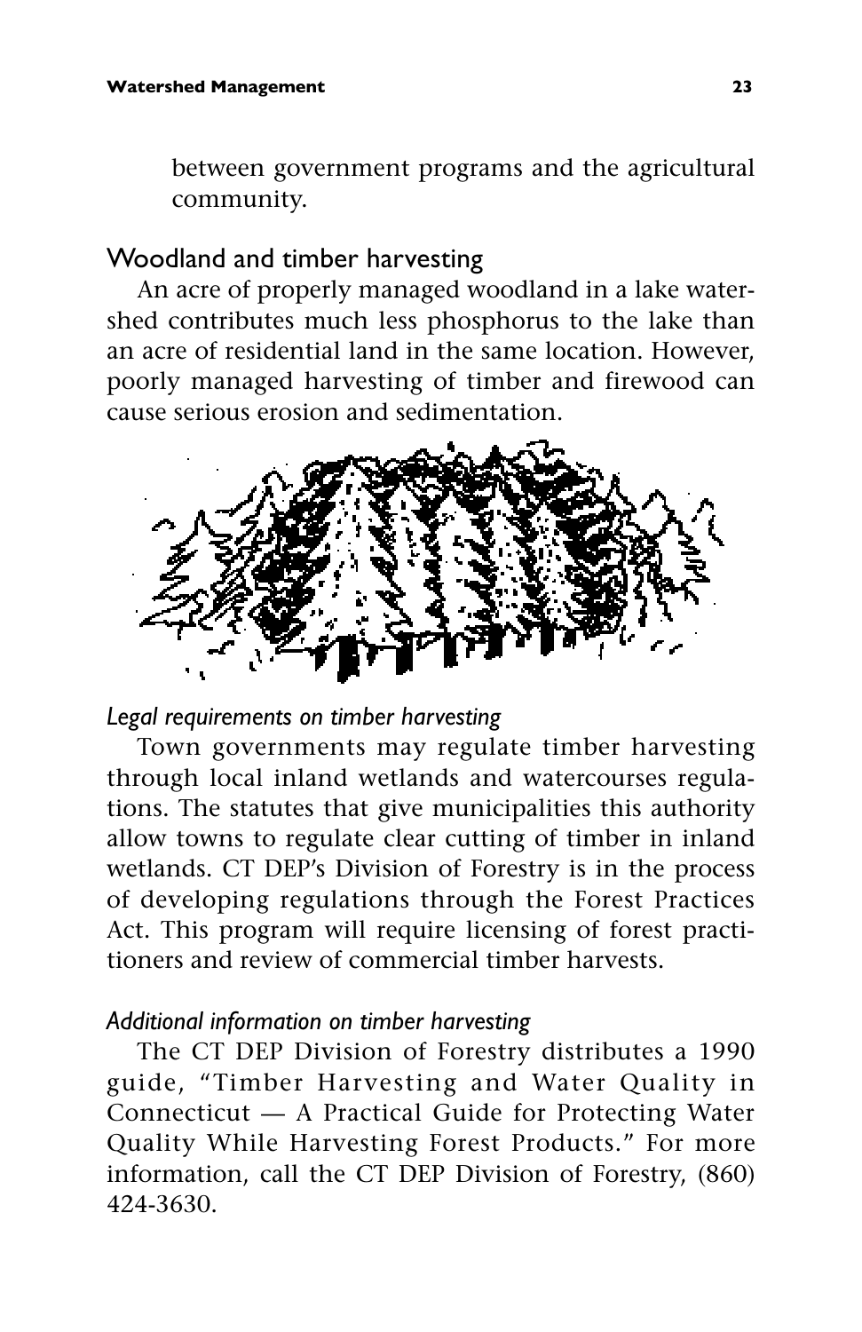between government programs and the agricultural community.

## Woodland and timber harvesting

An acre of properly managed woodland in a lake watershed contributes much less phosphorus to the lake than an acre of residential land in the same location. However, poorly managed harvesting of timber and firewood can cause serious erosion and sedimentation.

### *Legal requirements on timber harvesting*

Town governments may regulate timber harvesting through local inland wetlands and watercourses regulations. The statutes that give municipalities this authority allow towns to regulate clear cutting of timber in inland wetlands. CT DEP's Division of Forestry is in the process of developing regulations through the Forest Practices Act. This program will require licensing of forest practitioners and review of commercial timber harvests.

### *Additional information on timber harvesting*

The CT DEP Division of Forestry distributes a 1990 guide, "Timber Harvesting and Water Quality in Connecticut — A Practical Guide for Protecting Water Quality While Harvesting Forest Products." For more information, call the CT DEP Division of Forestry, (860) 424-3630.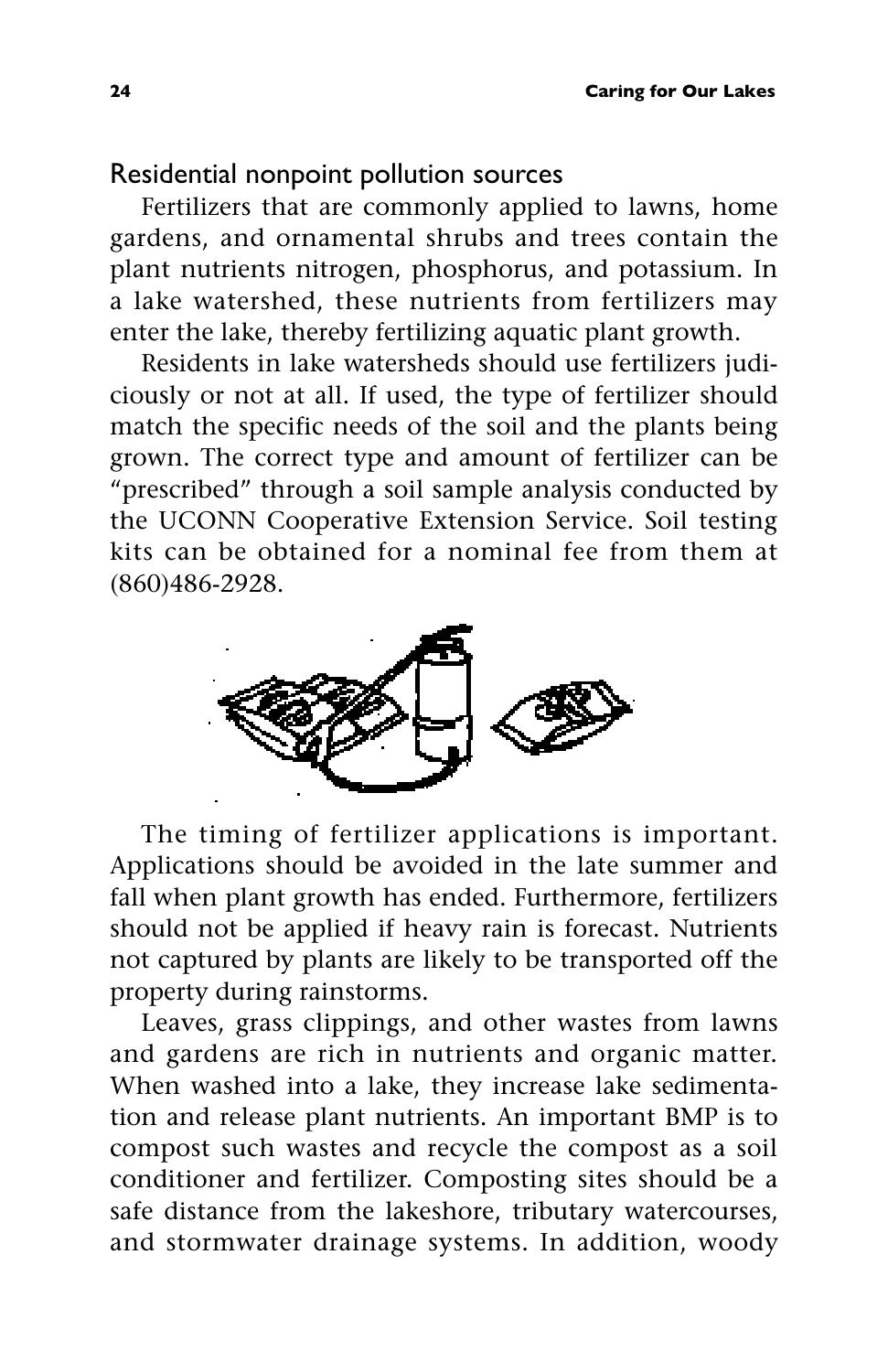## Residential nonpoint pollution sources

Fertilizers that are commonly applied to lawns, home gardens, and ornamental shrubs and trees contain the plant nutrients nitrogen, phosphorus, and potassium. In a lake watershed, these nutrients from fertilizers may enter the lake, thereby fertilizing aquatic plant growth.

Residents in lake watersheds should use fertilizers judiciously or not at all. If used, the type of fertilizer should match the specific needs of the soil and the plants being grown. The correct type and amount of fertilizer can be "prescribed" through a soil sample analysis conducted by the UCONN Cooperative Extension Service. Soil testing kits can be obtained for a nominal fee from them at (860)486-2928.

The timing of fertilizer applications is important. Applications should be avoided in the late summer and fall when plant growth has ended. Furthermore, fertilizers should not be applied if heavy rain is forecast. Nutrients not captured by plants are likely to be transported off the property during rainstorms.

Leaves, grass clippings, and other wastes from lawns and gardens are rich in nutrients and organic matter. When washed into a lake, they increase lake sedimentation and release plant nutrients. An important BMP is to compost such wastes and recycle the compost as a soil conditioner and fertilizer. Composting sites should be a safe distance from the lakeshore, tributary watercourses, and stormwater drainage systems. In addition, woody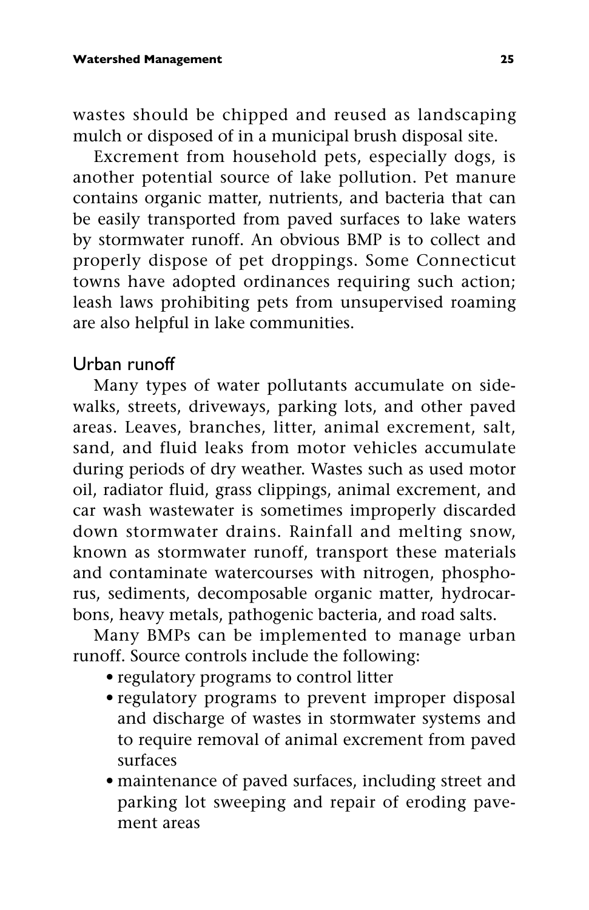wastes should be chipped and reused as landscaping mulch or disposed of in a municipal brush disposal site.

Excrement from household pets, especially dogs, is another potential source of lake pollution. Pet manure contains organic matter, nutrients, and bacteria that can be easily transported from paved surfaces to lake waters by stormwater runoff. An obvious BMP is to collect and properly dispose of pet droppings. Some Connecticut towns have adopted ordinances requiring such action; leash laws prohibiting pets from unsupervised roaming are also helpful in lake communities.

## Urban runoff

Many types of water pollutants accumulate on sidewalks, streets, driveways, parking lots, and other paved areas. Leaves, branches, litter, animal excrement, salt, sand, and fluid leaks from motor vehicles accumulate during periods of dry weather. Wastes such as used motor oil, radiator fluid, grass clippings, animal excrement, and car wash wastewater is sometimes improperly discarded down stormwater drains. Rainfall and melting snow, known as stormwater runoff, transport these materials and contaminate watercourses with nitrogen, phosphorus, sediments, decomposable organic matter, hydrocarbons, heavy metals, pathogenic bacteria, and road salts.

Many BMPs can be implemented to manage urban runoff. Source controls include the following:

- regulatory programs to control litter
- regulatory programs to prevent improper disposal and discharge of wastes in stormwater systems and to require removal of animal excrement from paved surfaces
- maintenance of paved surfaces, including street and parking lot sweeping and repair of eroding pavement areas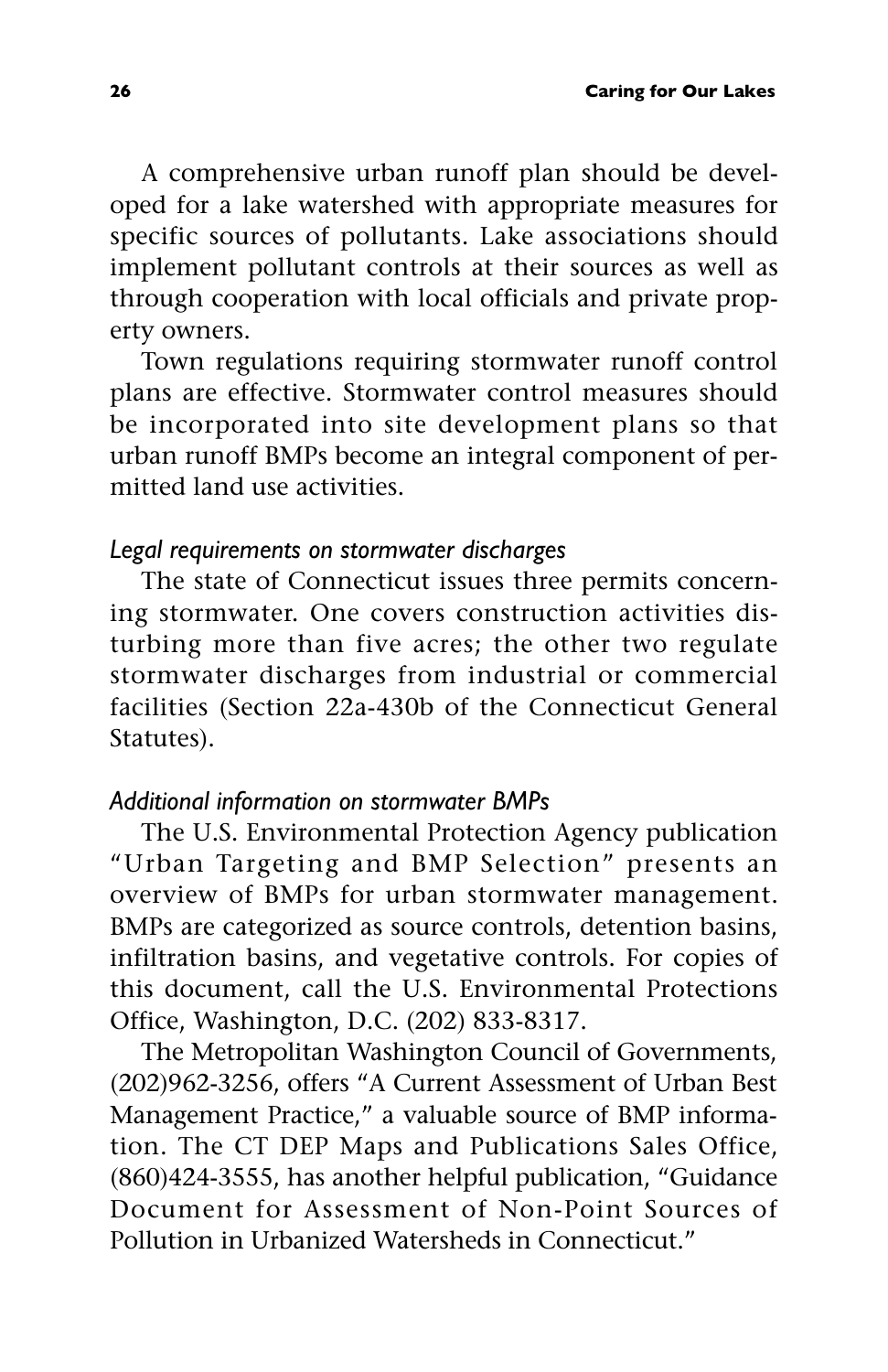A comprehensive urban runoff plan should be developed for a lake watershed with appropriate measures for specific sources of pollutants. Lake associations should implement pollutant controls at their sources as well as through cooperation with local officials and private property owners.

Town regulations requiring stormwater runoff control plans are effective. Stormwater control measures should be incorporated into site development plans so that urban runoff BMPs become an integral component of permitted land use activities.

### *Legal requirements on stormwater discharges*

The state of Connecticut issues three permits concerning stormwater. One covers construction activities disturbing more than five acres; the other two regulate stormwater discharges from industrial or commercial facilities (Section 22a-430b of the Connecticut General Statutes).

### *Additional information on stormwater BMPs*

The U.S. Environmental Protection Agency publication "Urban Targeting and BMP Selection" presents an overview of BMPs for urban stormwater management. BMPs are categorized as source controls, detention basins, infiltration basins, and vegetative controls. For copies of this document, call the U.S. Environmental Protections Office, Washington, D.C. (202) 833-8317.

The Metropolitan Washington Council of Governments, (202)962-3256, offers "A Current Assessment of Urban Best Management Practice," a valuable source of BMP information. The CT DEP Maps and Publications Sales Office, (860)424-3555, has another helpful publication, "Guidance Document for Assessment of Non-Point Sources of Pollution in Urbanized Watersheds in Connecticut."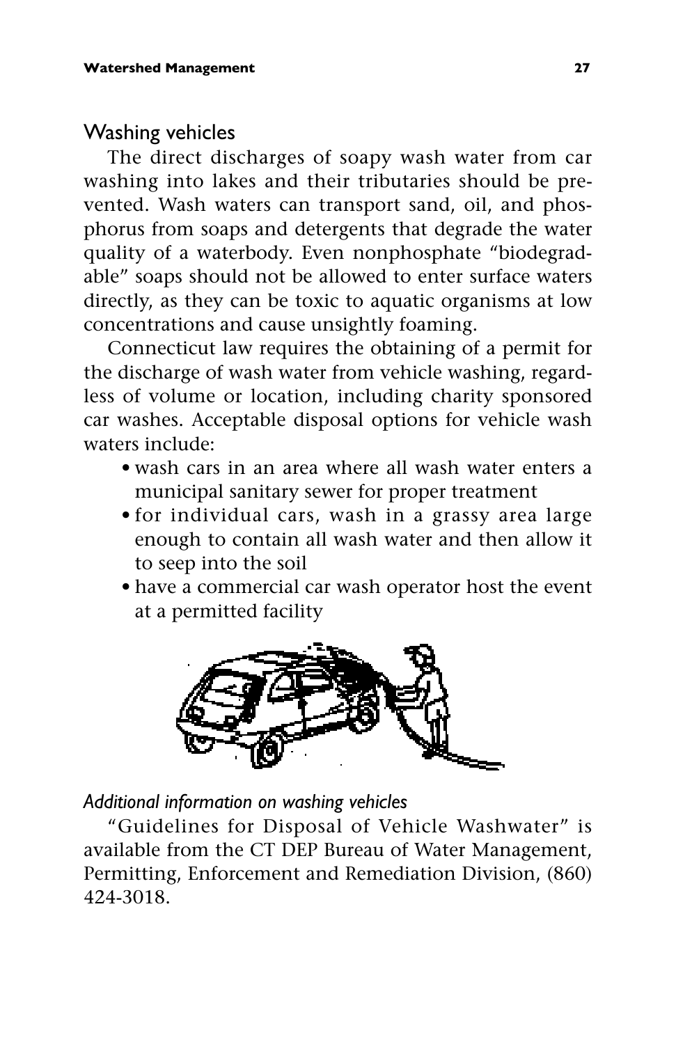## Washing vehicles

The direct discharges of soapy wash water from car washing into lakes and their tributaries should be prevented. Wash waters can transport sand, oil, and phosphorus from soaps and detergents that degrade the water quality of a waterbody. Even nonphosphate "biodegradable" soaps should not be allowed to enter surface waters directly, as they can be toxic to aquatic organisms at low concentrations and cause unsightly foaming.

Connecticut law requires the obtaining of a permit for the discharge of wash water from vehicle washing, regardless of volume or location, including charity sponsored car washes. Acceptable disposal options for vehicle wash waters include:

- wash cars in an area where all wash water enters a municipal sanitary sewer for proper treatment
- for individual cars, wash in a grassy area large enough to contain all wash water and then allow it to seep into the soil
- have a commercial car wash operator host the event at a permitted facility

### *Additional information on washing vehicles*

"Guidelines for Disposal of Vehicle Washwater" is available from the CT DEP Bureau of Water Management, Permitting, Enforcement and Remediation Division, (860) 424-3018.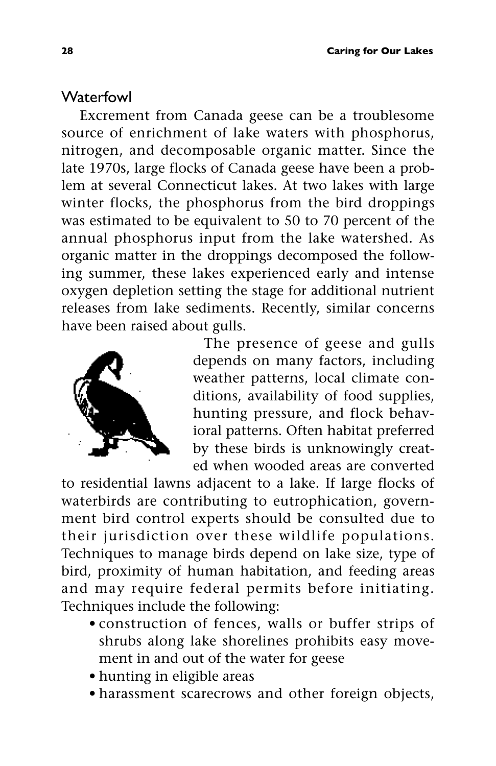## Waterfowl

Excrement from Canada geese can be a troublesome source of enrichment of lake waters with phosphorus, nitrogen, and decomposable organic matter. Since the late 1970s, large flocks of Canada geese have been a problem at several Connecticut lakes. At two lakes with large winter flocks, the phosphorus from the bird droppings was estimated to be equivalent to 50 to 70 percent of the annual phosphorus input from the lake watershed. As organic matter in the droppings decomposed the following summer, these lakes experienced early and intense oxygen depletion setting the stage for additional nutrient releases from lake sediments. Recently, similar concerns have been raised about gulls.

The presence of geese and gulls depends on many factors, including weather patterns, local climate conditions, availability of food supplies, hunting pressure, and flock behavioral patterns. Often habitat preferred by these birds is unknowingly created when wooded areas are converted to residential lawns adjacent to a lake. If large flocks of waterbirds are contributing to eutrophication, government bird control experts should be consulted due to their jurisdiction over these wildlife populations. Techniques to manage birds depend on lake size, type of bird, proximity of human habitation, and feeding areas and may require federal permits before initiating. Techniques include the following:

- construction of fences, walls or buffer strips of shrubs along lake shorelines prohibits easy movement in and out of the water for geese
- hunting in eligible areas
- harassment scarecrows and other foreign objects,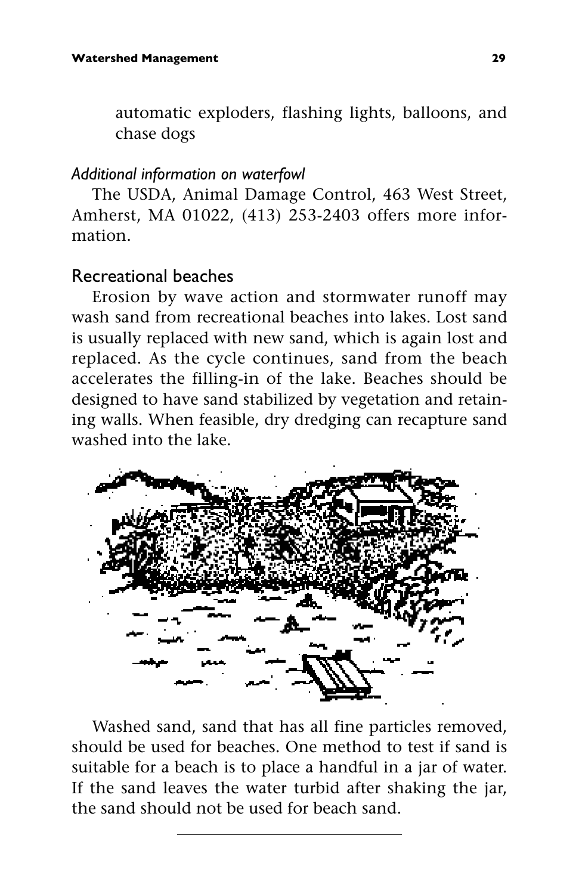automatic exploders, flashing lights, balloons, and chase dogs

*Additional information on waterfowl*

The USDA, Animal Damage Control, 463 West Street, Amherst, MA 01022, (413) 253-2403 offers more information.

## Recreational beaches

Erosion by wave action and stormwater runoff may wash sand from recreational beaches into lakes. Lost sand is usually replaced with new sand, which is again lost and replaced. As the cycle continues, sand from the beach accelerates the filling-in of the lake. Beaches should be designed to have sand stabilized by vegetation and retaining walls. When feasible, dry dredging can recapture sand washed into the lake.

Washed sand, sand that has all fine particles removed, should be used for beaches. One method to test if sand is suitable for a beach is to place a handful in a jar of water. If the sand leaves the water turbid after shaking the jar, the sand should not be used for beach sand.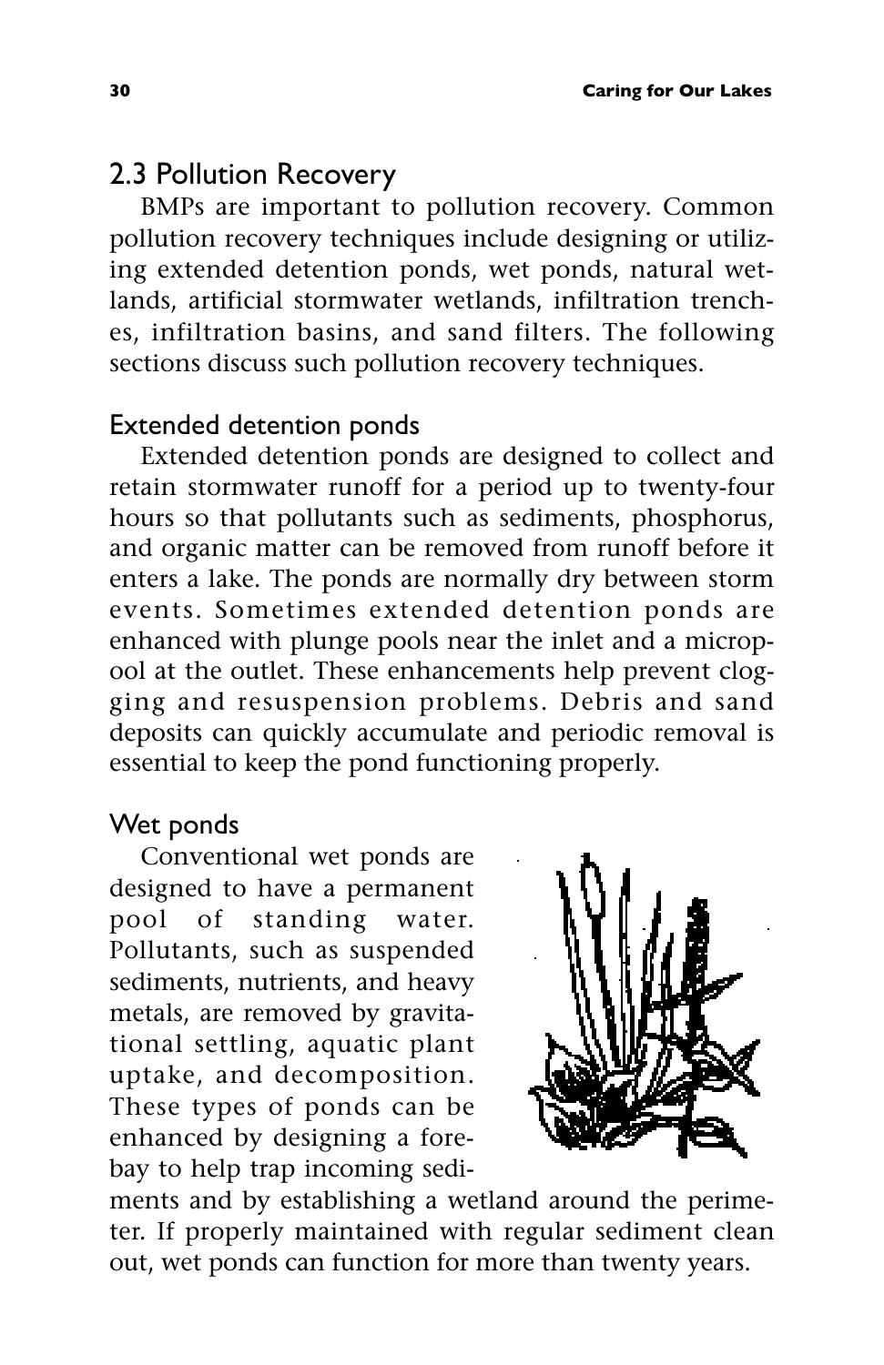## 2.3 Pollution Recovery

BMPs are important to pollution recovery. Common pollution recovery techniques include designing or utilizing extended detention ponds, wet ponds, natural wetlands, artificial stormwater wetlands, infiltration trenches, infiltration basins, and sand filters. The following sections discuss such pollution recovery techniques.

### Extended detention ponds

Extended detention ponds are designed to collect and retain stormwater runoff for a period up to twenty-four hours so that pollutants such as sediments, phosphorus, and organic matter can be removed from runoff before it enters a lake. The ponds are normally dry between storm events. Sometimes extended detention ponds are enhanced with plunge pools near the inlet and a micropool at the outlet. These enhancements help prevent clogging and resuspension problems. Debris and sand deposits can quickly accumulate and periodic removal is essential to keep the pond functioning properly.

### Wet ponds

Conventional wet ponds are designed to have a permanent pool of standing water. Pollutants, such as suspended sediments, nutrients, and heavy metals, are removed by gravitational settling, aquatic plant uptake, and decomposition. These types of ponds can be enhanced by designing a forebay to help trap incoming sediments and by establishing a wetland around the perimeter. If properly maintained with regular sediment clean out, wet ponds can function for more than twenty years.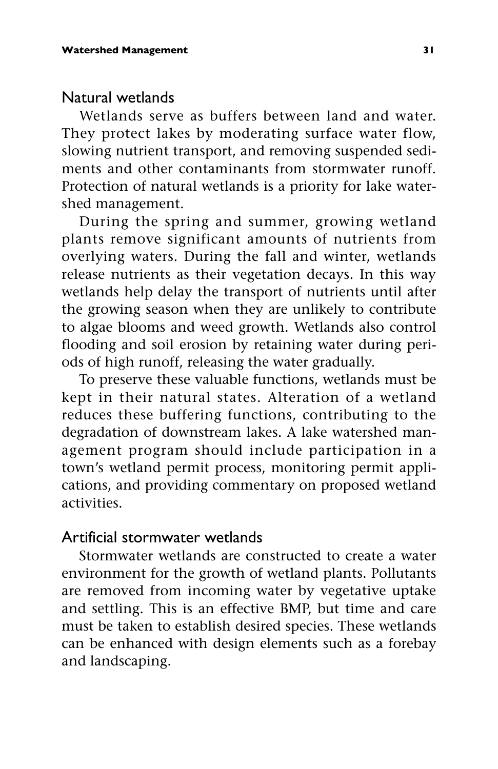## Natural wetlands

Wetlands serve as buffers between land and water. They protect lakes by moderating surface water flow, slowing nutrient transport, and removing suspended sediments and other contaminants from stormwater runoff. Protection of natural wetlands is a priority for lake watershed management.

During the spring and summer, growing wetland plants remove significant amounts of nutrients from overlying waters. During the fall and winter, wetlands release nutrients as their vegetation decays. In this way wetlands help delay the transport of nutrients until after the growing season when they are unlikely to contribute to algae blooms and weed growth. Wetlands also control flooding and soil erosion by retaining water during periods of high runoff, releasing the water gradually.

To preserve these valuable functions, wetlands must be kept in their natural states. Alteration of a wetland reduces these buffering functions, contributing to the degradation of downstream lakes. A lake watershed management program should include participation in a town's wetland permit process, monitoring permit applications, and providing commentary on proposed wetland activities.

## Artificial stormwater wetlands

Stormwater wetlands are constructed to create a water environment for the growth of wetland plants. Pollutants are removed from incoming water by vegetative uptake and settling. This is an effective BMP, but time and care must be taken to establish desired species. These wetlands can be enhanced with design elements such as a forebay and landscaping.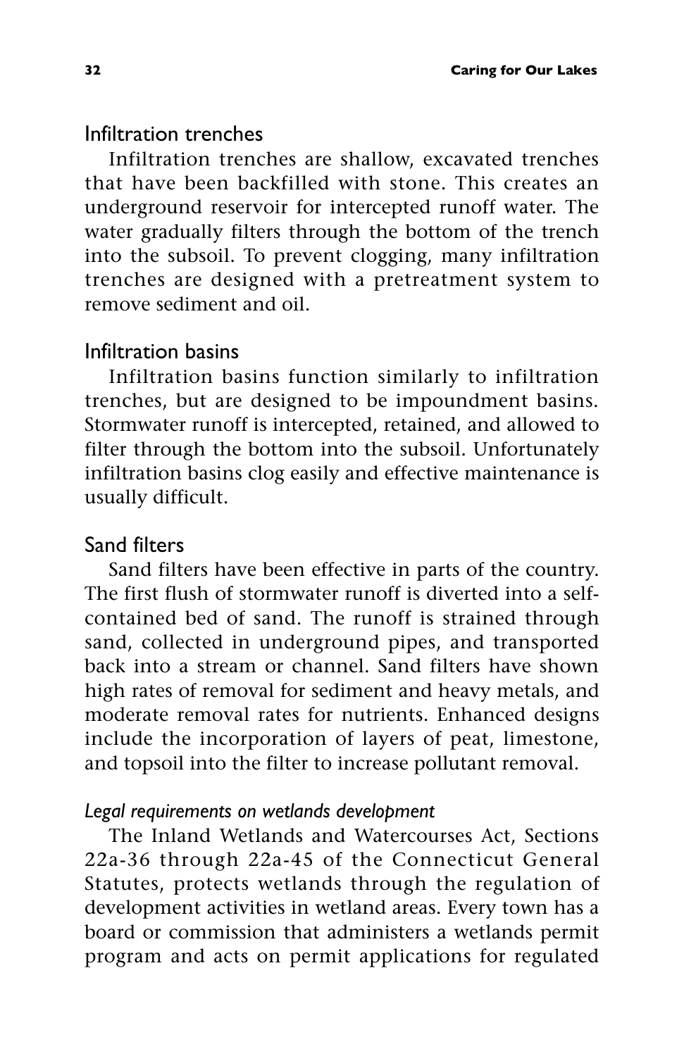### Infiltration trenches

Infiltration trenches are shallow, excavated trenches that have been backfilled with stone. This creates an underground reservoir for intercepted runoff water. The water gradually filters through the bottom of the trench into the subsoil. To prevent clogging, many infiltration trenches are designed with a pretreatment system to remove sediment and oil.

### Infiltration basins

Infiltration basins function similarly to infiltration trenches, but are designed to be impoundment basins. Stormwater runoff is intercepted, retained, and allowed to filter through the bottom into the subsoil. Unfortunately infiltration basins clog easily and effective maintenance is usually difficult.

### Sand filters

Sand filters have been effective in parts of the country. The first flush of stormwater runoff is diverted into a self-contained bed of sand. The runoff is strained through sand, collected in underground pipes, and transported back into a stream or channel. Sand filters have shown high rates of removal for sediment and heavy metals, and moderate removal rates for nutrients. Enhanced designs include the incorporation of layers of peat, limestone, and topsoil into the filter to increase pollutant removal.

#### *Legal requirements on wetlands development*

The Inland Wetlands and Watercourses Act, Sections 22a-36 through 22a-45 of the Connecticut General Statutes, protects wetlands through the regulation of development activities in wetland areas. Every town has a board or commission that administers a wetlands permit program and acts on permit applications for regulated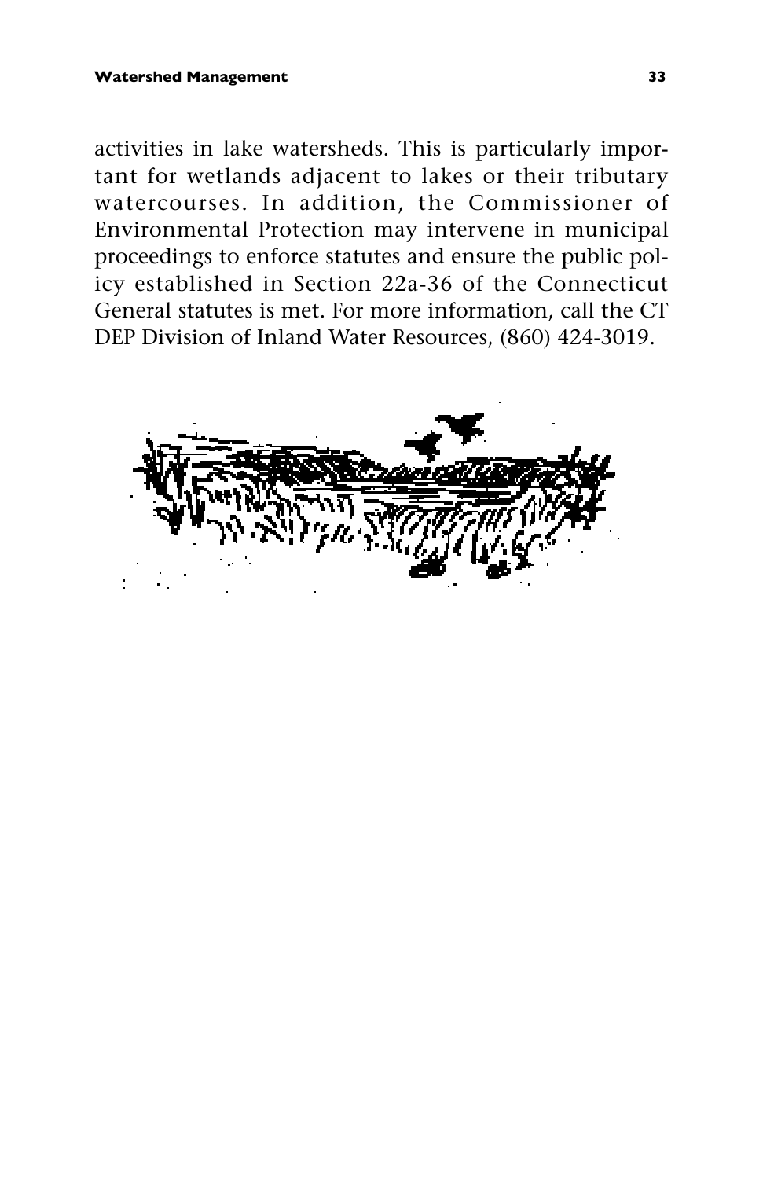activities in lake watersheds. This is particularly important for wetlands adjacent to lakes or their tributary watercourses. In addition, the Commissioner of Environmental Protection may intervene in municipal proceedings to enforce statutes and ensure the public policy established in Section 22a-36 of the Connecticut General statutes is met. For more information, call the CT DEP Division of Inland Water Resources, (860) 424-3019.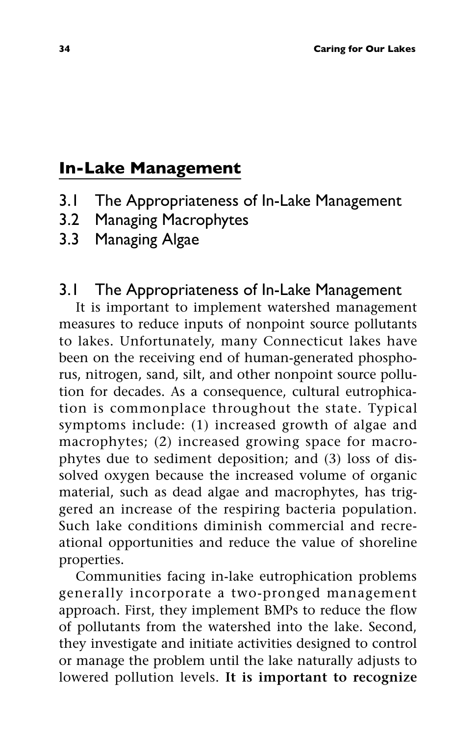## In-Lake Management

3.1 The Appropriateness of In-Lake Management
3.2 Managing Macrophytes
3.3 Managing Algae

### 3.1 The Appropriateness of In-Lake Management

It is important to implement watershed management measures to reduce inputs of nonpoint source pollutants to lakes. Unfortunately, many Connecticut lakes have been on the receiving end of human-generated phosphorus, nitrogen, sand, silt, and other nonpoint source pollution for decades. As a consequence, cultural eutrophication is commonplace throughout the state. Typical symptoms include: (1) increased growth of algae and macrophytes; (2) increased growing space for macrophytes due to sediment deposition; and (3) loss of dissolved oxygen because the increased volume of organic material, such as dead algae and macrophytes, has triggered an increase of the respiring bacteria population. Such lake conditions diminish commercial and recreational opportunities and reduce the value of shoreline properties.

Communities facing in-lake eutrophication problems generally incorporate a two-pronged management approach. First, they implement BMPs to reduce the flow of pollutants from the watershed into the lake. Second, they investigate and initiate activities designed to control or manage the problem until the lake naturally adjusts to lowered pollution levels. **It is important to recognize**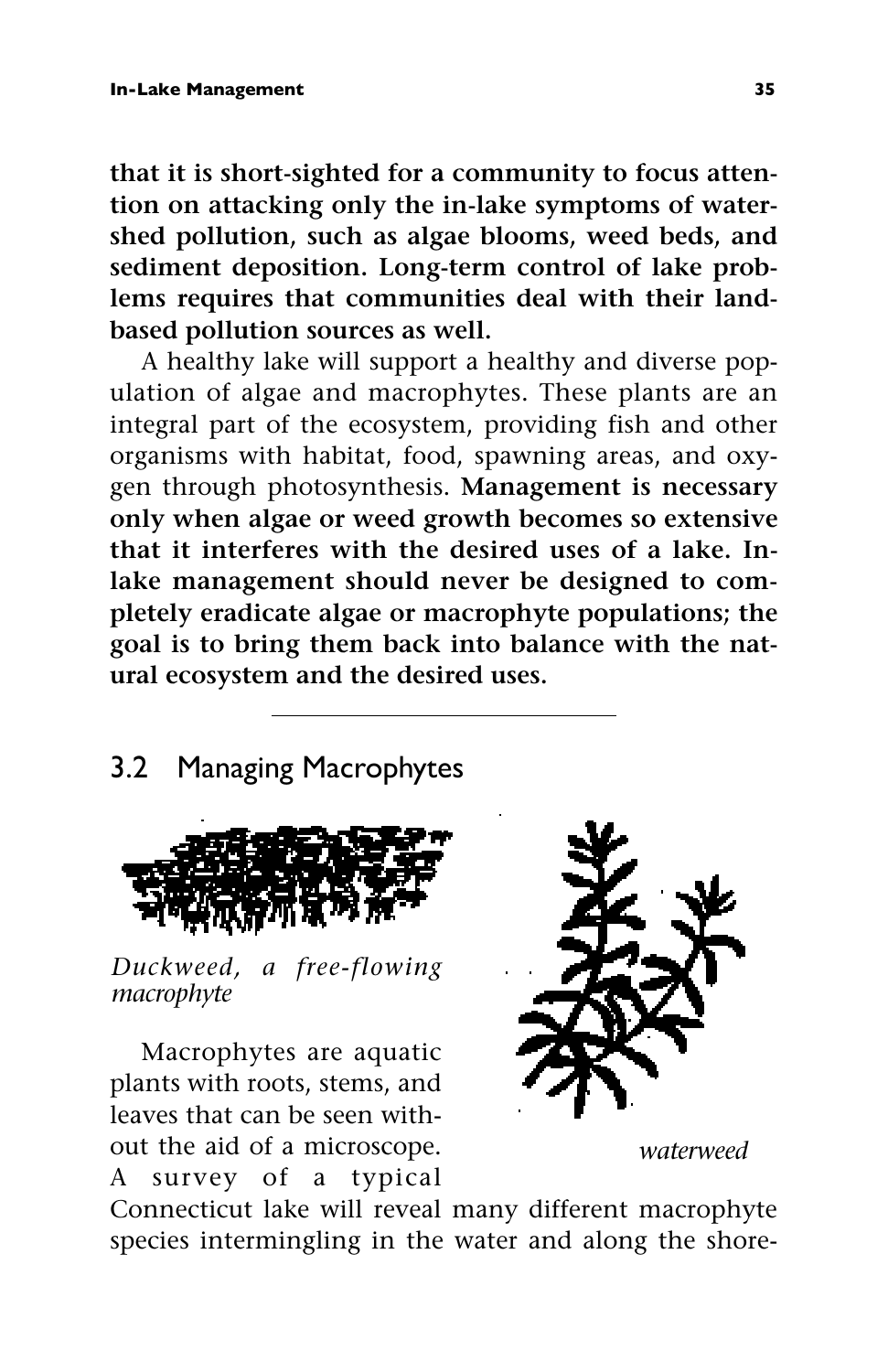**that it is short-sighted for a community to focus attention on attacking only the in-lake symptoms of watershed pollution, such as algae blooms, weed beds, and sediment deposition. Long-term control of lake problems requires that communities deal with their land-based pollution sources as well.**

A healthy lake will support a healthy and diverse population of algae and macrophytes. These plants are an integral part of the ecosystem, providing fish and other organisms with habitat, food, spawning areas, and oxygen through photosynthesis. **Management is necessary only when algae or weed growth becomes so extensive that it interferes with the desired uses of a lake. In-lake management should never be designed to completely eradicate algae or macrophyte populations; the goal is to bring them back into balance with the natural ecosystem and the desired uses.**

---

## 3.2 Managing Macrophytes

*Duckweed, a free-flowing macrophyte*

*waterweed*

Macrophytes are aquatic plants with roots, stems, and leaves that can be seen without the aid of a microscope. A survey of a typical Connecticut lake will reveal many different macrophyte species intermingling in the water and along the shore-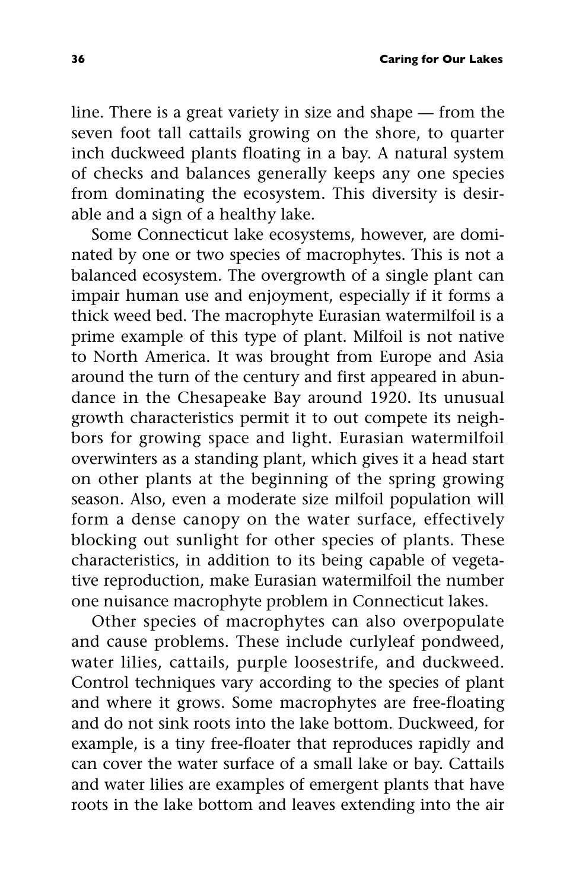line. There is a great variety in size and shape — from the seven foot tall cattails growing on the shore, to quarter inch duckweed plants floating in a bay. A natural system of checks and balances generally keeps any one species from dominating the ecosystem. This diversity is desirable and a sign of a healthy lake.

Some Connecticut lake ecosystems, however, are dominated by one or two species of macrophytes. This is not a balanced ecosystem. The overgrowth of a single plant can impair human use and enjoyment, especially if it forms a thick weed bed. The macrophyte Eurasian watermilfoil is a prime example of this type of plant. Milfoil is not native to North America. It was brought from Europe and Asia around the turn of the century and first appeared in abundance in the Chesapeake Bay around 1920. Its unusual growth characteristics permit it to out compete its neighbors for growing space and light. Eurasian watermilfoil overwinters as a standing plant, which gives it a head start on other plants at the beginning of the spring growing season. Also, even a moderate size milfoil population will form a dense canopy on the water surface, effectively blocking out sunlight for other species of plants. These characteristics, in addition to its being capable of vegetative reproduction, make Eurasian watermilfoil the number one nuisance macrophyte problem in Connecticut lakes.

Other species of macrophytes can also overpopulate and cause problems. These include curlyleaf pondweed, water lilies, cattails, purple loosestrife, and duckweed. Control techniques vary according to the species of plant and where it grows. Some macrophytes are free-floating and do not sink roots into the lake bottom. Duckweed, for example, is a tiny free-floater that reproduces rapidly and can cover the water surface of a small lake or bay. Cattails and water lilies are examples of emergent plants that have roots in the lake bottom and leaves extending into the air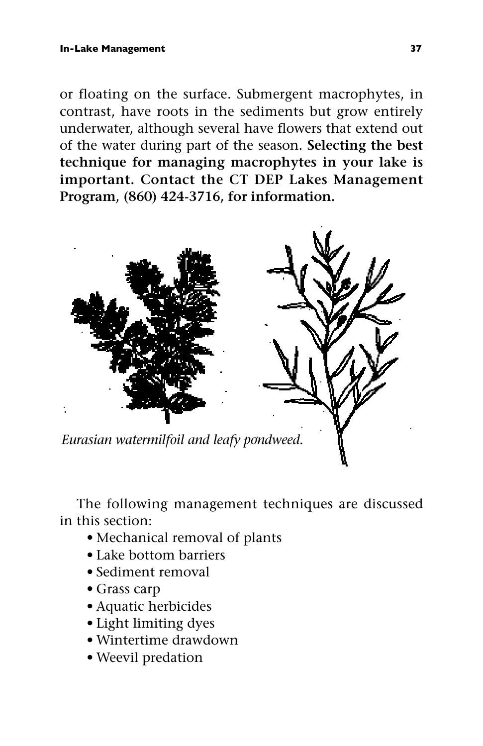or floating on the surface. Submergent macrophytes, in contrast, have roots in the sediments but grow entirely underwater, although several have flowers that extend out of the water during part of the season. **Selecting the best technique for managing macrophytes in your lake is important. Contact the CT DEP Lakes Management Program, (860) 424-3716, for information.**

*Eurasian watermilfoil and leafy pondweed.*

The following management techniques are discussed in this section:

- Mechanical removal of plants
- Lake bottom barriers
- Sediment removal
- Grass carp
- Aquatic herbicides
- Light limiting dyes
- Wintertime drawdown
- Weevil predation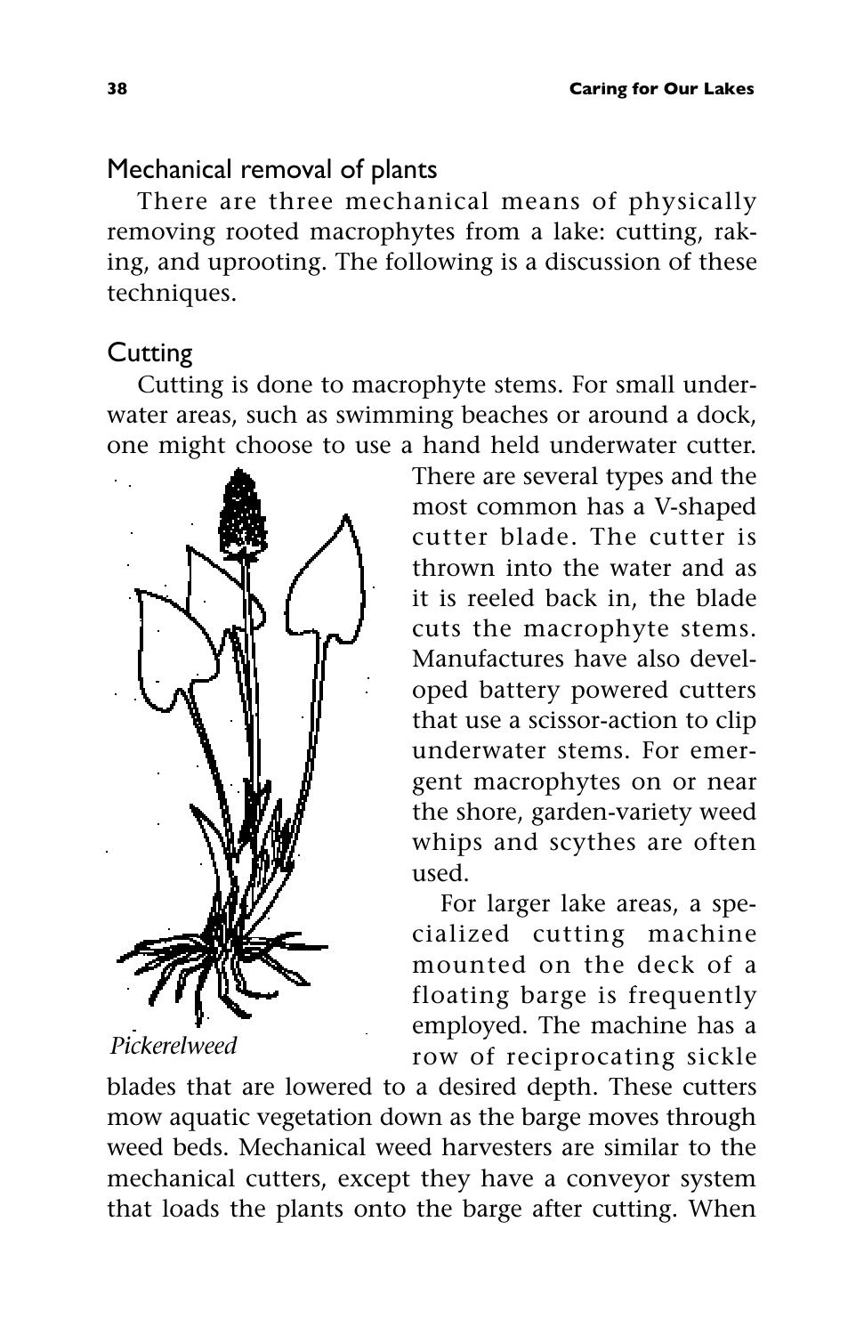## Mechanical removal of plants

There are three mechanical means of physically removing rooted macrophytes from a lake: cutting, raking, and uprooting. The following is a discussion of these techniques.

## Cutting

Cutting is done to macrophyte stems. For small underwater areas, such as swimming beaches or around a dock, one might choose to use a hand held underwater cutter. There are several types and the most common has a V-shaped cutter blade. The cutter is thrown into the water and as it is reeled back in, the blade cuts the macrophyte stems. Manufactures have also developed battery powered cutters that use a scissor-action to clip underwater stems. For emergent macrophytes on or near the shore, garden-variety weed whips and scythes are often used.

*Pickerelweed*

For larger lake areas, a specialized cutting machine mounted on the deck of a floating barge is frequently employed. The machine has a row of reciprocating sickle blades that are lowered to a desired depth. These cutters mow aquatic vegetation down as the barge moves through weed beds. Mechanical weed harvesters are similar to the mechanical cutters, except they have a conveyor system that loads the plants onto the barge after cutting. When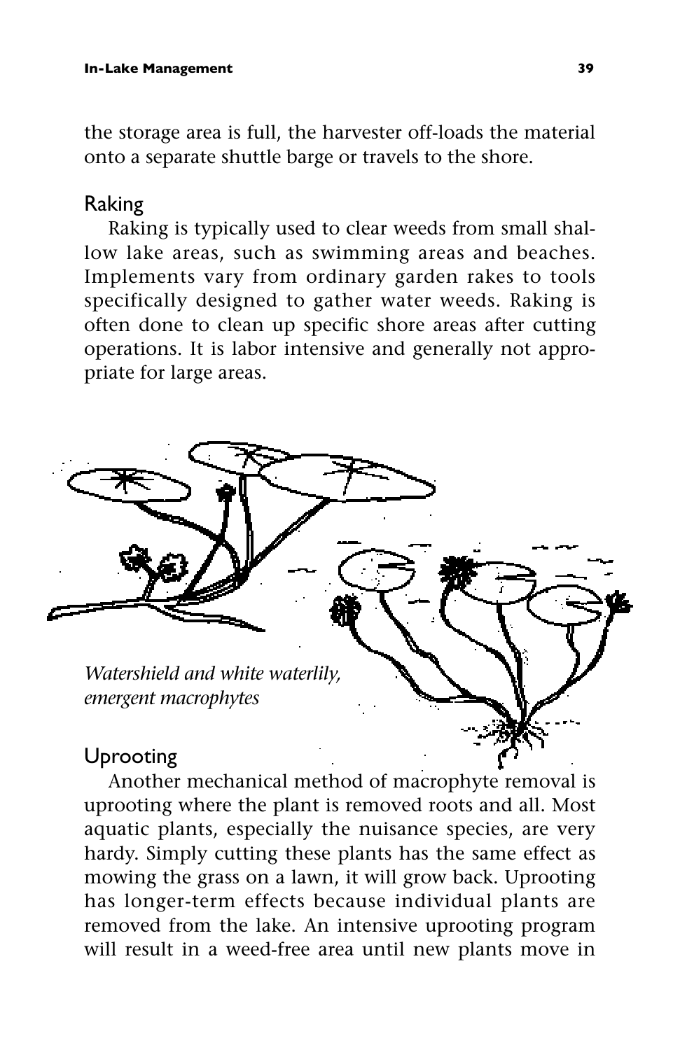the storage area is full, the harvester off-loads the material onto a separate shuttle barge or travels to the shore.

## Raking

Raking is typically used to clear weeds from small shallow lake areas, such as swimming areas and beaches. Implements vary from ordinary garden rakes to tools specifically designed to gather water weeds. Raking is often done to clean up specific shore areas after cutting operations. It is labor intensive and generally not appropriate for large areas.

*Watershield and white waterlily, emergent macrophytes*

## Uprooting

Another mechanical method of macrophyte removal is uprooting where the plant is removed roots and all. Most aquatic plants, especially the nuisance species, are very hardy. Simply cutting these plants has the same effect as mowing the grass on a lawn, it will grow back. Uprooting has longer-term effects because individual plants are removed from the lake. An intensive uprooting program will result in a weed-free area until new plants move in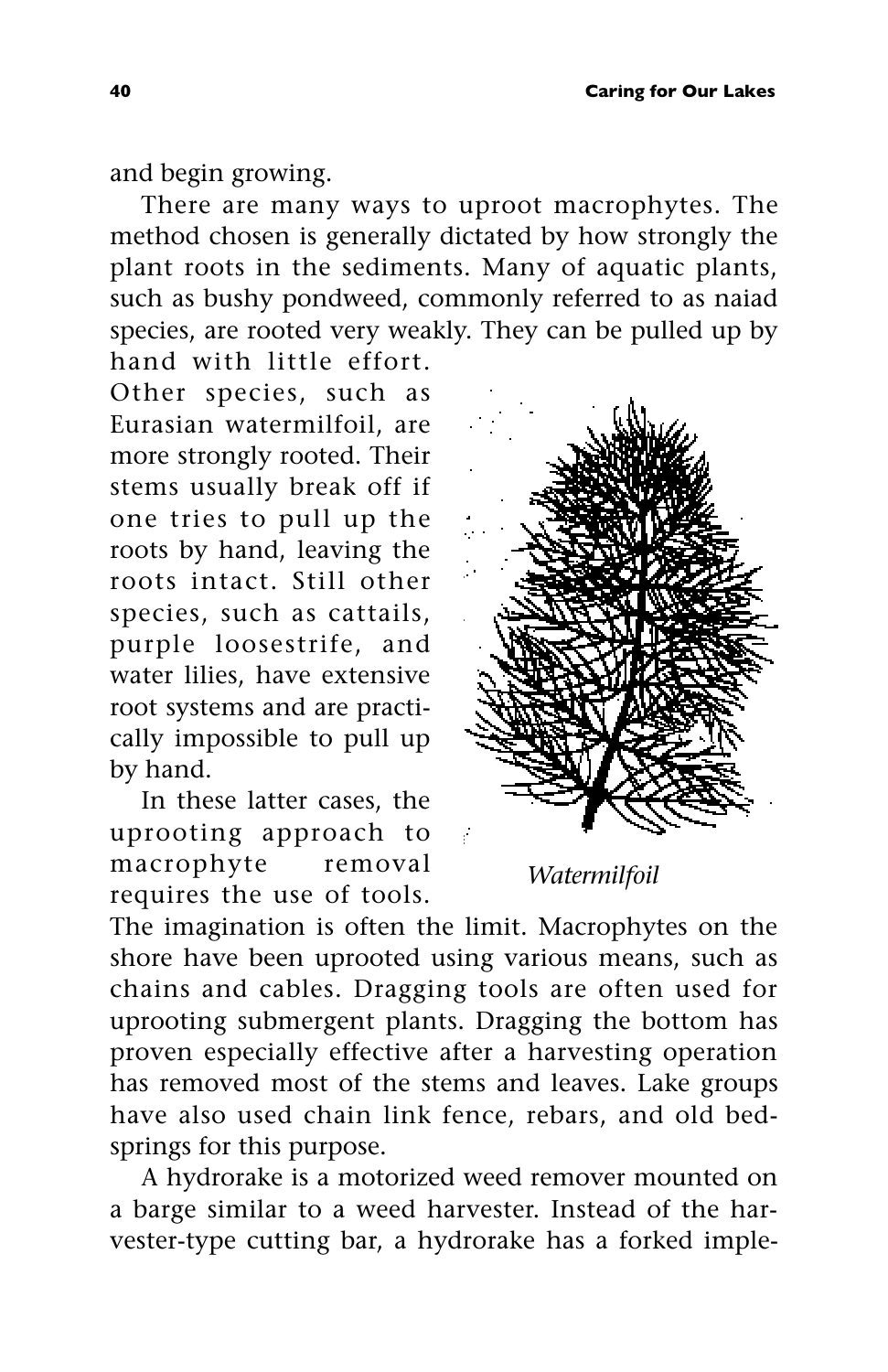and begin growing.

There are many ways to uproot macrophytes. The method chosen is generally dictated by how strongly the plant roots in the sediments. Many of aquatic plants, such as bushy pondweed, commonly referred to as naiad species, are rooted very weakly. They can be pulled up by hand with little effort. Other species, such as Eurasian watermilfoil, are more strongly rooted. Their stems usually break off if one tries to pull up the roots by hand, leaving the roots intact. Still other species, such as cattails, purple loosestrife, and water lilies, have extensive root systems and are practically impossible to pull up by hand.

*Watermilfoil*

In these latter cases, the uprooting approach to macrophyte removal requires the use of tools. The imagination is often the limit. Macrophytes on the shore have been uprooted using various means, such as chains and cables. Dragging tools are often used for uprooting submergent plants. Dragging the bottom has proven especially effective after a harvesting operation has removed most of the stems and leaves. Lake groups have also used chain link fence, rebars, and old bedsprings for this purpose.

A hydrorake is a motorized weed remover mounted on a barge similar to a weed harvester. Instead of the harvester-type cutting bar, a hydrorake has a forked imple-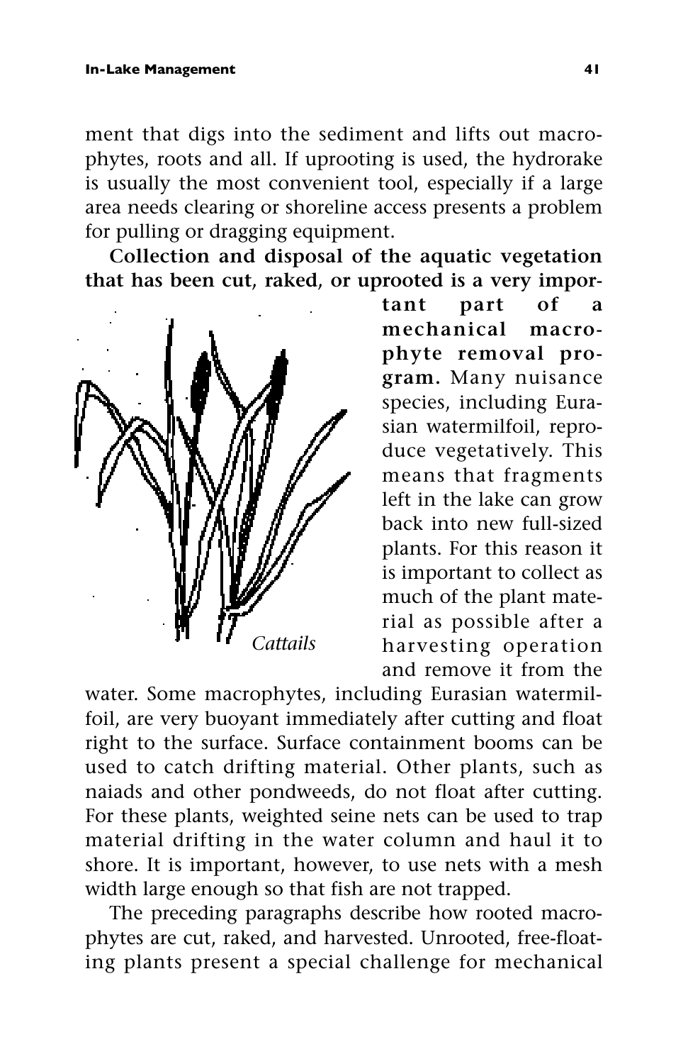ment that digs into the sediment and lifts out macrophytes, roots and all. If uprooting is used, the hydrorake is usually the most convenient tool, especially if a large area needs clearing or shoreline access presents a problem for pulling or dragging equipment.

**Collection and disposal of the aquatic vegetation that has been cut, raked, or uprooted is a very important part of a mechanical macrophyte removal program.** Many nuisance species, including Eurasian watermilfoil, reproduce vegetatively. This means that fragments left in the lake can grow back into new full-sized plants. For this reason it is important to collect as much of the plant material as possible after a harvesting operation and remove it from the water. Some macrophytes, including Eurasian watermilfoil, are very buoyant immediately after cutting and float right to the surface. Surface containment booms can be used to catch drifting material. Other plants, such as naiads and other pondweeds, do not float after cutting. For these plants, weighted seine nets can be used to trap material drifting in the water column and haul it to shore. It is important, however, to use nets with a mesh width large enough so that fish are not trapped.

*Cattails*

The preceding paragraphs describe how rooted macrophytes are cut, raked, and harvested. Unrooted, free-floating plants present a special challenge for mechanical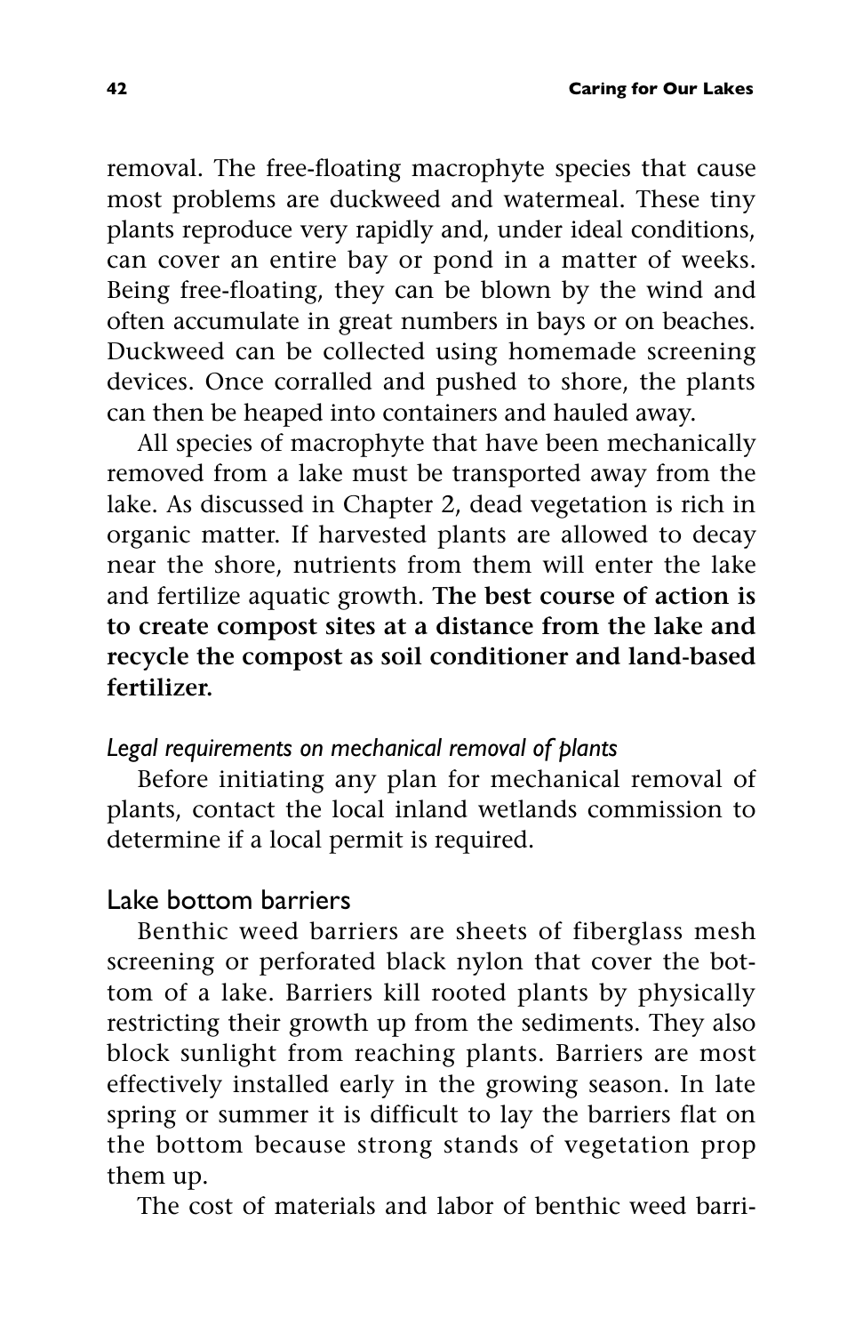removal. The free-floating macrophyte species that cause most problems are duckweed and watermeal. These tiny plants reproduce very rapidly and, under ideal conditions, can cover an entire bay or pond in a matter of weeks. Being free-floating, they can be blown by the wind and often accumulate in great numbers in bays or on beaches. Duckweed can be collected using homemade screening devices. Once corralled and pushed to shore, the plants can then be heaped into containers and hauled away.

All species of macrophyte that have been mechanically removed from a lake must be transported away from the lake. As discussed in Chapter 2, dead vegetation is rich in organic matter. If harvested plants are allowed to decay near the shore, nutrients from them will enter the lake and fertilize aquatic growth. **The best course of action is to create compost sites at a distance from the lake and recycle the compost as soil conditioner and land-based fertilizer.**

#### *Legal requirements on mechanical removal of plants*

Before initiating any plan for mechanical removal of plants, contact the local inland wetlands commission to determine if a local permit is required.

### Lake bottom barriers

Benthic weed barriers are sheets of fiberglass mesh screening or perforated black nylon that cover the bottom of a lake. Barriers kill rooted plants by physically restricting their growth up from the sediments. They also block sunlight from reaching plants. Barriers are most effectively installed early in the growing season. In late spring or summer it is difficult to lay the barriers flat on the bottom because strong stands of vegetation prop them up.

The cost of materials and labor of benthic weed barri-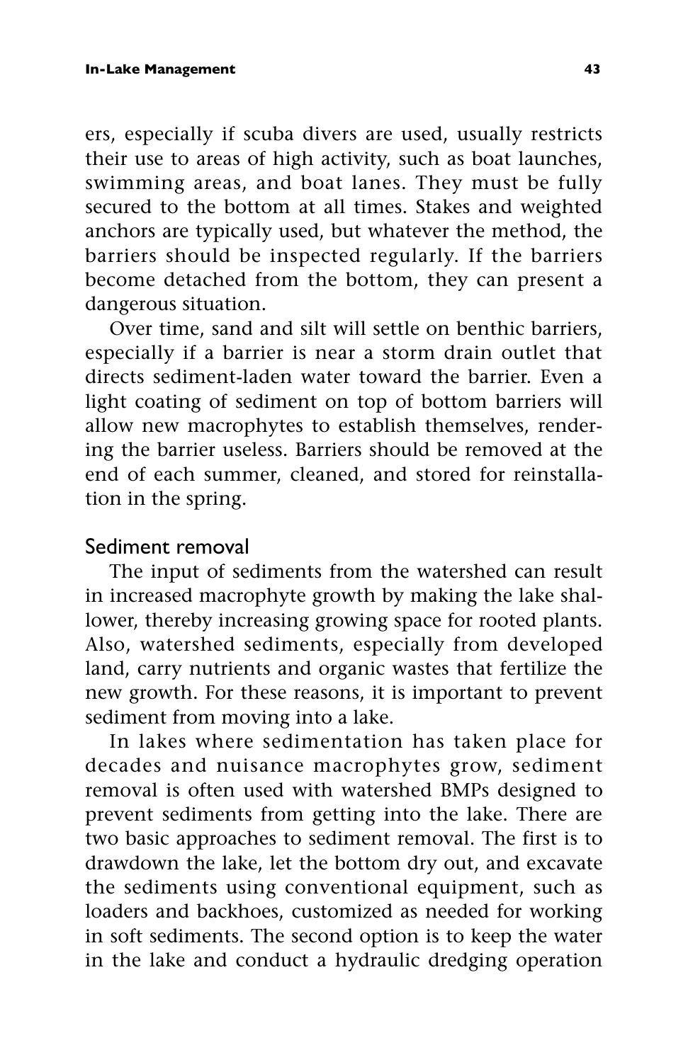ers, especially if scuba divers are used, usually restricts their use to areas of high activity, such as boat launches, swimming areas, and boat lanes. They must be fully secured to the bottom at all times. Stakes and weighted anchors are typically used, but whatever the method, the barriers should be inspected regularly. If the barriers become detached from the bottom, they can present a dangerous situation.

Over time, sand and silt will settle on benthic barriers, especially if a barrier is near a storm drain outlet that directs sediment-laden water toward the barrier. Even a light coating of sediment on top of bottom barriers will allow new macrophytes to establish themselves, rendering the barrier useless. Barriers should be removed at the end of each summer, cleaned, and stored for reinstallation in the spring.

### Sediment removal

The input of sediments from the watershed can result in increased macrophyte growth by making the lake shallower, thereby increasing growing space for rooted plants. Also, watershed sediments, especially from developed land, carry nutrients and organic wastes that fertilize the new growth. For these reasons, it is important to prevent sediment from moving into a lake.

In lakes where sedimentation has taken place for decades and nuisance macrophytes grow, sediment removal is often used with watershed BMPs designed to prevent sediments from getting into the lake. There are two basic approaches to sediment removal. The first is to drawdown the lake, let the bottom dry out, and excavate the sediments using conventional equipment, such as loaders and backhoes, customized as needed for working in soft sediments. The second option is to keep the water in the lake and conduct a hydraulic dredging operation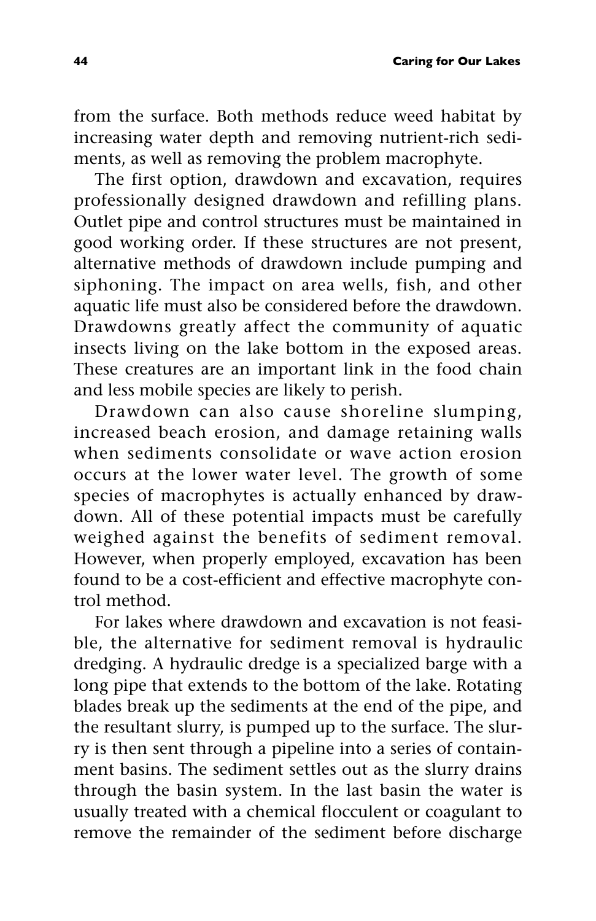from the surface. Both methods reduce weed habitat by increasing water depth and removing nutrient-rich sediments, as well as removing the problem macrophyte.

The first option, drawdown and excavation, requires professionally designed drawdown and refilling plans. Outlet pipe and control structures must be maintained in good working order. If these structures are not present, alternative methods of drawdown include pumping and siphoning. The impact on area wells, fish, and other aquatic life must also be considered before the drawdown. Drawdowns greatly affect the community of aquatic insects living on the lake bottom in the exposed areas. These creatures are an important link in the food chain and less mobile species are likely to perish.

Drawdown can also cause shoreline slumping, increased beach erosion, and damage retaining walls when sediments consolidate or wave action erosion occurs at the lower water level. The growth of some species of macrophytes is actually enhanced by drawdown. All of these potential impacts must be carefully weighed against the benefits of sediment removal. However, when properly employed, excavation has been found to be a cost-efficient and effective macrophyte control method.

For lakes where drawdown and excavation is not feasible, the alternative for sediment removal is hydraulic dredging. A hydraulic dredge is a specialized barge with a long pipe that extends to the bottom of the lake. Rotating blades break up the sediments at the end of the pipe, and the resultant slurry, is pumped up to the surface. The slurry is then sent through a pipeline into a series of containment basins. The sediment settles out as the slurry drains through the basin system. In the last basin the water is usually treated with a chemical flocculent or coagulant to remove the remainder of the sediment before discharge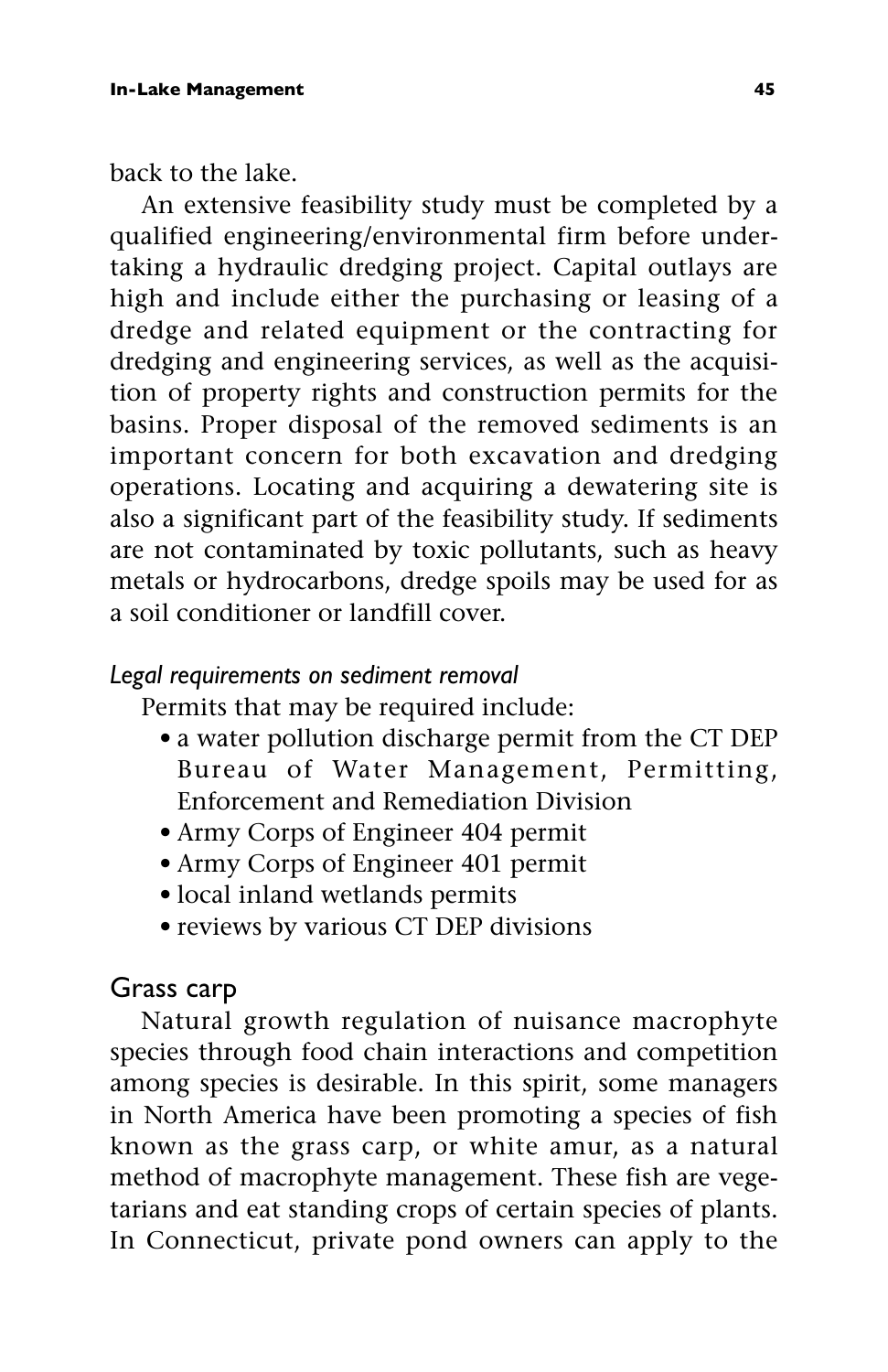back to the lake.

An extensive feasibility study must be completed by a qualified engineering/environmental firm before undertaking a hydraulic dredging project. Capital outlays are high and include either the purchasing or leasing of a dredge and related equipment or the contracting for dredging and engineering services, as well as the acquisition of property rights and construction permits for the basins. Proper disposal of the removed sediments is an important concern for both excavation and dredging operations. Locating and acquiring a dewatering site is also a significant part of the feasibility study. If sediments are not contaminated by toxic pollutants, such as heavy metals or hydrocarbons, dredge spoils may be used for as a soil conditioner or landfill cover.

#### *Legal requirements on sediment removal*

Permits that may be required include:

- a water pollution discharge permit from the CT DEP Bureau of Water Management, Permitting, Enforcement and Remediation Division
- Army Corps of Engineer 404 permit
- Army Corps of Engineer 401 permit
- local inland wetlands permits
- reviews by various CT DEP divisions

### Grass carp

Natural growth regulation of nuisance macrophyte species through food chain interactions and competition among species is desirable. In this spirit, some managers in North America have been promoting a species of fish known as the grass carp, or white amur, as a natural method of macrophyte management. These fish are vegetarians and eat standing crops of certain species of plants. In Connecticut, private pond owners can apply to the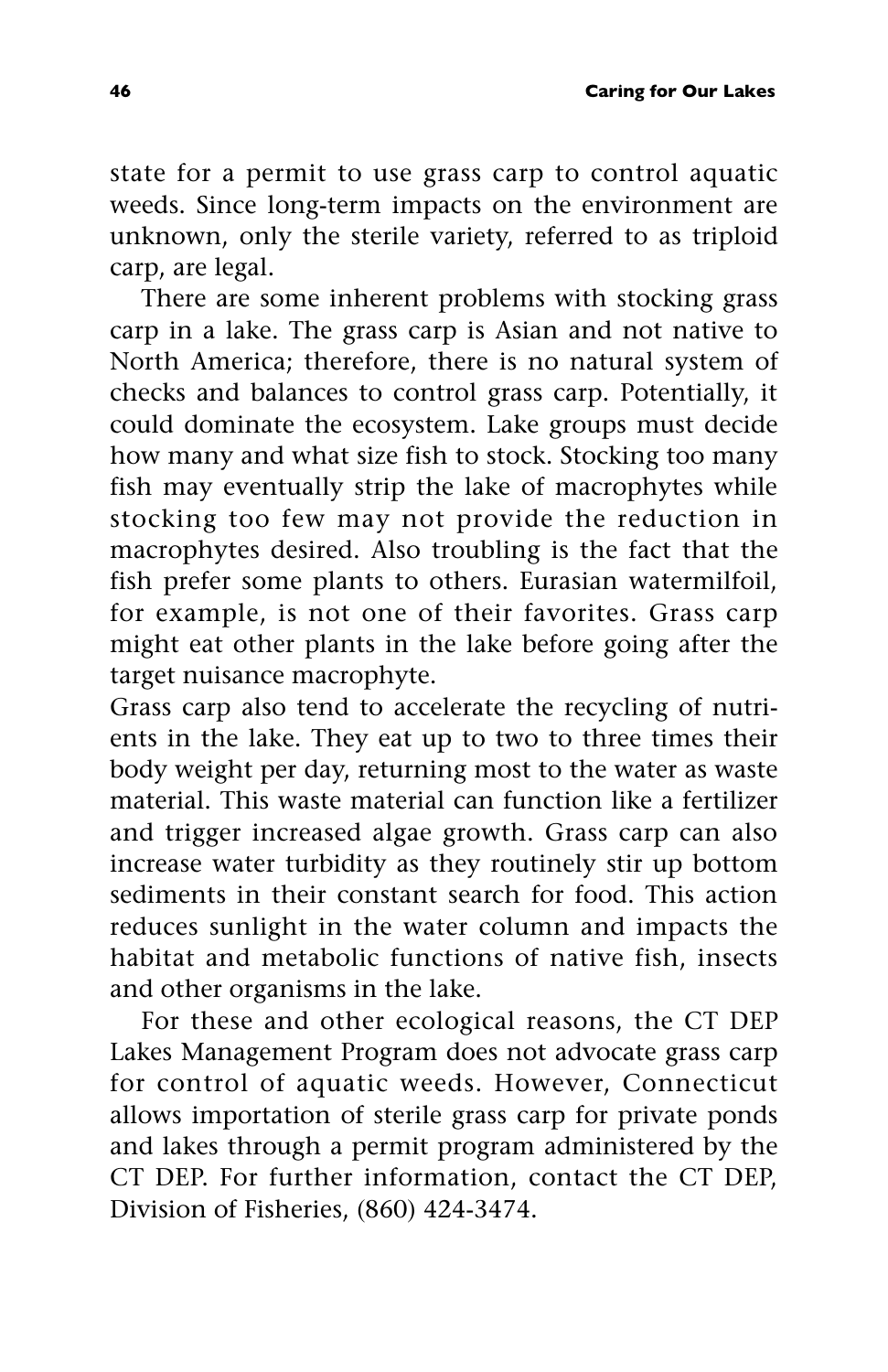state for a permit to use grass carp to control aquatic weeds. Since long-term impacts on the environment are unknown, only the sterile variety, referred to as triploid carp, are legal.

There are some inherent problems with stocking grass carp in a lake. The grass carp is Asian and not native to North America; therefore, there is no natural system of checks and balances to control grass carp. Potentially, it could dominate the ecosystem. Lake groups must decide how many and what size fish to stock. Stocking too many fish may eventually strip the lake of macrophytes while stocking too few may not provide the reduction in macrophytes desired. Also troubling is the fact that the fish prefer some plants to others. Eurasian watermilfoil, for example, is not one of their favorites. Grass carp might eat other plants in the lake before going after the target nuisance macrophyte.

Grass carp also tend to accelerate the recycling of nutrients in the lake. They eat up to two to three times their body weight per day, returning most to the water as waste material. This waste material can function like a fertilizer and trigger increased algae growth. Grass carp can also increase water turbidity as they routinely stir up bottom sediments in their constant search for food. This action reduces sunlight in the water column and impacts the habitat and metabolic functions of native fish, insects and other organisms in the lake.

For these and other ecological reasons, the CT DEP Lakes Management Program does not advocate grass carp for control of aquatic weeds. However, Connecticut allows importation of sterile grass carp for private ponds and lakes through a permit program administered by the CT DEP. For further information, contact the CT DEP, Division of Fisheries, (860) 424-3474.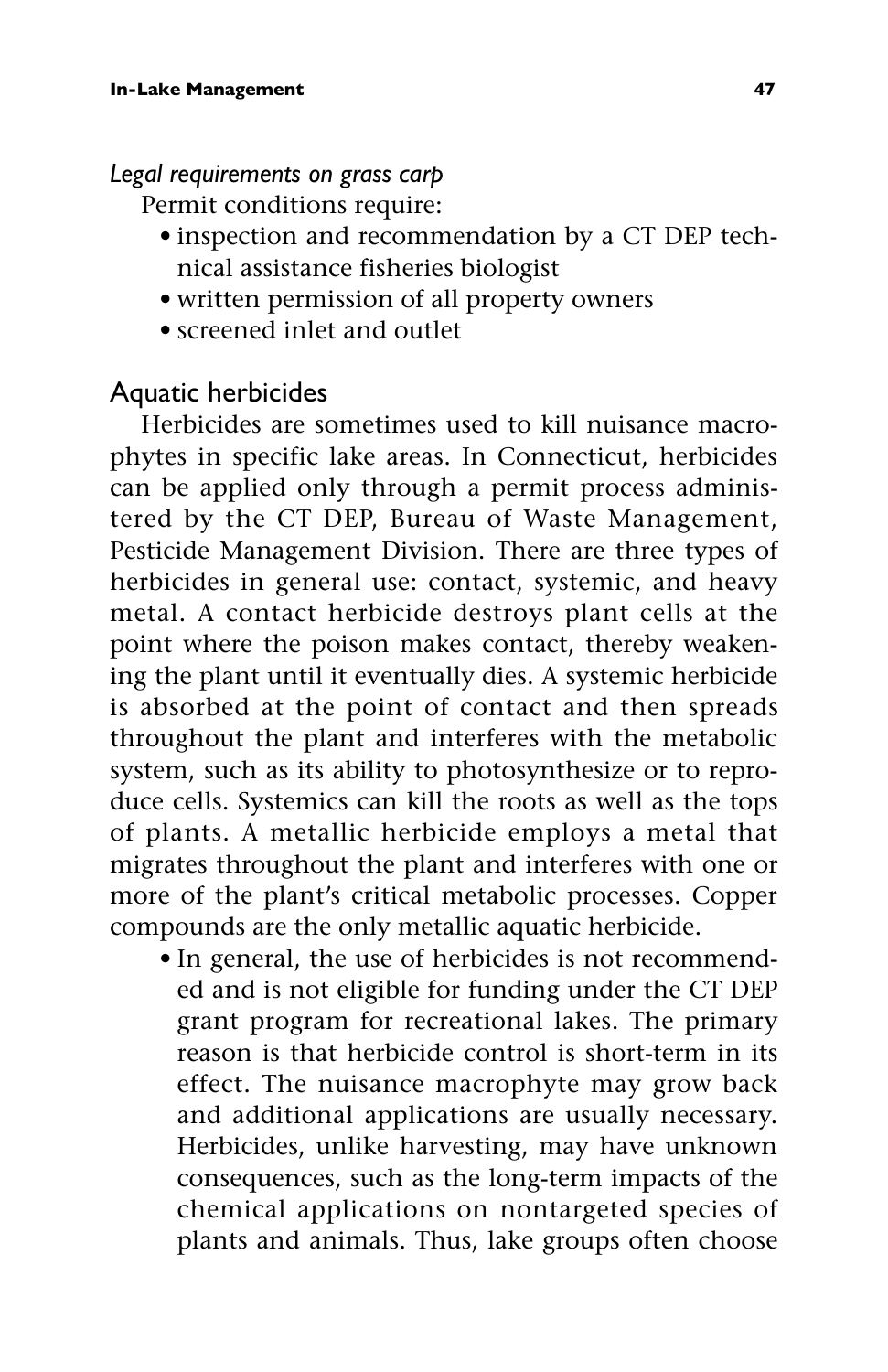*Legal requirements on grass carp*

Permit conditions require:

- inspection and recommendation by a CT DEP technical assistance fisheries biologist
- written permission of all property owners
- screened inlet and outlet

## Aquatic herbicides

Herbicides are sometimes used to kill nuisance macrophytes in specific lake areas. In Connecticut, herbicides can be applied only through a permit process administered by the CT DEP, Bureau of Waste Management, Pesticide Management Division. There are three types of herbicides in general use: contact, systemic, and heavy metal. A contact herbicide destroys plant cells at the point where the poison makes contact, thereby weakening the plant until it eventually dies. A systemic herbicide is absorbed at the point of contact and then spreads throughout the plant and interferes with the metabolic system, such as its ability to photosynthesize or to reproduce cells. Systemics can kill the roots as well as the tops of plants. A metallic herbicide employs a metal that migrates throughout the plant and interferes with one or more of the plant's critical metabolic processes. Copper compounds are the only metallic aquatic herbicide.

- In general, the use of herbicides is not recommended and is not eligible for funding under the CT DEP grant program for recreational lakes. The primary reason is that herbicide control is short-term in its effect. The nuisance macrophyte may grow back and additional applications are usually necessary. Herbicides, unlike harvesting, may have unknown consequences, such as the long-term impacts of the chemical applications on nontargeted species of plants and animals. Thus, lake groups often choose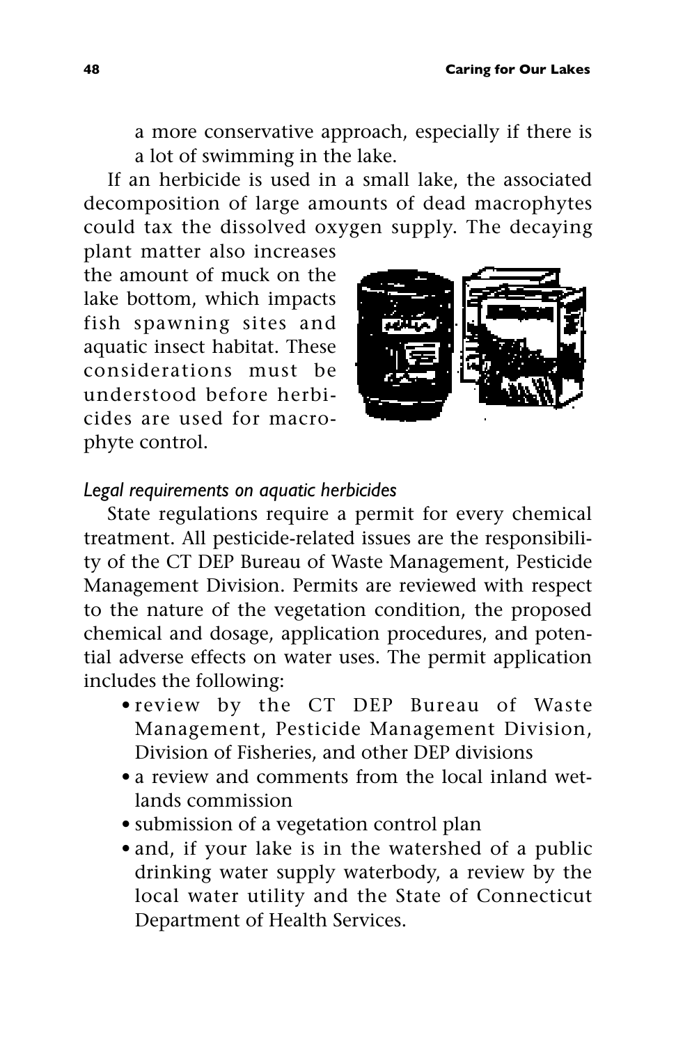a more conservative approach, especially if there is a lot of swimming in the lake.

If an herbicide is used in a small lake, the associated decomposition of large amounts of dead macrophytes could tax the dissolved oxygen supply. The decaying plant matter also increases the amount of muck on the lake bottom, which impacts fish spawning sites and aquatic insect habitat. These considerations must be understood before herbicides are used for macrophyte control.

*Legal requirements on aquatic herbicides*

State regulations require a permit for every chemical treatment. All pesticide-related issues are the responsibility of the CT DEP Bureau of Waste Management, Pesticide Management Division. Permits are reviewed with respect to the nature of the vegetation condition, the proposed chemical and dosage, application procedures, and potential adverse effects on water uses. The permit application includes the following:

- review by the CT DEP Bureau of Waste Management, Pesticide Management Division, Division of Fisheries, and other DEP divisions
- a review and comments from the local inland wetlands commission
- submission of a vegetation control plan
- and, if your lake is in the watershed of a public drinking water supply waterbody, a review by the local water utility and the State of Connecticut Department of Health Services.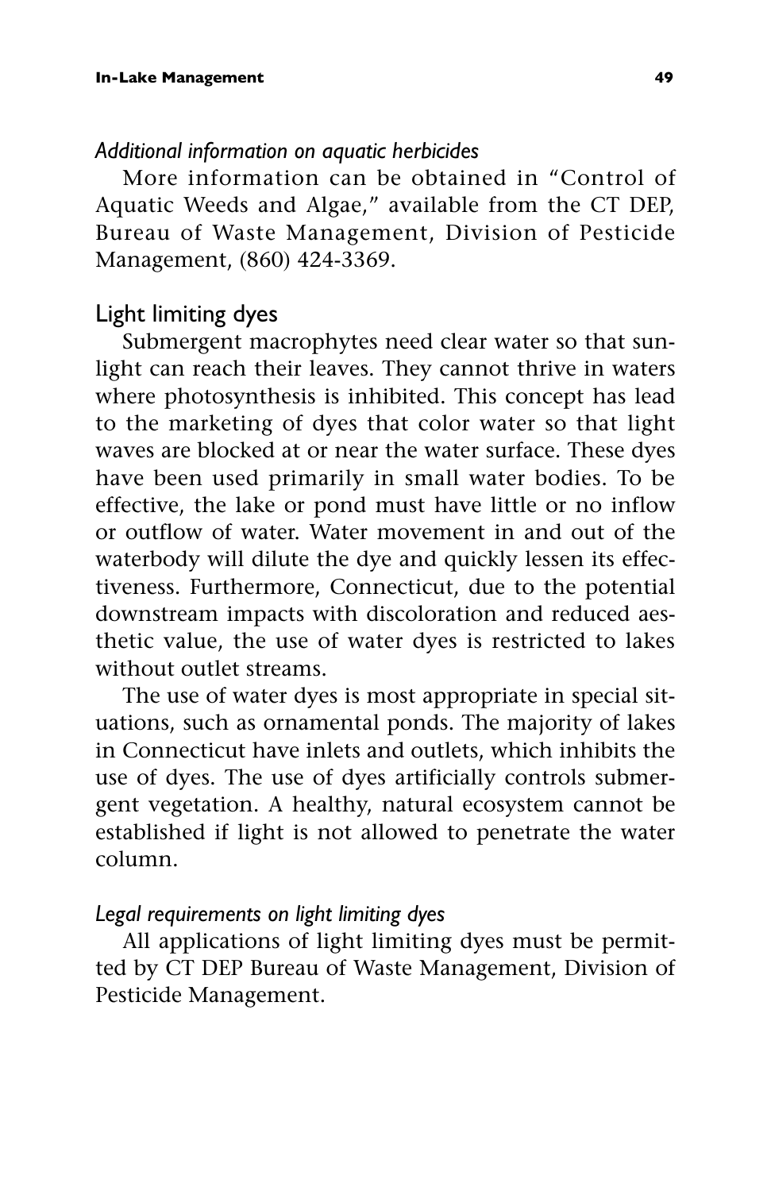### *Additional information on aquatic herbicides*

More information can be obtained in "Control of Aquatic Weeds and Algae," available from the CT DEP, Bureau of Waste Management, Division of Pesticide Management, (860) 424-3369.

## Light limiting dyes

Submergent macrophytes need clear water so that sunlight can reach their leaves. They cannot thrive in waters where photosynthesis is inhibited. This concept has lead to the marketing of dyes that color water so that light waves are blocked at or near the water surface. These dyes have been used primarily in small water bodies. To be effective, the lake or pond must have little or no inflow or outflow of water. Water movement in and out of the waterbody will dilute the dye and quickly lessen its effectiveness. Furthermore, Connecticut, due to the potential downstream impacts with discoloration and reduced aesthetic value, the use of water dyes is restricted to lakes without outlet streams.

The use of water dyes is most appropriate in special situations, such as ornamental ponds. The majority of lakes in Connecticut have inlets and outlets, which inhibits the use of dyes. The use of dyes artificially controls submergent vegetation. A healthy, natural ecosystem cannot be established if light is not allowed to penetrate the water column.

### *Legal requirements on light limiting dyes*

All applications of light limiting dyes must be permitted by CT DEP Bureau of Waste Management, Division of Pesticide Management.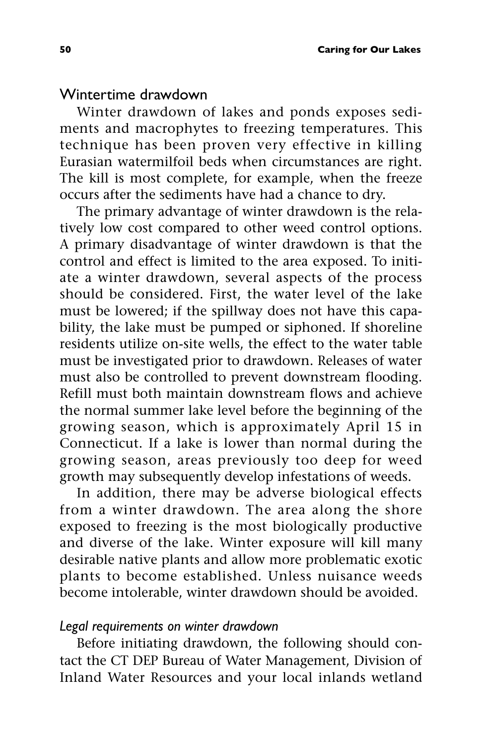## Wintertime drawdown

Winter drawdown of lakes and ponds exposes sediments and macrophytes to freezing temperatures. This technique has been proven very effective in killing Eurasian watermilfoil beds when circumstances are right. The kill is most complete, for example, when the freeze occurs after the sediments have had a chance to dry.

The primary advantage of winter drawdown is the relatively low cost compared to other weed control options. A primary disadvantage of winter drawdown is that the control and effect is limited to the area exposed. To initiate a winter drawdown, several aspects of the process should be considered. First, the water level of the lake must be lowered; if the spillway does not have this capability, the lake must be pumped or siphoned. If shoreline residents utilize on-site wells, the effect to the water table must be investigated prior to drawdown. Releases of water must also be controlled to prevent downstream flooding. Refill must both maintain downstream flows and achieve the normal summer lake level before the beginning of the growing season, which is approximately April 15 in Connecticut. If a lake is lower than normal during the growing season, areas previously too deep for weed growth may subsequently develop infestations of weeds.

In addition, there may be adverse biological effects from a winter drawdown. The area along the shore exposed to freezing is the most biologically productive and diverse of the lake. Winter exposure will kill many desirable native plants and allow more problematic exotic plants to become established. Unless nuisance weeds become intolerable, winter drawdown should be avoided.

### *Legal requirements on winter drawdown*

Before initiating drawdown, the following should contact the CT DEP Bureau of Water Management, Division of Inland Water Resources and your local inlands wetland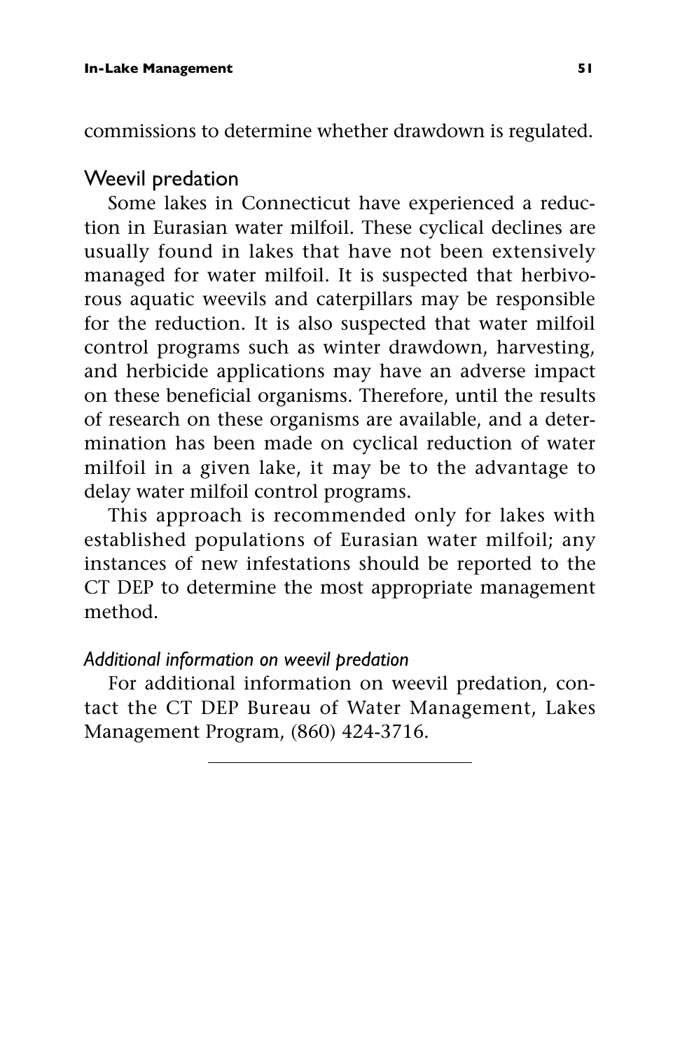commissions to determine whether drawdown is regulated.

## Weevil predation

Some lakes in Connecticut have experienced a reduction in Eurasian water milfoil. These cyclical declines are usually found in lakes that have not been extensively managed for water milfoil. It is suspected that herbivorous aquatic weevils and caterpillars may be responsible for the reduction. It is also suspected that water milfoil control programs such as winter drawdown, harvesting, and herbicide applications may have an adverse impact on these beneficial organisms. Therefore, until the results of research on these organisms are available, and a determination has been made on cyclical reduction of water milfoil in a given lake, it may be to the advantage to delay water milfoil control programs.

This approach is recommended only for lakes with established populations of Eurasian water milfoil; any instances of new infestations should be reported to the CT DEP to determine the most appropriate management method.

### *Additional information on weevil predation*

For additional information on weevil predation, contact the CT DEP Bureau of Water Management, Lakes Management Program, (860) 424-3716.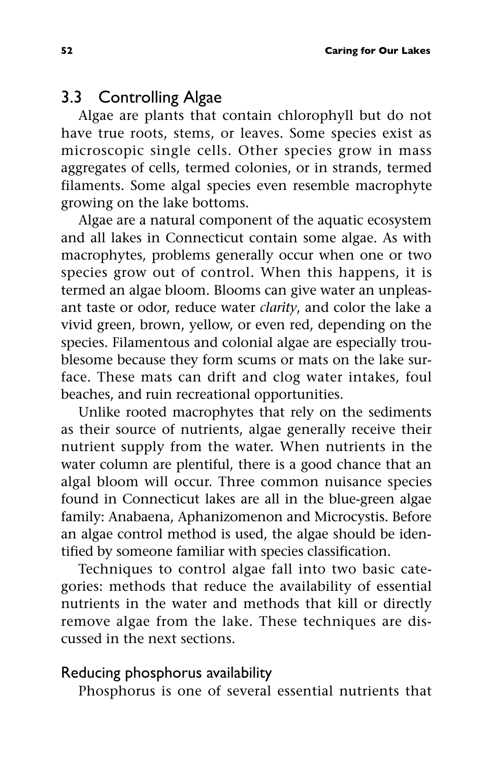## 3.3 Controlling Algae

Algae are plants that contain chlorophyll but do not have true roots, stems, or leaves. Some species exist as microscopic single cells. Other species grow in mass aggregates of cells, termed colonies, or in strands, termed filaments. Some algal species even resemble macrophyte growing on the lake bottoms.

Algae are a natural component of the aquatic ecosystem and all lakes in Connecticut contain some algae. As with macrophytes, problems generally occur when one or two species grow out of control. When this happens, it is termed an algae bloom. Blooms can give water an unpleasant taste or odor, reduce water *clarity*, and color the lake a vivid green, brown, yellow, or even red, depending on the species. Filamentous and colonial algae are especially troublesome because they form scums or mats on the lake surface. These mats can drift and clog water intakes, foul beaches, and ruin recreational opportunities.

Unlike rooted macrophytes that rely on the sediments as their source of nutrients, algae generally receive their nutrient supply from the water. When nutrients in the water column are plentiful, there is a good chance that an algal bloom will occur. Three common nuisance species found in Connecticut lakes are all in the blue-green algae family: Anabaena, Aphanizomenon and Microcystis. Before an algae control method is used, the algae should be identified by someone familiar with species classification.

Techniques to control algae fall into two basic categories: methods that reduce the availability of essential nutrients in the water and methods that kill or directly remove algae from the lake. These techniques are discussed in the next sections.

### Reducing phosphorus availability

Phosphorus is one of several essential nutrients that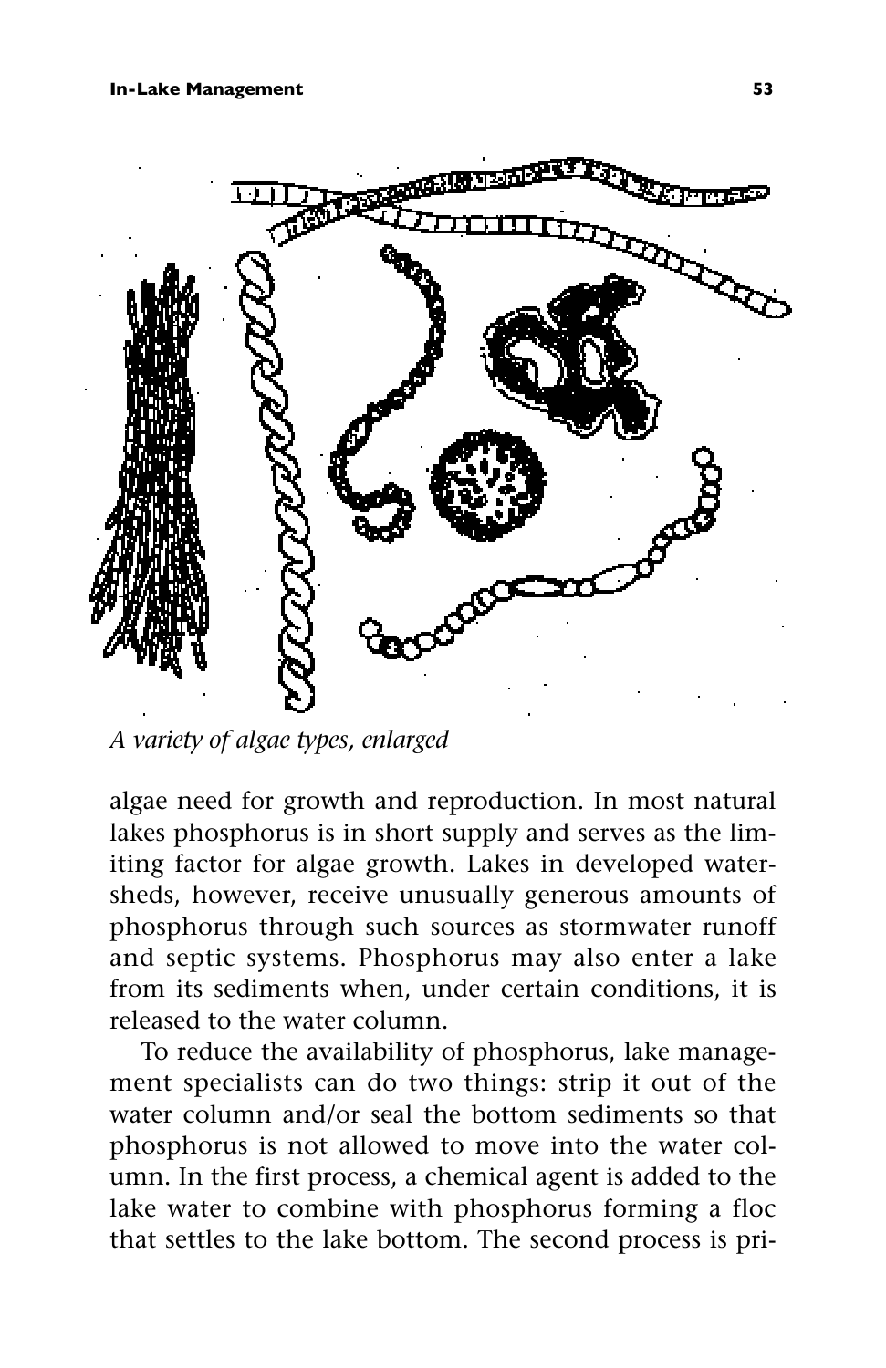*A variety of algae types, enlarged*

algae need for growth and reproduction. In most natural lakes phosphorus is in short supply and serves as the limiting factor for algae growth. Lakes in developed watersheds, however, receive unusually generous amounts of phosphorus through such sources as stormwater runoff and septic systems. Phosphorus may also enter a lake from its sediments when, under certain conditions, it is released to the water column.

To reduce the availability of phosphorus, lake management specialists can do two things: strip it out of the water column and/or seal the bottom sediments so that phosphorus is not allowed to move into the water column. In the first process, a chemical agent is added to the lake water to combine with phosphorus forming a floc that settles to the lake bottom. The second process is pri-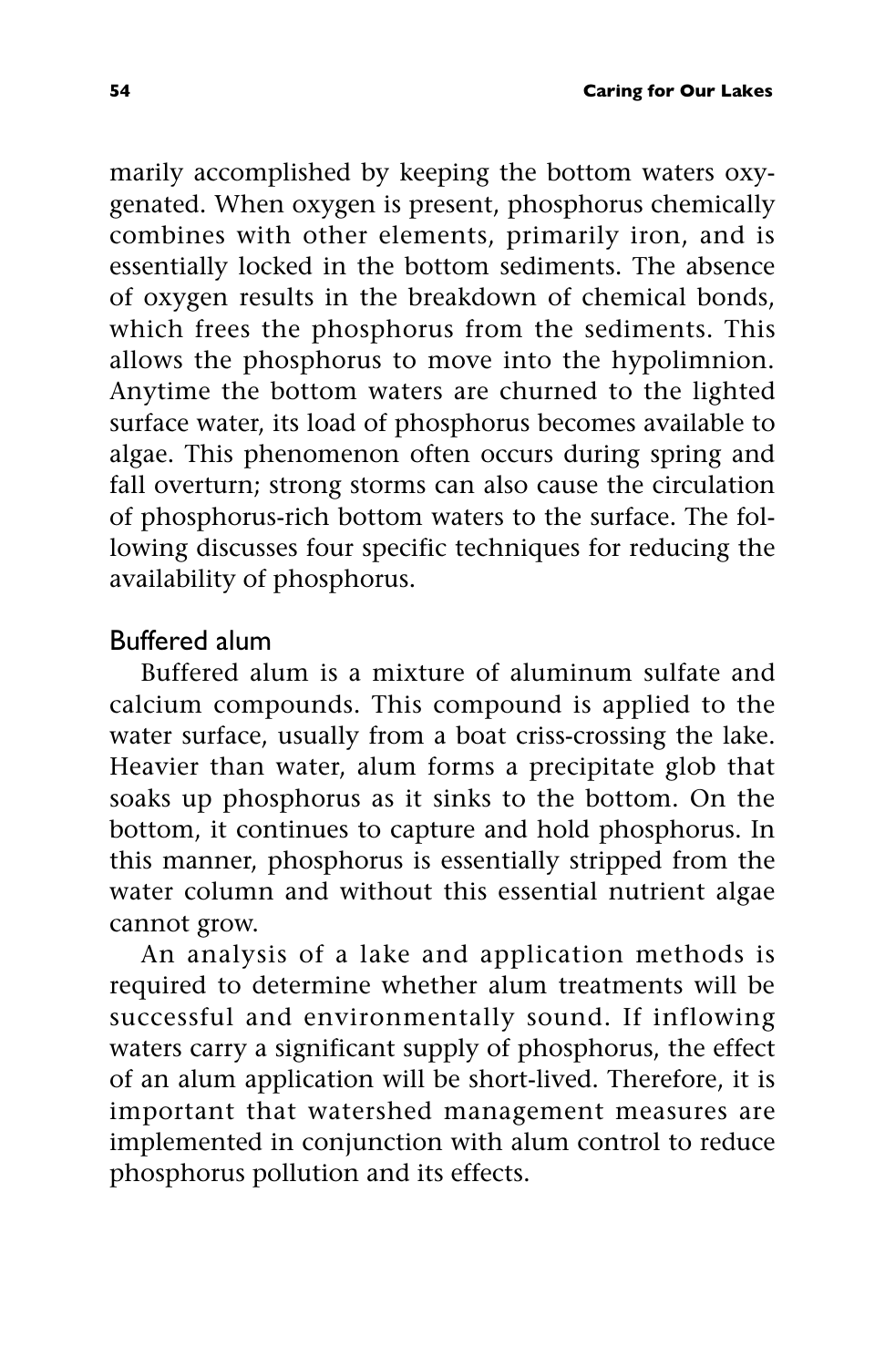marily accomplished by keeping the bottom waters oxygenated. When oxygen is present, phosphorus chemically combines with other elements, primarily iron, and is essentially locked in the bottom sediments. The absence of oxygen results in the breakdown of chemical bonds, which frees the phosphorus from the sediments. This allows the phosphorus to move into the hypolimnion. Anytime the bottom waters are churned to the lighted surface water, its load of phosphorus becomes available to algae. This phenomenon often occurs during spring and fall overturn; strong storms can also cause the circulation of phosphorus-rich bottom waters to the surface. The following discusses four specific techniques for reducing the availability of phosphorus.

### Buffered alum

Buffered alum is a mixture of aluminum sulfate and calcium compounds. This compound is applied to the water surface, usually from a boat criss-crossing the lake. Heavier than water, alum forms a precipitate glob that soaks up phosphorus as it sinks to the bottom. On the bottom, it continues to capture and hold phosphorus. In this manner, phosphorus is essentially stripped from the water column and without this essential nutrient algae cannot grow.

An analysis of a lake and application methods is required to determine whether alum treatments will be successful and environmentally sound. If inflowing waters carry a significant supply of phosphorus, the effect of an alum application will be short-lived. Therefore, it is important that watershed management measures are implemented in conjunction with alum control to reduce phosphorus pollution and its effects.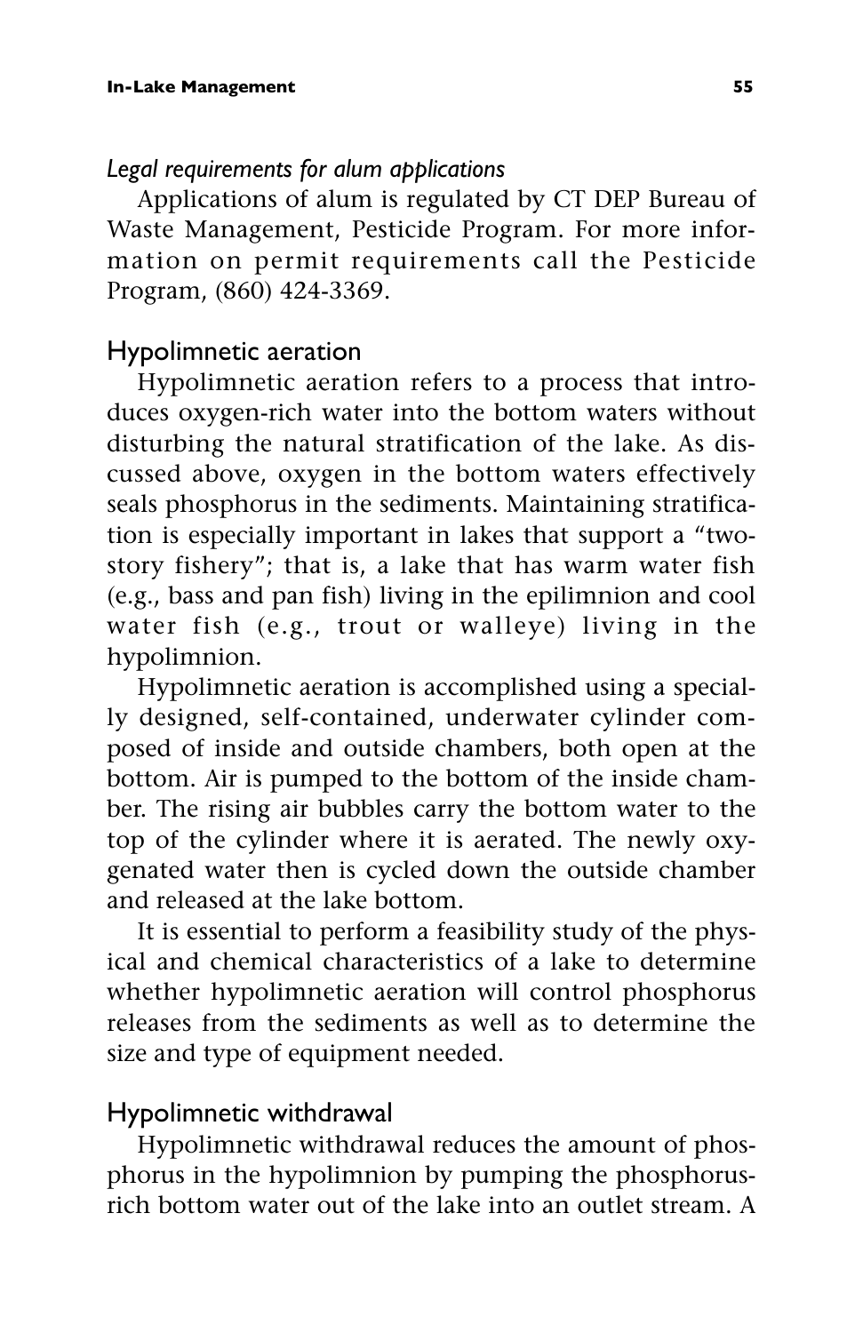*Legal requirements for alum applications*

Applications of alum is regulated by CT DEP Bureau of Waste Management, Pesticide Program. For more information on permit requirements call the Pesticide Program, (860) 424-3369.

## Hypolimnetic aeration

Hypolimnetic aeration refers to a process that introduces oxygen-rich water into the bottom waters without disturbing the natural stratification of the lake. As discussed above, oxygen in the bottom waters effectively seals phosphorus in the sediments. Maintaining stratification is especially important in lakes that support a "two-story fishery"; that is, a lake that has warm water fish (e.g., bass and pan fish) living in the epilimnion and cool water fish (e.g., trout or walleye) living in the hypolimnion.

Hypolimnetic aeration is accomplished using a specially designed, self-contained, underwater cylinder composed of inside and outside chambers, both open at the bottom. Air is pumped to the bottom of the inside chamber. The rising air bubbles carry the bottom water to the top of the cylinder where it is aerated. The newly oxygenated water then is cycled down the outside chamber and released at the lake bottom.

It is essential to perform a feasibility study of the physical and chemical characteristics of a lake to determine whether hypolimnetic aeration will control phosphorus releases from the sediments as well as to determine the size and type of equipment needed.

## Hypolimnetic withdrawal

Hypolimnetic withdrawal reduces the amount of phosphorus in the hypolimnion by pumping the phosphorus-rich bottom water out of the lake into an outlet stream. A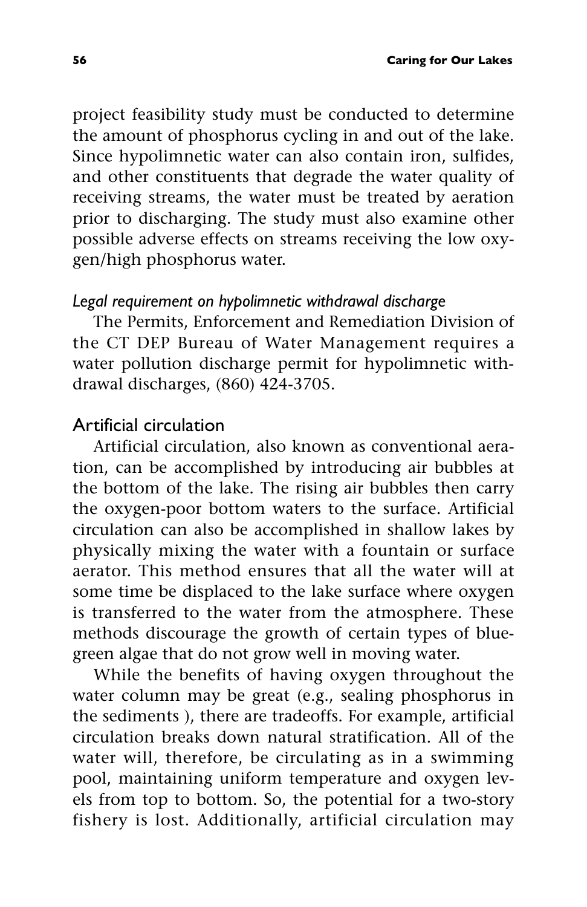project feasibility study must be conducted to determine the amount of phosphorus cycling in and out of the lake. Since hypolimnetic water can also contain iron, sulfides, and other constituents that degrade the water quality of receiving streams, the water must be treated by aeration prior to discharging. The study must also examine other possible adverse effects on streams receiving the low oxygen/high phosphorus water.

#### *Legal requirement on hypolimnetic withdrawal discharge*

The Permits, Enforcement and Remediation Division of the CT DEP Bureau of Water Management requires a water pollution discharge permit for hypolimnetic withdrawal discharges, (860) 424-3705.

### Artificial circulation

Artificial circulation, also known as conventional aeration, can be accomplished by introducing air bubbles at the bottom of the lake. The rising air bubbles then carry the oxygen-poor bottom waters to the surface. Artificial circulation can also be accomplished in shallow lakes by physically mixing the water with a fountain or surface aerator. This method ensures that all the water will at some time be displaced to the lake surface where oxygen is transferred to the water from the atmosphere. These methods discourage the growth of certain types of blue-green algae that do not grow well in moving water.

While the benefits of having oxygen throughout the water column may be great (e.g., sealing phosphorus in the sediments ), there are tradeoffs. For example, artificial circulation breaks down natural stratification. All of the water will, therefore, be circulating as in a swimming pool, maintaining uniform temperature and oxygen levels from top to bottom. So, the potential for a two-story fishery is lost. Additionally, artificial circulation may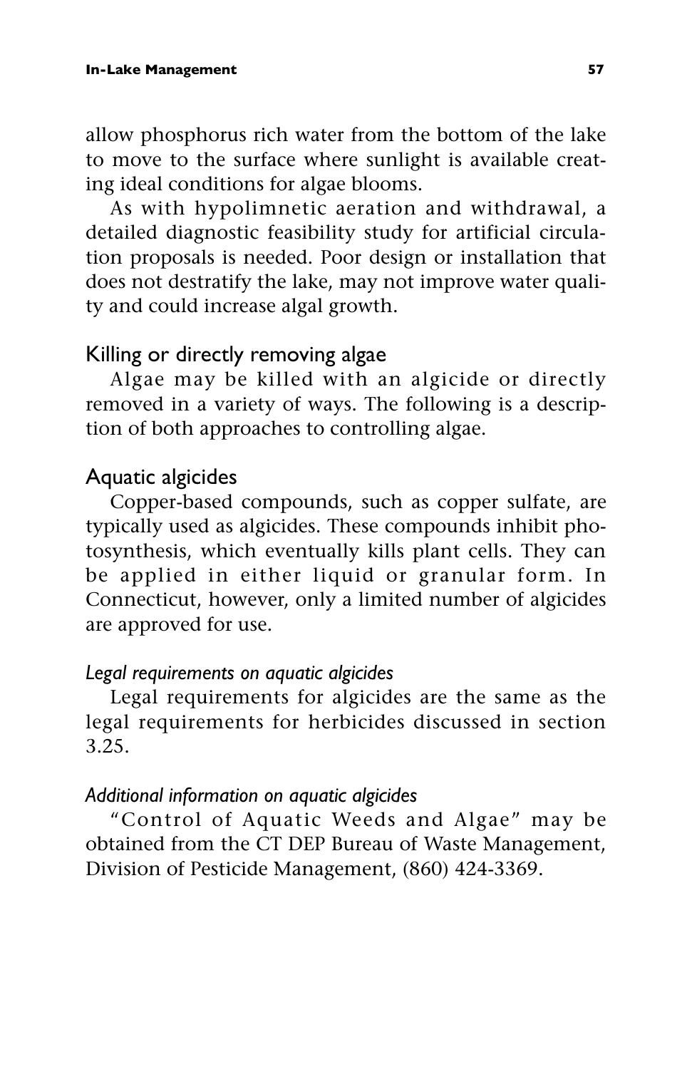allow phosphorus rich water from the bottom of the lake to move to the surface where sunlight is available creating ideal conditions for algae blooms.

As with hypolimnetic aeration and withdrawal, a detailed diagnostic feasibility study for artificial circulation proposals is needed. Poor design or installation that does not destratify the lake, may not improve water quality and could increase algal growth.

## Killing or directly removing algae

Algae may be killed with an algicide or directly removed in a variety of ways. The following is a description of both approaches to controlling algae.

## Aquatic algicides

Copper-based compounds, such as copper sulfate, are typically used as algicides. These compounds inhibit photosynthesis, which eventually kills plant cells. They can be applied in either liquid or granular form. In Connecticut, however, only a limited number of algicides are approved for use.

### *Legal requirements on aquatic algicides*

Legal requirements for algicides are the same as the legal requirements for herbicides discussed in section 3.25.

### *Additional information on aquatic algicides*

"Control of Aquatic Weeds and Algae" may be obtained from the CT DEP Bureau of Waste Management, Division of Pesticide Management, (860) 424-3369.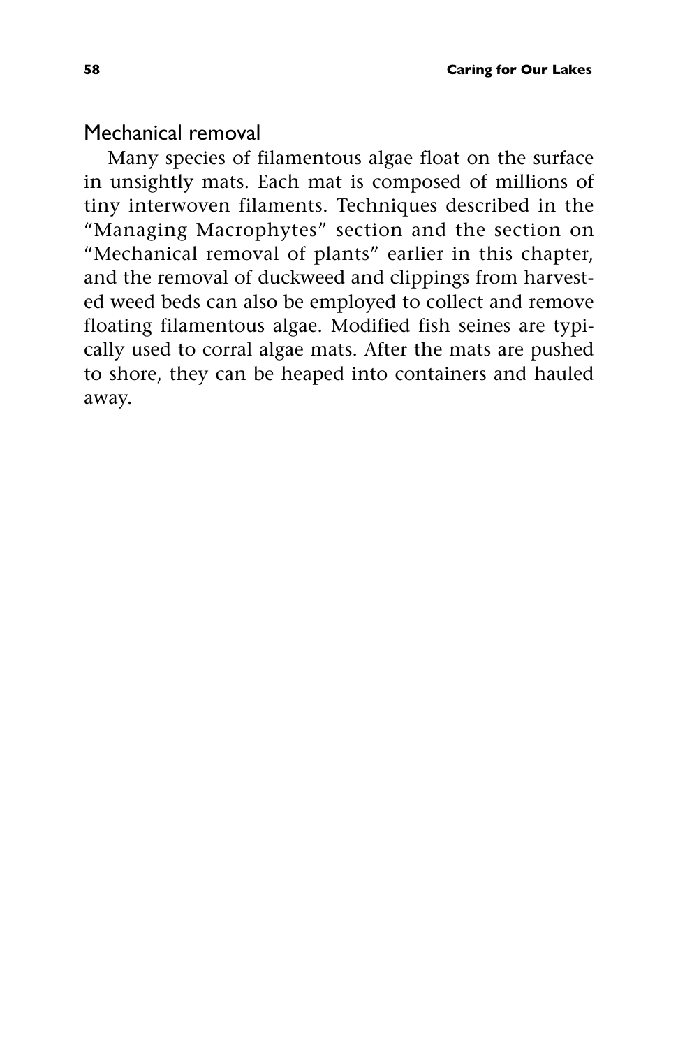### Mechanical removal

Many species of filamentous algae float on the surface in unsightly mats. Each mat is composed of millions of tiny interwoven filaments. Techniques described in the "Managing Macrophytes" section and the section on "Mechanical removal of plants" earlier in this chapter, and the removal of duckweed and clippings from harvested weed beds can also be employed to collect and remove floating filamentous algae. Modified fish seines are typically used to corral algae mats. After the mats are pushed to shore, they can be heaped into containers and hauled away.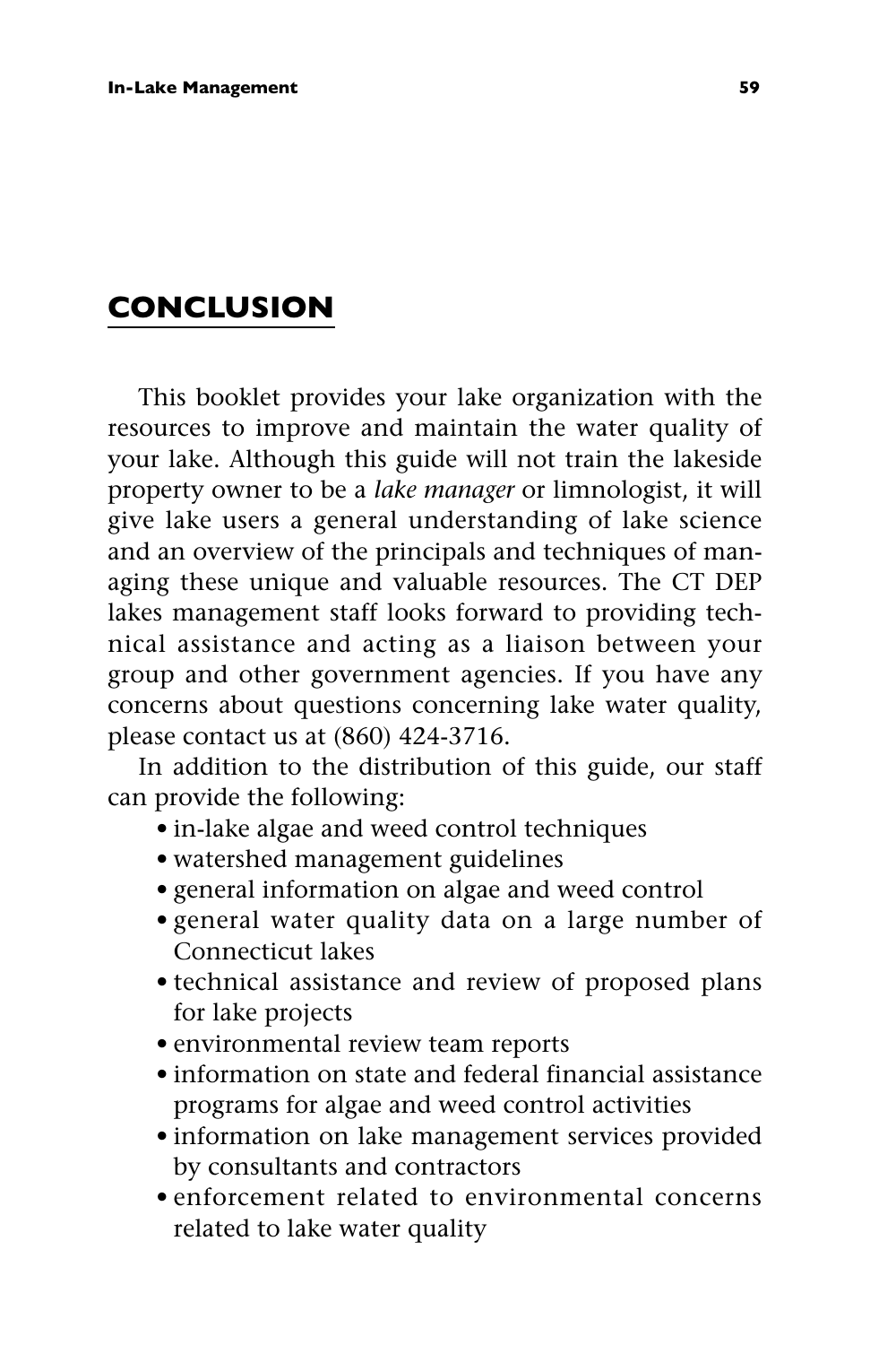## CONCLUSION

This booklet provides your lake organization with the resources to improve and maintain the water quality of your lake. Although this guide will not train the lakeside property owner to be a *lake manager* or limnologist, it will give lake users a general understanding of lake science and an overview of the principals and techniques of managing these unique and valuable resources. The CT DEP lakes management staff looks forward to providing technical assistance and acting as a liaison between your group and other government agencies. If you have any concerns about questions concerning lake water quality, please contact us at (860) 424-3716.

In addition to the distribution of this guide, our staff can provide the following:

- in-lake algae and weed control techniques
- watershed management guidelines
- general information on algae and weed control
- general water quality data on a large number of Connecticut lakes
- technical assistance and review of proposed plans for lake projects
- environmental review team reports
- information on state and federal financial assistance programs for algae and weed control activities
- information on lake management services provided by consultants and contractors
- enforcement related to environmental concerns related to lake water quality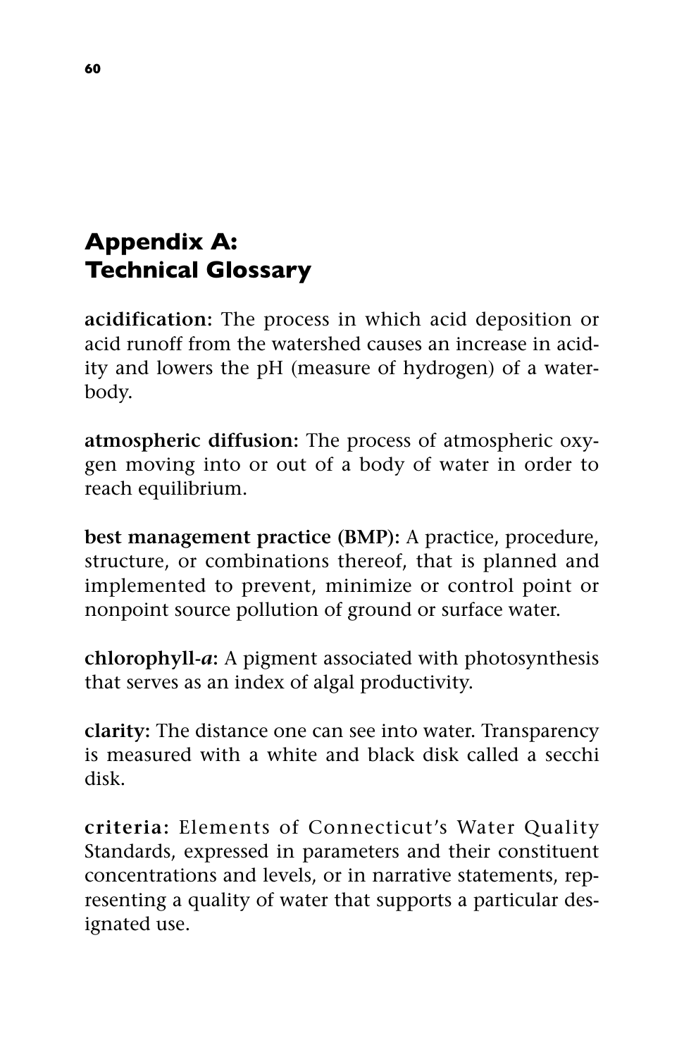# Appendix A: Technical Glossary

**acidification:** The process in which acid deposition or acid runoff from the watershed causes an increase in acidity and lowers the pH (measure of hydrogen) of a waterbody.

**atmospheric diffusion:** The process of atmospheric oxygen moving into or out of a body of water in order to reach equilibrium.

**best management practice (BMP):** A practice, procedure, structure, or combinations thereof, that is planned and implemented to prevent, minimize or control point or nonpoint source pollution of ground or surface water.

**chlorophyll-*a*:** A pigment associated with photosynthesis that serves as an index of algal productivity.

**clarity:** The distance one can see into water. Transparency is measured with a white and black disk called a secchi disk.

**criteria:** Elements of Connecticut's Water Quality Standards, expressed in parameters and their constituent concentrations and levels, or in narrative statements, representing a quality of water that supports a particular designated use.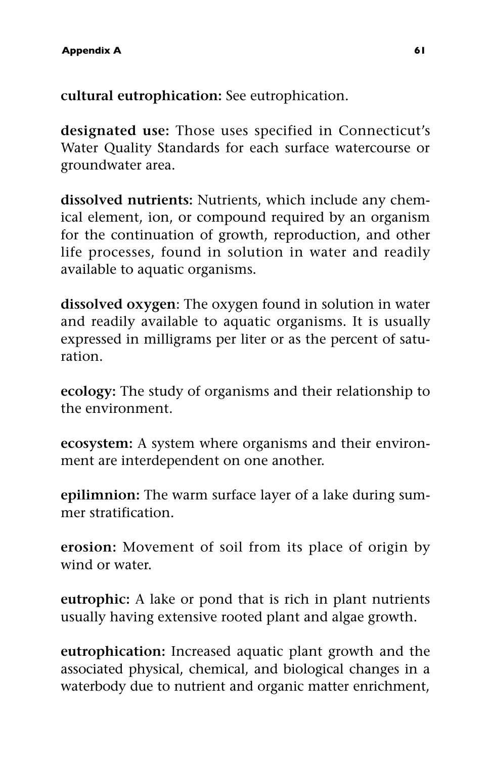**cultural eutrophication:** See eutrophication.

**designated use:** Those uses specified in Connecticut's Water Quality Standards for each surface watercourse or groundwater area.

**dissolved nutrients:** Nutrients, which include any chemical element, ion, or compound required by an organism for the continuation of growth, reproduction, and other life processes, found in solution in water and readily available to aquatic organisms.

**dissolved oxygen**: The oxygen found in solution in water and readily available to aquatic organisms. It is usually expressed in milligrams per liter or as the percent of saturation.

**ecology:** The study of organisms and their relationship to the environment.

**ecosystem:** A system where organisms and their environment are interdependent on one another.

**epilimnion:** The warm surface layer of a lake during summer stratification.

**erosion:** Movement of soil from its place of origin by wind or water.

**eutrophic:** A lake or pond that is rich in plant nutrients usually having extensive rooted plant and algae growth.

**eutrophication:** Increased aquatic plant growth and the associated physical, chemical, and biological changes in a waterbody due to nutrient and organic matter enrichment,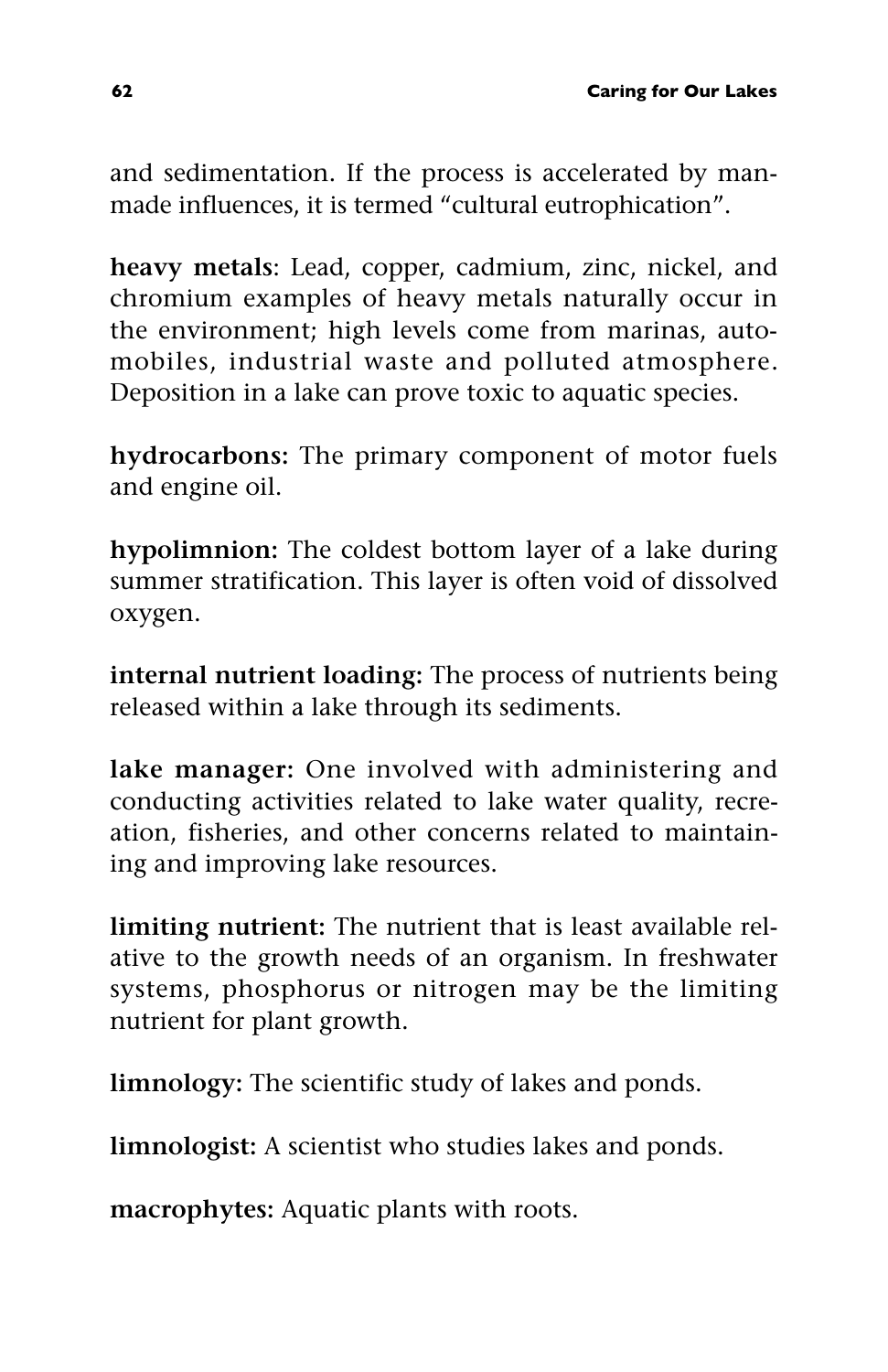and sedimentation. If the process is accelerated by man-made influences, it is termed "cultural eutrophication".

**heavy metals**: Lead, copper, cadmium, zinc, nickel, and chromium examples of heavy metals naturally occur in the environment; high levels come from marinas, automobiles, industrial waste and polluted atmosphere. Deposition in a lake can prove toxic to aquatic species.

**hydrocarbons:** The primary component of motor fuels and engine oil.

**hypolimnion:** The coldest bottom layer of a lake during summer stratification. This layer is often void of dissolved oxygen.

**internal nutrient loading:** The process of nutrients being released within a lake through its sediments.

**lake manager:** One involved with administering and conducting activities related to lake water quality, recreation, fisheries, and other concerns related to maintaining and improving lake resources.

**limiting nutrient:** The nutrient that is least available relative to the growth needs of an organism. In freshwater systems, phosphorus or nitrogen may be the limiting nutrient for plant growth.

**limnology:** The scientific study of lakes and ponds.

**limnologist:** A scientist who studies lakes and ponds.

**macrophytes:** Aquatic plants with roots.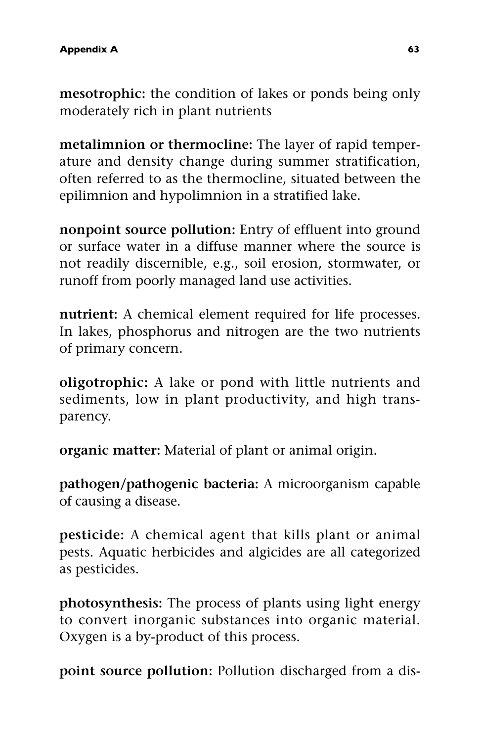**mesotrophic:** the condition of lakes or ponds being only moderately rich in plant nutrients

**metalimnion or thermocline:** The layer of rapid temperature and density change during summer stratification, often referred to as the thermocline, situated between the epilimnion and hypolimnion in a stratified lake.

**nonpoint source pollution:** Entry of effluent into ground or surface water in a diffuse manner where the source is not readily discernible, e.g., soil erosion, stormwater, or runoff from poorly managed land use activities.

**nutrient:** A chemical element required for life processes. In lakes, phosphorus and nitrogen are the two nutrients of primary concern.

**oligotrophic:** A lake or pond with little nutrients and sediments, low in plant productivity, and high transparency.

**organic matter:** Material of plant or animal origin.

**pathogen/pathogenic bacteria:** A microorganism capable of causing a disease.

**pesticide:** A chemical agent that kills plant or animal pests. Aquatic herbicides and algicides are all categorized as pesticides.

**photosynthesis:** The process of plants using light energy to convert inorganic substances into organic material. Oxygen is a by-product of this process.

**point source pollution:** Pollution discharged from a dis-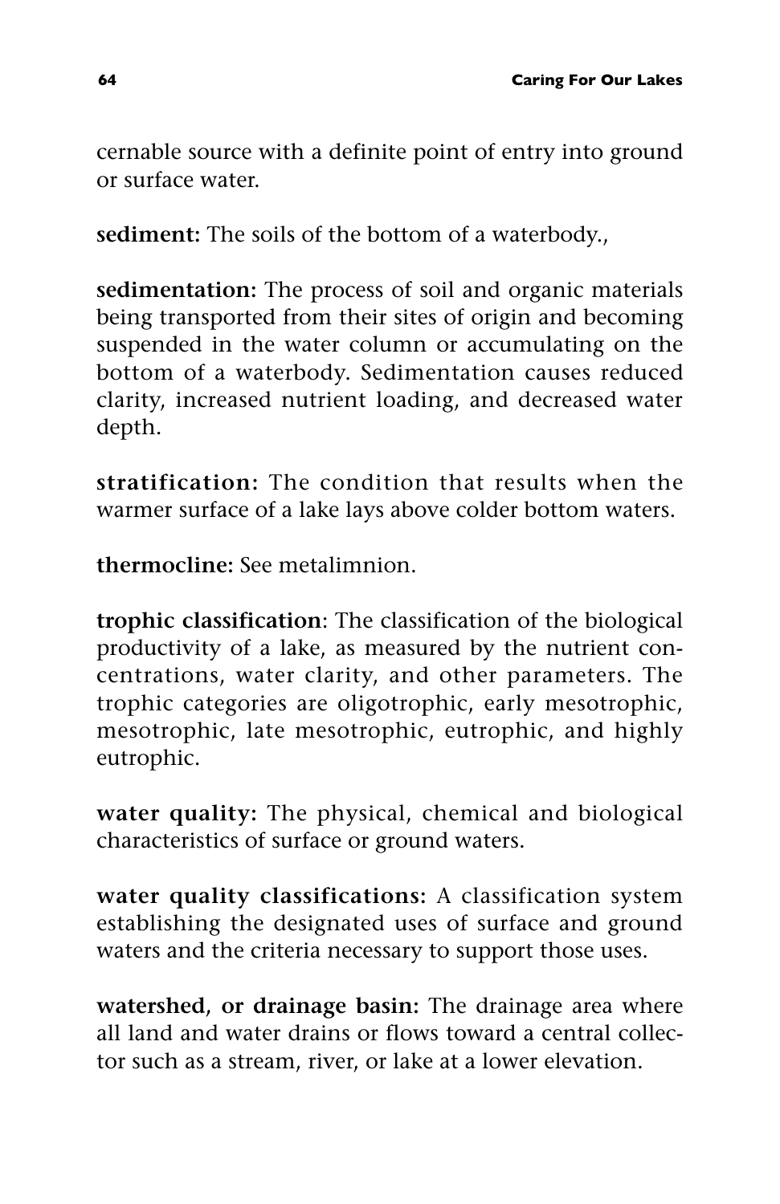cernable source with a definite point of entry into ground or surface water.

**sediment:** The soils of the bottom of a waterbody.,

**sedimentation:** The process of soil and organic materials being transported from their sites of origin and becoming suspended in the water column or accumulating on the bottom of a waterbody. Sedimentation causes reduced clarity, increased nutrient loading, and decreased water depth.

**stratification:** The condition that results when the warmer surface of a lake lays above colder bottom waters.

**thermocline:** See metalimnion.

**trophic classification**: The classification of the biological productivity of a lake, as measured by the nutrient concentrations, water clarity, and other parameters. The trophic categories are oligotrophic, early mesotrophic, mesotrophic, late mesotrophic, eutrophic, and highly eutrophic.

**water quality:** The physical, chemical and biological characteristics of surface or ground waters.

**water quality classifications:** A classification system establishing the designated uses of surface and ground waters and the criteria necessary to support those uses.

**watershed, or drainage basin:** The drainage area where all land and water drains or flows toward a central collector such as a stream, river, or lake at a lower elevation.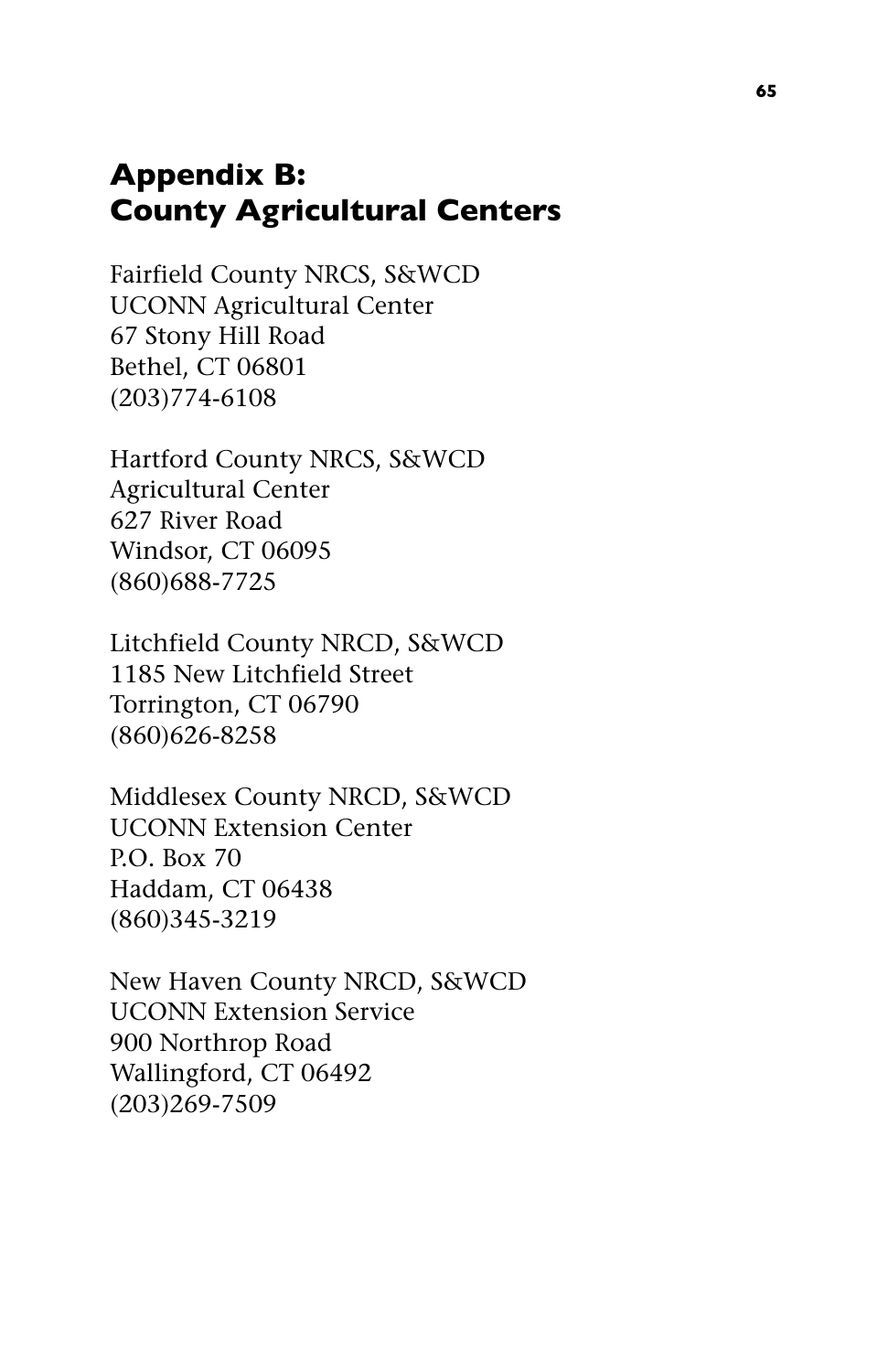# Appendix B: County Agricultural Centers

Fairfield County NRCS, S&WCD
UCONN Agricultural Center
67 Stony Hill Road
Bethel, CT 06801
(203)774-6108

Hartford County NRCS, S&WCD
Agricultural Center
627 River Road
Windsor, CT 06095
(860)688-7725

Litchfield County NRCD, S&WCD
1185 New Litchfield Street
Torrington, CT 06790
(860)626-8258

Middlesex County NRCD, S&WCD
UCONN Extension Center
P.O. Box 70
Haddam, CT 06438
(860)345-3219

New Haven County NRCD, S&WCD
UCONN Extension Service
900 Northrop Road
Wallingford, CT 06492
(203)269-7509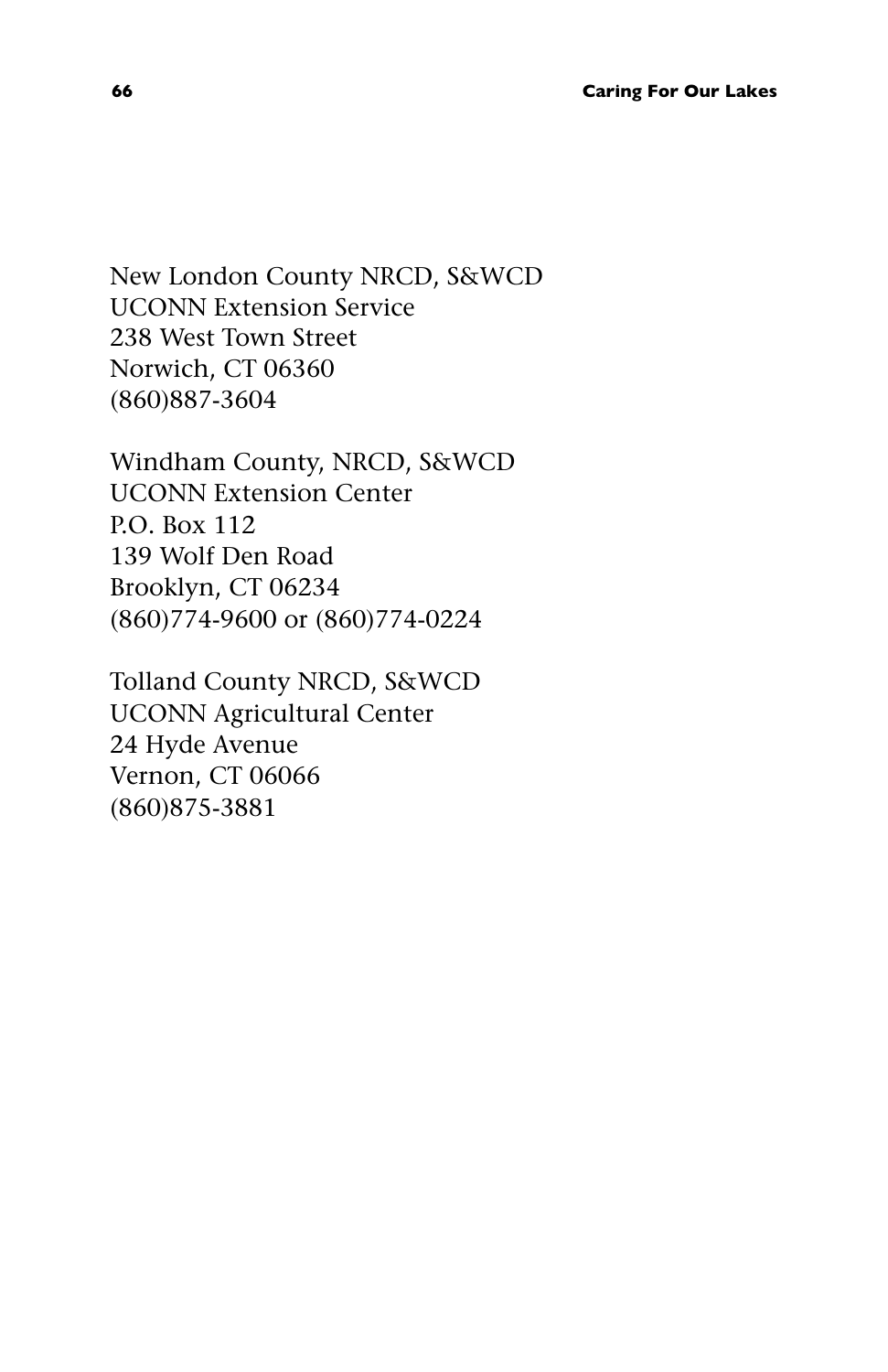New London County NRCD, S&WCD
UCONN Extension Service
238 West Town Street
Norwich, CT 06360
(860)887-3604

Windham County, NRCD, S&WCD
UCONN Extension Center
P.O. Box 112
139 Wolf Den Road
Brooklyn, CT 06234
(860)774-9600 or (860)774-0224

Tolland County NRCD, S&WCD
UCONN Agricultural Center
24 Hyde Avenue
Vernon, CT 06066
(860)875-3881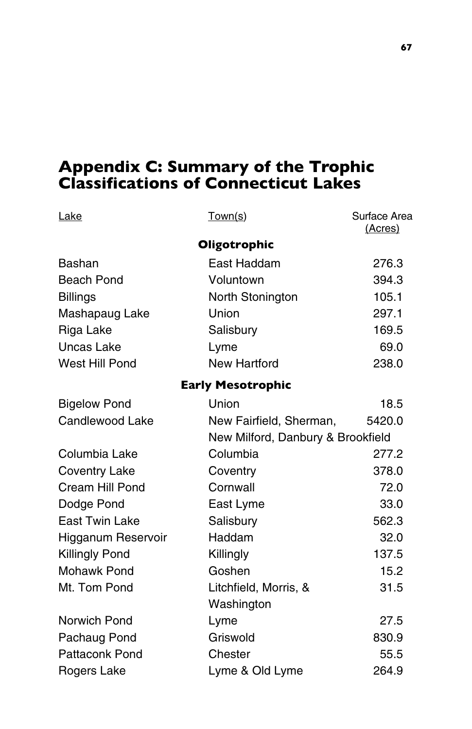## Appendix C: Summary of the Trophic Classifications of Connecticut Lakes

| Lake | Town(s) | Surface Area (Acres) |
|---|---|---|
| | **Oligotrophic** | |
| Bashan | East Haddam | 276.3 |
| Beach Pond | Voluntown | 394.3 |
| Billings | North Stonington | 105.1 |
| Mashapaug Lake | Union | 297.1 |
| Riga Lake | Salisbury | 169.5 |
| Uncas Lake | Lyme | 69.0 |
| West Hill Pond | New Hartford | 238.0 |
| | **Early Mesotrophic** | |
| Bigelow Pond | Union | 18.5 |
| Candlewood Lake | New Fairfield, Sherman, New Milford, Danbury & Brookfield | 5420.0 |
| Columbia Lake | Columbia | 277.2 |
| Coventry Lake | Coventry | 378.0 |
| Cream Hill Pond | Cornwall | 72.0 |
| Dodge Pond | East Lyme | 33.0 |
| East Twin Lake | Salisbury | 562.3 |
| Higganum Reservoir | Haddam | 32.0 |
| Killingly Pond | Killingly | 137.5 |
| Mohawk Pond | Goshen | 15.2 |
| Mt. Tom Pond | Litchfield, Morris, & Washington | 31.5 |
| Norwich Pond | Lyme | 27.5 |
| Pachaug Pond | Griswold | 830.9 |
| Pattaconk Pond | Chester | 55.5 |
| Rogers Lake | Lyme & Old Lyme | 264.9 |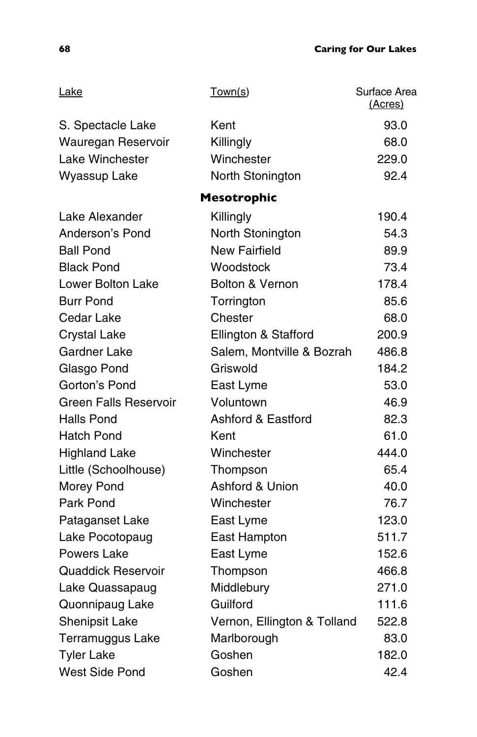| Lake | Town(s) | Surface Area (Acres) |
|---|---|---|
| S. Spectacle Lake | Kent | 93.0 |
| Wauregan Reservoir | Killingly | 68.0 |
| Lake Winchester | Winchester | 229.0 |
| Wyassup Lake | North Stonington | 92.4 |
| | **Mesotrophic** | |
| Lake Alexander | Killingly | 190.4 |
| Anderson's Pond | North Stonington | 54.3 |
| Ball Pond | New Fairfield | 89.9 |
| Black Pond | Woodstock | 73.4 |
| Lower Bolton Lake | Bolton & Vernon | 178.4 |
| Burr Pond | Torrington | 85.6 |
| Cedar Lake | Chester | 68.0 |
| Crystal Lake | Ellington & Stafford | 200.9 |
| Gardner Lake | Salem, Montville & Bozrah | 486.8 |
| Glasgo Pond | Griswold | 184.2 |
| Gorton's Pond | East Lyme | 53.0 |
| Green Falls Reservoir | Voluntown | 46.9 |
| Halls Pond | Ashford & Eastford | 82.3 |
| Hatch Pond | Kent | 61.0 |
| Highland Lake | Winchester | 444.0 |
| Little (Schoolhouse) | Thompson | 65.4 |
| Morey Pond | Ashford & Union | 40.0 |
| Park Pond | Winchester | 76.7 |
| Pataganset Lake | East Lyme | 123.0 |
| Lake Pocotopaug | East Hampton | 511.7 |
| Powers Lake | East Lyme | 152.6 |
| Quaddick Reservoir | Thompson | 466.8 |
| Lake Quassapaug | Middlebury | 271.0 |
| Quonnipaug Lake | Guilford | 111.6 |
| Shenipsit Lake | Vernon, Ellington & Tolland | 522.8 |
| Terramuggus Lake | Marlborough | 83.0 |
| Tyler Lake | Goshen | 182.0 |
| West Side Pond | Goshen | 42.4 |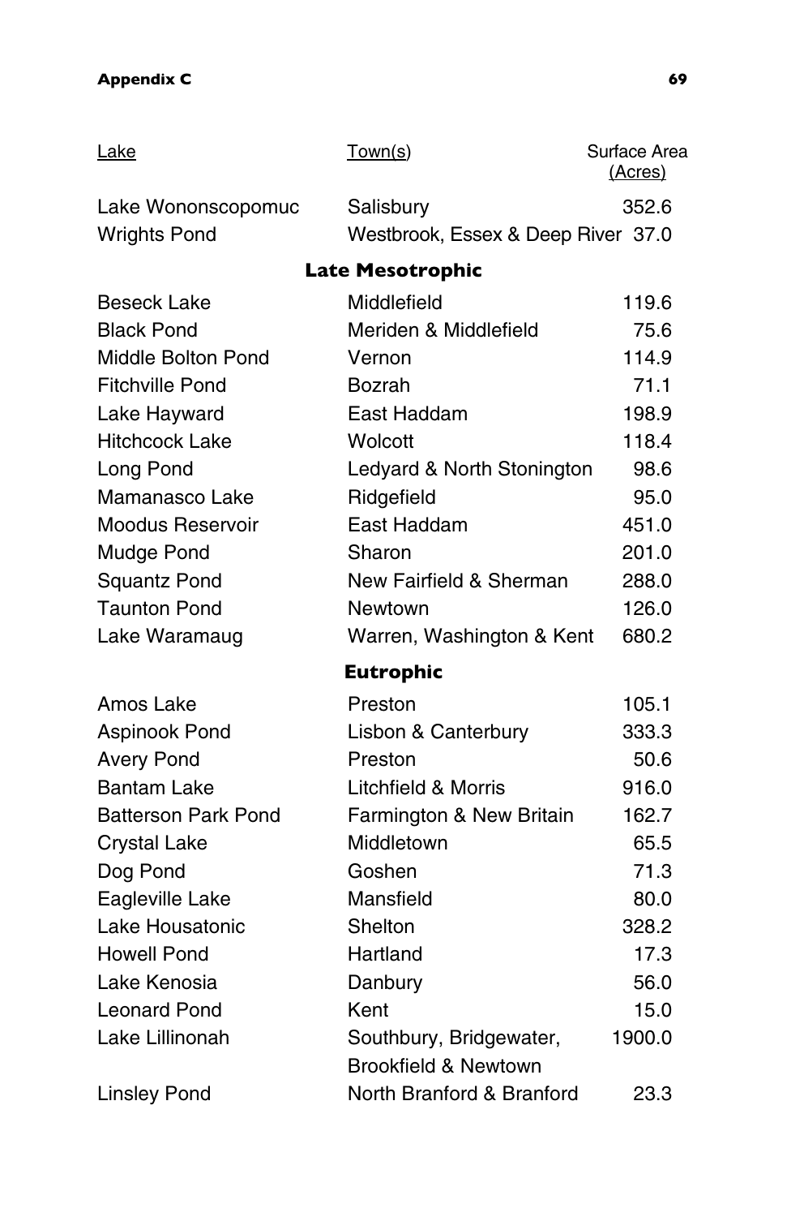| Lake | Town(s) | Surface Area (Acres) |
|---|---|---|
| Lake Wononscopomuc | Salisbury | 352.6 |
| Wrights Pond | Westbrook, Essex & Deep River | 37.0 |
| **Late Mesotrophic** | | |
| Beseck Lake | Middlefield | 119.6 |
| Black Pond | Meriden & Middlefield | 75.6 |
| Middle Bolton Pond | Vernon | 114.9 |
| Fitchville Pond | Bozrah | 71.1 |
| Lake Hayward | East Haddam | 198.9 |
| Hitchcock Lake | Wolcott | 118.4 |
| Long Pond | Ledyard & North Stonington | 98.6 |
| Mamanasco Lake | Ridgefield | 95.0 |
| Moodus Reservoir | East Haddam | 451.0 |
| Mudge Pond | Sharon | 201.0 |
| Squantz Pond | New Fairfield & Sherman | 288.0 |
| Taunton Pond | Newtown | 126.0 |
| Lake Waramaug | Warren, Washington & Kent | 680.2 |
| **Eutrophic** | | |
| Amos Lake | Preston | 105.1 |
| Aspinook Pond | Lisbon & Canterbury | 333.3 |
| Avery Pond | Preston | 50.6 |
| Bantam Lake | Litchfield & Morris | 916.0 |
| Batterson Park Pond | Farmington & New Britain | 162.7 |
| Crystal Lake | Middletown | 65.5 |
| Dog Pond | Goshen | 71.3 |
| Eagleville Lake | Mansfield | 80.0 |
| Lake Housatonic | Shelton | 328.2 |
| Howell Pond | Hartland | 17.3 |
| Lake Kenosia | Danbury | 56.0 |
| Leonard Pond | Kent | 15.0 |
| Lake Lillinonah | Southbury, Bridgewater, Brookfield & Newtown | 1900.0 |
| Linsley Pond | North Branford & Branford | 23.3 |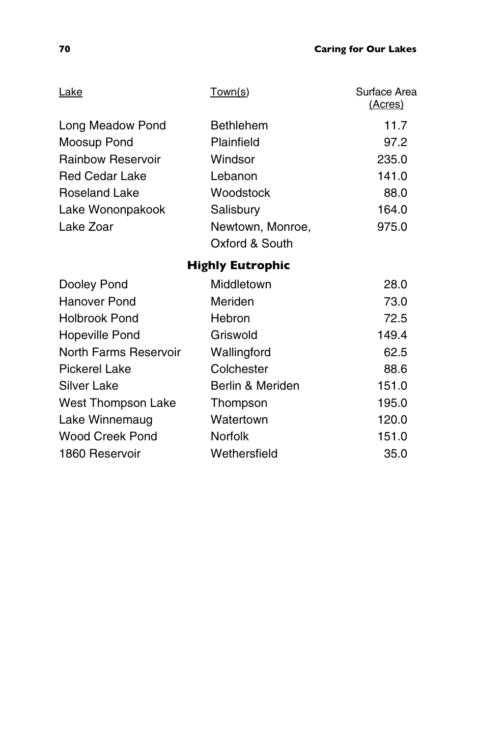| Lake | Town(s) | Surface Area (Acres) |
|---|---|---|
| Long Meadow Pond | Bethlehem | 11.7 |
| Moosup Pond | Plainfield | 97.2 |
| Rainbow Reservoir | Windsor | 235.0 |
| Red Cedar Lake | Lebanon | 141.0 |
| Roseland Lake | Woodstock | 88.0 |
| Lake Wononpakook | Salisbury | 164.0 |
| Lake Zoar | Newtown, Monroe, Oxford & South | 975.0 |
| **Highly Eutrophic** | | |
| Dooley Pond | Middletown | 28.0 |
| Hanover Pond | Meriden | 73.0 |
| Holbrook Pond | Hebron | 72.5 |
| Hopeville Pond | Griswold | 149.4 |
| North Farms Reservoir | Wallingford | 62.5 |
| Pickerel Lake | Colchester | 88.6 |
| Silver Lake | Berlin & Meriden | 151.0 |
| West Thompson Lake | Thompson | 195.0 |
| Lake Winnemaug | Watertown | 120.0 |
| Wood Creek Pond | Norfolk | 151.0 |
| 1860 Reservoir | Wethersfield | 35.0 |